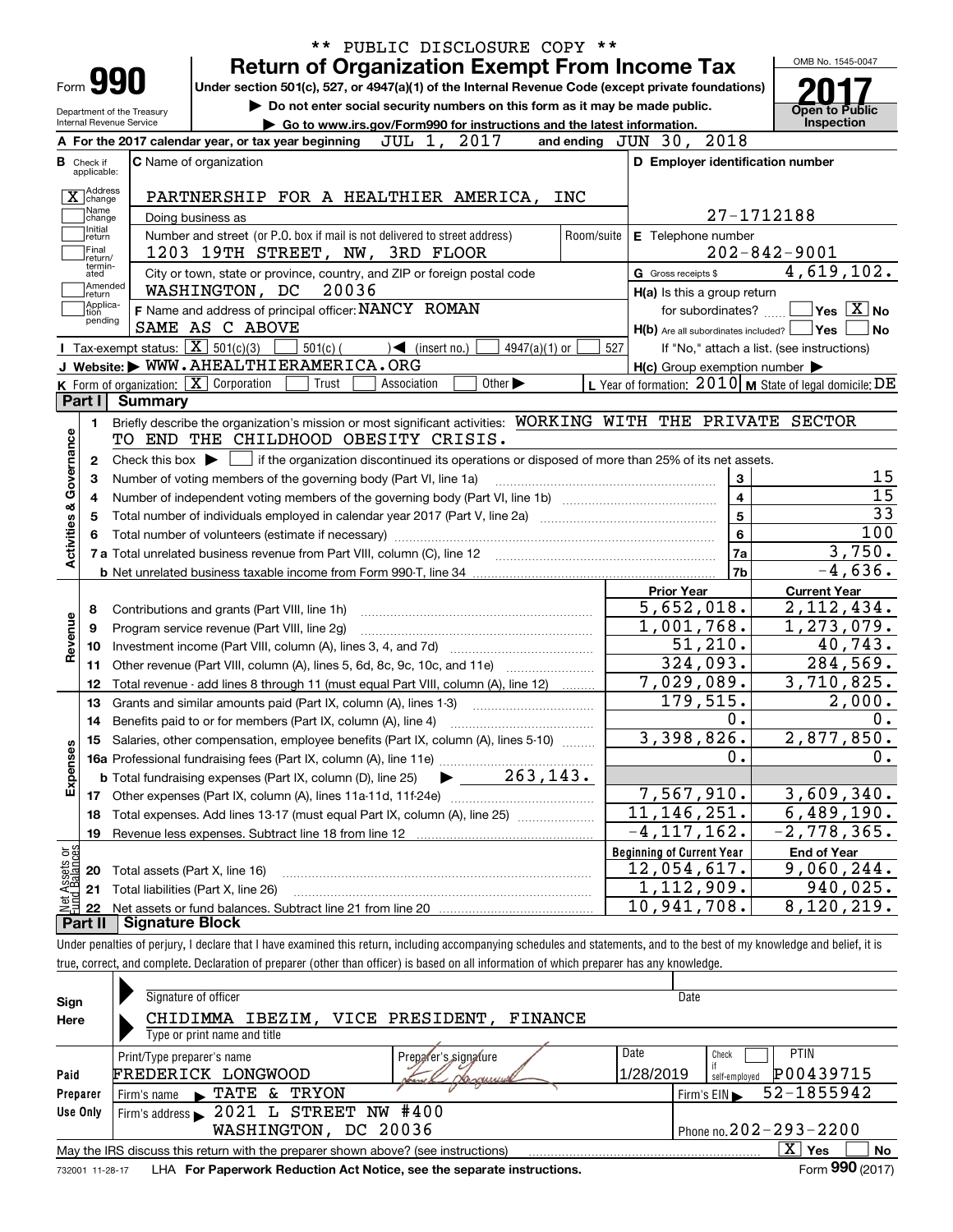** PUBLIC DISCLOSURE COPY **

Form **990**

# Return of Organization Exempt From Income Tax

Under section 501(c), 527, or 4947(a)(1) of the Internal Revenue Code (except private foundations)

▶ Do not enter social security numbers on this form as it may be made public.

▶ Go to www.irs.gov/Form990 for instructions and the latest information.

Department of the Treasury
Internal Revenue Service

OMB No. 1545-0047

**2017**

**Open to Public Inspection**

**A** For the 2017 calendar year, or tax year beginning JUL 1, 2017 and ending JUN 30, 2018

**B** Check if applicable:
- [X] Address change
- [ ] Name change
- [ ] Initial return
- [ ] Final return/terminated
- [ ] Amended return
- [ ] Application pending

**C** Name of organization: PARTNERSHIP FOR A HEALTHIER AMERICA, INC

Doing business as

Number and street (or P.O. box if mail is not delivered to street address): 1203 19TH STREET, NW, 3RD FLOOR | Room/suite

City or town, state or province, country, and ZIP or foreign postal code: WASHINGTON, DC 20036

**F** Name and address of principal officer: NANCY ROMAN
SAME AS C ABOVE

**D** Employer identification number: 27-1712188

**E** Telephone number: 202-842-9001

**G** Gross receipts $ 4,619,102.

**H(a)** Is this a group return for subordinates? [ ] Yes [X] No

**H(b)** Are all subordinates included? [ ] Yes [ ] No
If "No," attach a list. (see instructions)

**H(c)** Group exemption number ▶

**I** Tax-exempt status: [X] 501(c)(3) [ ] 501(c) ( ) ◀ (insert no.) [ ] 4947(a)(1) or [ ] 527

**J** Website: ▶ WWW.AHEALTHIERAMERICA.ORG

**K** Form of organization: [X] Corporation [ ] Trust [ ] Association [ ] Other ▶

**L** Year of formation: 2010 **M** State of legal domicile: DE

## Part I Summary

**Activities & Governance**

1. Briefly describe the organization's mission or most significant activities: WORKING WITH THE PRIVATE SECTOR TO END THE CHILDHOOD OBESITY CRISIS.
2. Check this box ▶ [ ] if the organization discontinued its operations or disposed of more than 25% of its net assets.

| | | Line | Value |
|---|---|---|---|
| 3 | Number of voting members of the governing body (Part VI, line 1a) | 3 | 15 |
| 4 | Number of independent voting members of the governing body (Part VI, line 1b) | 4 | 15 |
| 5 | Total number of individuals employed in calendar year 2017 (Part V, line 2a) | 5 | 33 |
| 6 | Total number of volunteers (estimate if necessary) | 6 | 100 |
| 7a | Total unrelated business revenue from Part VIII, column (C), line 12 | 7a | 3,750. |
| b | Net unrelated business taxable income from Form 990-T, line 34 | 7b | -4,636. |

| | | Prior Year | Current Year |
|---|---|---|---|
| **Revenue** | | | |
| 8 | Contributions and grants (Part VIII, line 1h) | 5,652,018. | 2,112,434. |
| 9 | Program service revenue (Part VIII, line 2g) | 1,001,768. | 1,273,079. |
| 10 | Investment income (Part VIII, column (A), lines 3, 4, and 7d) | 51,210. | 40,743. |
| 11 | Other revenue (Part VIII, column (A), lines 5, 6d, 8c, 9c, 10c, and 11e) | 324,093. | 284,569. |
| 12 | Total revenue - add lines 8 through 11 (must equal Part VIII, column (A), line 12) | 7,029,089. | 3,710,825. |
| **Expenses** | | | |
| 13 | Grants and similar amounts paid (Part IX, column (A), lines 1-3) | 179,515. | 2,000. |
| 14 | Benefits paid to or for members (Part IX, column (A), line 4) | 0. | 0. |
| 15 | Salaries, other compensation, employee benefits (Part IX, column (A), lines 5-10) | 3,398,826. | 2,877,850. |
| 16a | Professional fundraising fees (Part IX, column (A), line 11e) | 0. | 0. |
| b | Total fundraising expenses (Part IX, column (D), line 25) ▶ 263,143. | | |
| 17 | Other expenses (Part IX, column (A), lines 11a-11d, 11f-24e) | 7,567,910. | 3,609,340. |
| 18 | Total expenses. Add lines 13-17 (must equal Part IX, column (A), line 25) | 11,146,251. | 6,489,190. |
| 19 | Revenue less expenses. Subtract line 18 from line 12 | -4,117,162. | -2,778,365. |

| **Net Assets or Fund Balances** | | Beginning of Current Year | End of Year |
|---|---|---|---|
| 20 | Total assets (Part X, line 16) | 12,054,617. | 9,060,244. |
| 21 | Total liabilities (Part X, line 26) | 1,112,909. | 940,025. |
| 22 | Net assets or fund balances. Subtract line 21 from line 20 | 10,941,708. | 8,120,219. |

## Part II Signature Block

Under penalties of perjury, I declare that I have examined this return, including accompanying schedules and statements, and to the best of my knowledge and belief, it is true, correct, and complete. Declaration of preparer (other than officer) is based on all information of which preparer has any knowledge.

**Sign Here**

Signature of officer | Date

CHIDIMMA IBEZIM, VICE PRESIDENT, FINANCE
Type or print name and title

**Paid Preparer Use Only**

| Print/Type preparer's name | Preparer's signature | Date | Check if self-employed | PTIN |
|---|---|---|---|---|
| FREDERICK LONGWOOD | | 1/28/2019 | [ ] | P00439715 |

Firm's name ▶ TATE & TRYON | Firm's EIN ▶ 52-1855942

Firm's address ▶ 2021 L STREET NW #400, WASHINGTON, DC 20036 | Phone no. 202-293-2200

May the IRS discuss this return with the preparer shown above? (see instructions) [X] Yes [ ] No

732001 11-28-17 LHA For Paperwork Reduction Act Notice, see the separate instructions. Form **990** (2017)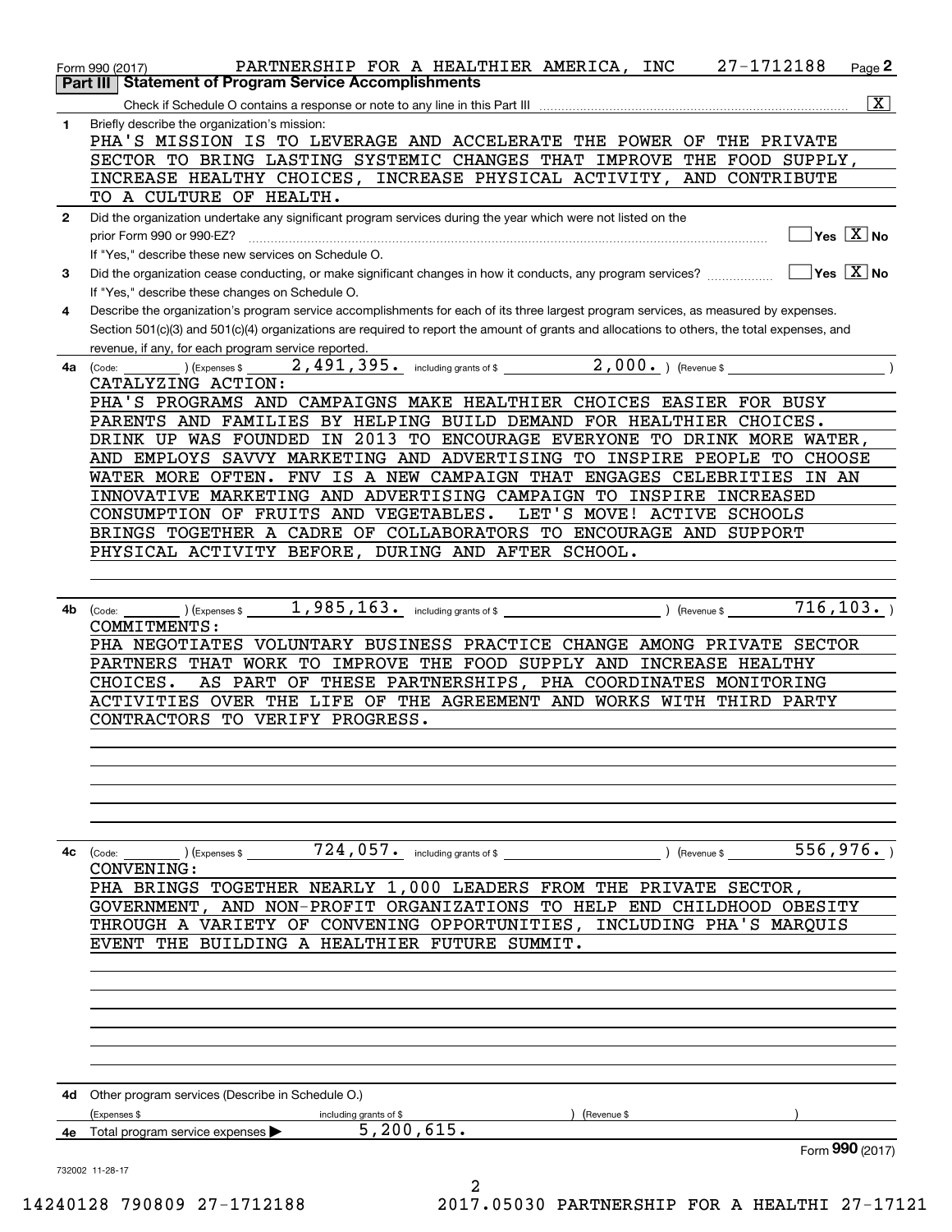Form 990 (2017) PARTNERSHIP FOR A HEALTHIER AMERICA, INC 27-1712188 Page 2

## Part III Statement of Program Service Accomplishments

Check if Schedule O contains a response or note to any line in this Part III [X]

**1** Briefly describe the organization's mission:

PHA'S MISSION IS TO LEVERAGE AND ACCELERATE THE POWER OF THE PRIVATE SECTOR TO BRING LASTING SYSTEMIC CHANGES THAT IMPROVE THE FOOD SUPPLY, INCREASE HEALTHY CHOICES, INCREASE PHYSICAL ACTIVITY, AND CONTRIBUTE TO A CULTURE OF HEALTH.

**2** Did the organization undertake any significant program services during the year which were not listed on the prior Form 990 or 990-EZ? [ ] Yes [X] No

If "Yes," describe these new services on Schedule O.

**3** Did the organization cease conducting, or make significant changes in how it conducts, any program services? [ ] Yes [X] No

If "Yes," describe these changes on Schedule O.

**4** Describe the organization's program service accomplishments for each of its three largest program services, as measured by expenses. Section 501(c)(3) and 501(c)(4) organizations are required to report the amount of grants and allocations to others, the total expenses, and revenue, if any, for each program service reported.

**4a** (Code: ) (Expenses $ 2,491,395. including grants of $ 2,000. ) (Revenue $ )

CATALYZING ACTION:

PHA'S PROGRAMS AND CAMPAIGNS MAKE HEALTHIER CHOICES EASIER FOR BUSY PARENTS AND FAMILIES BY HELPING BUILD DEMAND FOR HEALTHIER CHOICES. DRINK UP WAS FOUNDED IN 2013 TO ENCOURAGE EVERYONE TO DRINK MORE WATER, AND EMPLOYS SAVVY MARKETING AND ADVERTISING TO INSPIRE PEOPLE TO CHOOSE WATER MORE OFTEN. FNV IS A NEW CAMPAIGN THAT ENGAGES CELEBRITIES IN AN INNOVATIVE MARKETING AND ADVERTISING CAMPAIGN TO INSPIRE INCREASED CONSUMPTION OF FRUITS AND VEGETABLES. LET'S MOVE! ACTIVE SCHOOLS BRINGS TOGETHER A CADRE OF COLLABORATORS TO ENCOURAGE AND SUPPORT PHYSICAL ACTIVITY BEFORE, DURING AND AFTER SCHOOL.

**4b** (Code: ) (Expenses $ 1,985,163. including grants of $ ) (Revenue $ 716,103. )

COMMITMENTS:

PHA NEGOTIATES VOLUNTARY BUSINESS PRACTICE CHANGE AMONG PRIVATE SECTOR PARTNERS THAT WORK TO IMPROVE THE FOOD SUPPLY AND INCREASE HEALTHY CHOICES. AS PART OF THESE PARTNERSHIPS, PHA COORDINATES MONITORING ACTIVITIES OVER THE LIFE OF THE AGREEMENT AND WORKS WITH THIRD PARTY CONTRACTORS TO VERIFY PROGRESS.

**4c** (Code: ) (Expenses $ 724,057. including grants of $ ) (Revenue $ 556,976. )

CONVENING:

PHA BRINGS TOGETHER NEARLY 1,000 LEADERS FROM THE PRIVATE SECTOR, GOVERNMENT, AND NON-PROFIT ORGANIZATIONS TO HELP END CHILDHOOD OBESITY THROUGH A VARIETY OF CONVENING OPPORTUNITIES, INCLUDING PHA'S MARQUIS EVENT THE BUILDING A HEALTHIER FUTURE SUMMIT.

**4d** Other program services (Describe in Schedule O.)

(Expenses $ including grants of $ ) (Revenue $ )

**4e** Total program services expenses ▶ 5,200,615.

Form **990** (2017)

732002 11-28-17

14240128 790809 27-1712188 2017.05030 PARTNERSHIP FOR A HEALTHI 27-17121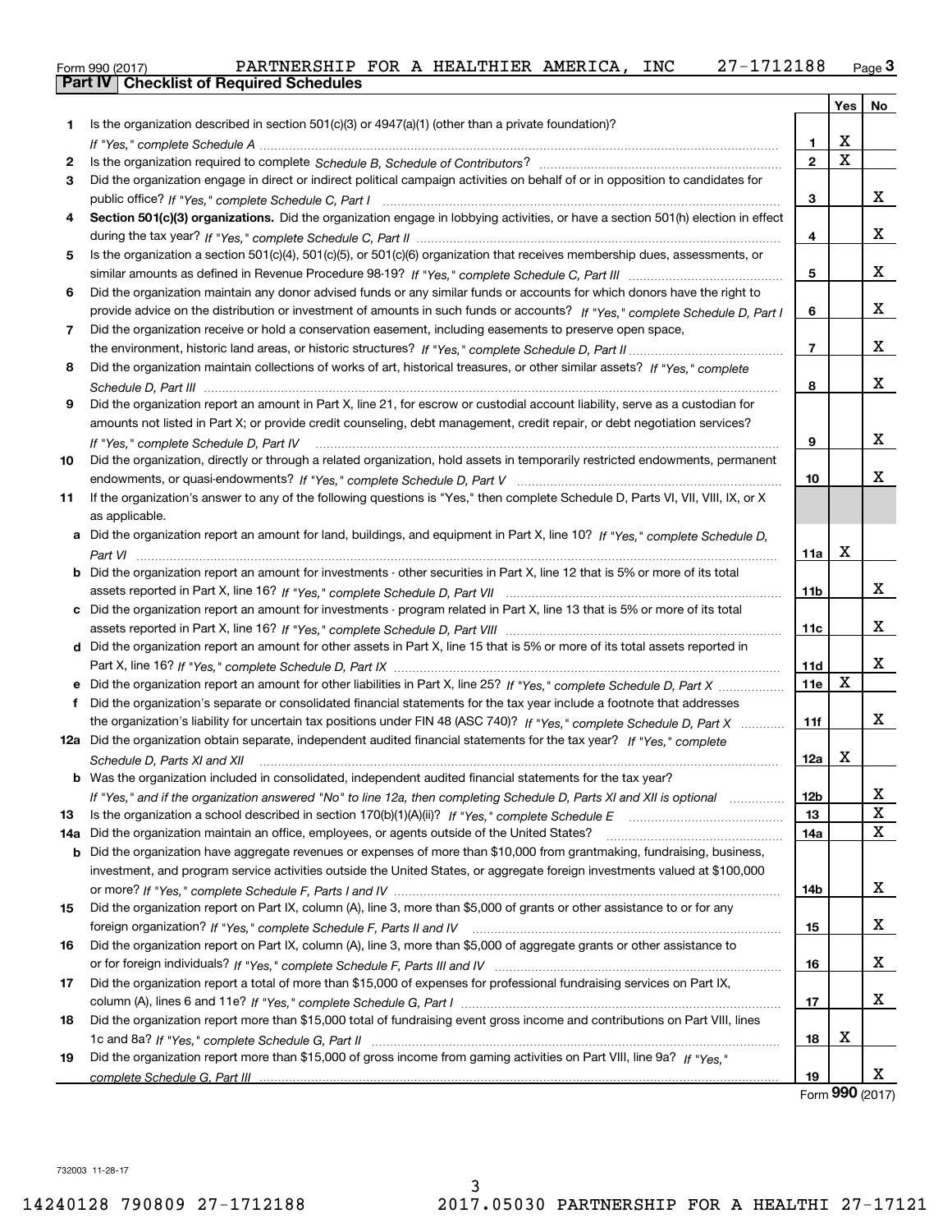Form 990 (2017) PARTNERSHIP FOR A HEALTHIER AMERICA, INC 27-1712188

## Part IV | Checklist of Required Schedules

| | | | Yes | No |
|---|---|---|---|---|
| 1 | Is the organization described in section 501(c)(3) or 4947(a)(1) (other than a private foundation)? *If "Yes," complete Schedule A* | 1 | X | |
| 2 | Is the organization required to complete *Schedule B, Schedule of Contributors*? | 2 | X | |
| 3 | Did the organization engage in direct or indirect political campaign activities on behalf of or in opposition to candidates for public office? *If "Yes," complete Schedule C, Part I* | 3 | | X |
| 4 | **Section 501(c)(3) organizations.** Did the organization engage in lobbying activities, or have a section 501(h) election in effect during the tax year? *If "Yes," complete Schedule C, Part II* | 4 | | X |
| 5 | Is the organization a section 501(c)(4), 501(c)(5), or 501(c)(6) organization that receives membership dues, assessments, or similar amounts as defined in Revenue Procedure 98-19? *If "Yes," complete Schedule C, Part III* | 5 | | X |
| 6 | Did the organization maintain any donor advised funds or any similar funds or accounts for which donors have the right to provide advice on the distribution or investment of amounts in such funds or accounts? *If "Yes," complete Schedule D, Part I* | 6 | | X |
| 7 | Did the organization receive or hold a conservation easement, including easements to preserve open space, the environment, historic land areas, or historic structures? *If "Yes," complete Schedule D, Part II* | 7 | | X |
| 8 | Did the organization maintain collections of works of art, historical treasures, or other similar assets? *If "Yes," complete Schedule D, Part III* | 8 | | X |
| 9 | Did the organization report an amount in Part X, line 21, for escrow or custodial account liability, serve as a custodian for amounts not listed in Part X; or provide credit counseling, debt management, credit repair, or debt negotiation services? *If "Yes," complete Schedule D, Part IV* | 9 | | X |
| 10 | Did the organization, directly or through a related organization, hold assets in temporarily restricted endowments, permanent endowments, or quasi-endowments? *If "Yes," complete Schedule D, Part V* | 10 | | X |
| 11 | If the organization's answer to any of the following questions is "Yes," then complete Schedule D, Parts VI, VII, VIII, IX, or X as applicable. | | | |
| a | Did the organization report an amount for land, buildings, and equipment in Part X, line 10? *If "Yes," complete Schedule D, Part VI* | 11a | X | |
| b | Did the organization report an amount for investments - other securities in Part X, line 12 that is 5% or more of its total assets reported in Part X, line 16? *If "Yes," complete Schedule D, Part VII* | 11b | | X |
| c | Did the organization report an amount for investments - program related in Part X, line 13 that is 5% or more of its total assets reported in Part X, line 16? *If "Yes," complete Schedule D, Part VIII* | 11c | | X |
| d | Did the organization report an amount for other assets in Part X, line 15 that is 5% or more of its total assets reported in Part X, line 16? *If "Yes," complete Schedule D, Part IX* | 11d | | X |
| e | Did the organization report an amount for other liabilities in Part X, line 25? *If "Yes," complete Schedule D, Part X* | 11e | X | |
| f | Did the organization's separate or consolidated financial statements for the tax year include a footnote that addresses the organization's liability for uncertain tax positions under FIN 48 (ASC 740)? *If "Yes," complete Schedule D, Part X* | 11f | | X |
| 12a | Did the organization obtain separate, independent audited financial statements for the tax year? *If "Yes," complete Schedule D, Parts XI and XII* | 12a | X | |
| b | Was the organization included in consolidated, independent audited financial statements for the tax year? *If "Yes," and if the organization answered "No" to line 12a, then completing Schedule D, Parts XI and XII is optional* | 12b | | X |
| 13 | Is the organization a school described in section 170(b)(1)(A)(ii)? *If "Yes," complete Schedule E* | 13 | | X |
| 14a | Did the organization maintain an office, employees, or agents outside of the United States? | 14a | | X |
| b | Did the organization have aggregate revenues or expenses of more than $10,000 from grantmaking, fundraising, business, investment, and program service activities outside the United States, or aggregate foreign investments valued at $100,000 or more? *If "Yes," complete Schedule F, Parts I and IV* | 14b | | X |
| 15 | Did the organization report on Part IX, column (A), line 3, more than $5,000 of grants or other assistance to or for any foreign organization? *If "Yes," complete Schedule F, Parts II and IV* | 15 | | X |
| 16 | Did the organization report on Part IX, column (A), line 3, more than $5,000 of aggregate grants or other assistance to or for foreign individuals? *If "Yes," complete Schedule F, Parts III and IV* | 16 | | X |
| 17 | Did the organization report a total of more than $15,000 of expenses for professional fundraising services on Part IX, column (A), lines 6 and 11e? *If "Yes," complete Schedule G, Part I* | 17 | | X |
| 18 | Did the organization report more than $15,000 total of fundraising event gross income and contributions on Part VIII, lines 1c and 8a? *If "Yes," complete Schedule G, Part II* | 18 | X | |
| 19 | Did the organization report more than $15,000 of gross income from gaming activities on Part VIII, line 9a? *If "Yes," complete Schedule G, Part III* | 19 | | X |

Form **990** (2017)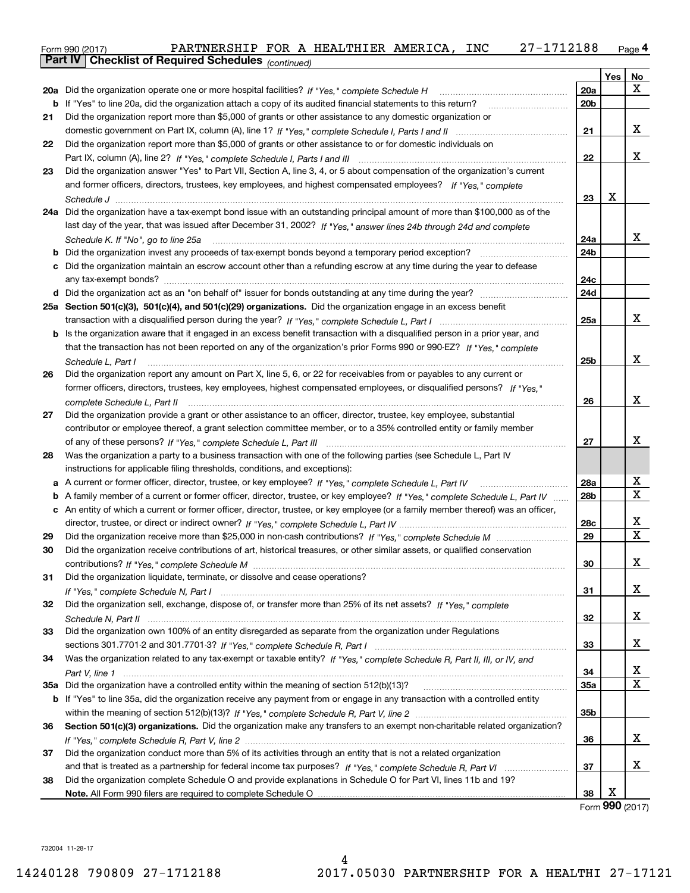Form 990 (2017) PARTNERSHIP FOR A HEALTHIER AMERICA, INC 27-1712188 Page 4

**Part IV Checklist of Required Schedules** *(continued)*

| | | | Yes | No |
|---|---|---|---|---|
| **20a** | Did the organization operate one or more hospital facilities? *If "Yes," complete Schedule H* | 20a | | X |
| **b** | If "Yes" to line 20a, did the organization attach a copy of its audited financial statements to this return? | 20b | | |
| **21** | Did the organization report more than $5,000 of grants or other assistance to any domestic organization or domestic government on Part IX, column (A), line 1? *If "Yes," complete Schedule I, Parts I and II* | 21 | | X |
| **22** | Did the organization report more than $5,000 of grants or other assistance to or for domestic individuals on Part IX, column (A), line 2? *If "Yes," complete Schedule I, Parts I and III* | 22 | | X |
| **23** | Did the organization answer "Yes" to Part VII, Section A, line 3, 4, or 5 about compensation of the organization's current and former officers, directors, trustees, key employees, and highest compensated employees? *If "Yes," complete Schedule J* | 23 | X | |
| **24a** | Did the organization have a tax-exempt bond issue with an outstanding principal amount of more than $100,000 as of the last day of the year, that was issued after December 31, 2002? *If "Yes," answer lines 24b through 24d and complete Schedule K. If "No", go to line 25a* | 24a | | X |
| **b** | Did the organization invest any proceeds of tax-exempt bonds beyond a temporary period exception? | 24b | | |
| **c** | Did the organization maintain an escrow account other than a refunding escrow at any time during the year to defease any tax-exempt bonds? | 24c | | |
| **d** | Did the organization act as an "on behalf of" issuer for bonds outstanding at any time during the year? | 24d | | |
| **25a** | **Section 501(c)(3), 501(c)(4), and 501(c)(29) organizations.** Did the organization engage in an excess benefit transaction with a disqualified person during the year? *If "Yes," complete Schedule L, Part I* | 25a | | X |
| **b** | Is the organization aware that it engaged in an excess benefit transaction with a disqualified person in a prior year, and that the transaction has not been reported on any of the organization's prior Forms 990 or 990-EZ? *If "Yes," complete Schedule L, Part I* | 25b | | X |
| **26** | Did the organization report any amount on Part X, line 5, 6, or 22 for receivables from or payables to any current or former officers, directors, trustees, key employees, highest compensated employees, or disqualified persons? *If "Yes," complete Schedule L, Part II* | 26 | | X |
| **27** | Did the organization provide a grant or other assistance to an officer, director, trustee, key employee, substantial contributor or employee thereof, a grant selection committee member, or to a 35% controlled entity or family member of any of these persons? *If "Yes," complete Schedule L, Part III* | 27 | | X |
| **28** | Was the organization a party to a business transaction with one of the following parties (see Schedule L, Part IV instructions for applicable filing thresholds, conditions, and exceptions): | | | |
| **a** | A current or former officer, director, trustee, or key employee? *If "Yes," complete Schedule L, Part IV* | 28a | | X |
| **b** | A family member of a current or former officer, director, trustee, or key employee? *If "Yes," complete Schedule L, Part IV* | 28b | | X |
| **c** | An entity of which a current or former officer, director, trustee, or key employee (or a family member thereof) was an officer, director, trustee, or direct or indirect owner? *If "Yes," complete Schedule L, Part IV* | 28c | | X |
| **29** | Did the organization receive more than $25,000 in non-cash contributions? *If "Yes," complete Schedule M* | 29 | | X |
| **30** | Did the organization receive contributions of art, historical treasures, or other similar assets, or qualified conservation contributions? *If "Yes," complete Schedule M* | 30 | | X |
| **31** | Did the organization liquidate, terminate, or dissolve and cease operations? *If "Yes," complete Schedule N, Part I* | 31 | | X |
| **32** | Did the organization sell, exchange, dispose of, or transfer more than 25% of its net assets? *If "Yes," complete Schedule N, Part II* | 32 | | X |
| **33** | Did the organization own 100% of an entity disregarded as separate from the organization under Regulations sections 301.7701-2 and 301.7701-3? *If "Yes," complete Schedule R, Part I* | 33 | | X |
| **34** | Was the organization related to any tax-exempt or taxable entity? *If "Yes," complete Schedule R, Part II, III, or IV, and Part V, line 1* | 34 | | X |
| **35a** | Did the organization have a controlled entity within the meaning of section 512(b)(13)? | 35a | | X |
| **b** | If "Yes" to line 35a, did the organization receive any payment from or engage in any transaction with a controlled entity within the meaning of section 512(b)(13)? *If "Yes," complete Schedule R, Part V, line 2* | 35b | | |
| **36** | **Section 501(c)(3) organizations.** Did the organization make any transfers to an exempt non-charitable related organization? *If "Yes," complete Schedule R, Part V, line 2* | 36 | | X |
| **37** | Did the organization conduct more than 5% of its activities through an entity that is not a related organization and that is treated as a partnership for federal income tax purposes? *If "Yes," complete Schedule R, Part VI* | 37 | | X |
| **38** | Did the organization complete Schedule O and provide explanations in Schedule O for Part VI, lines 11b and 19? **Note.** All Form 990 filers are required to complete Schedule O | 38 | X | |

Form **990** (2017)

732004 11-28-17

14240128 790809 27-1712188 2017.05030 PARTNERSHIP FOR A HEALTHI 27-17121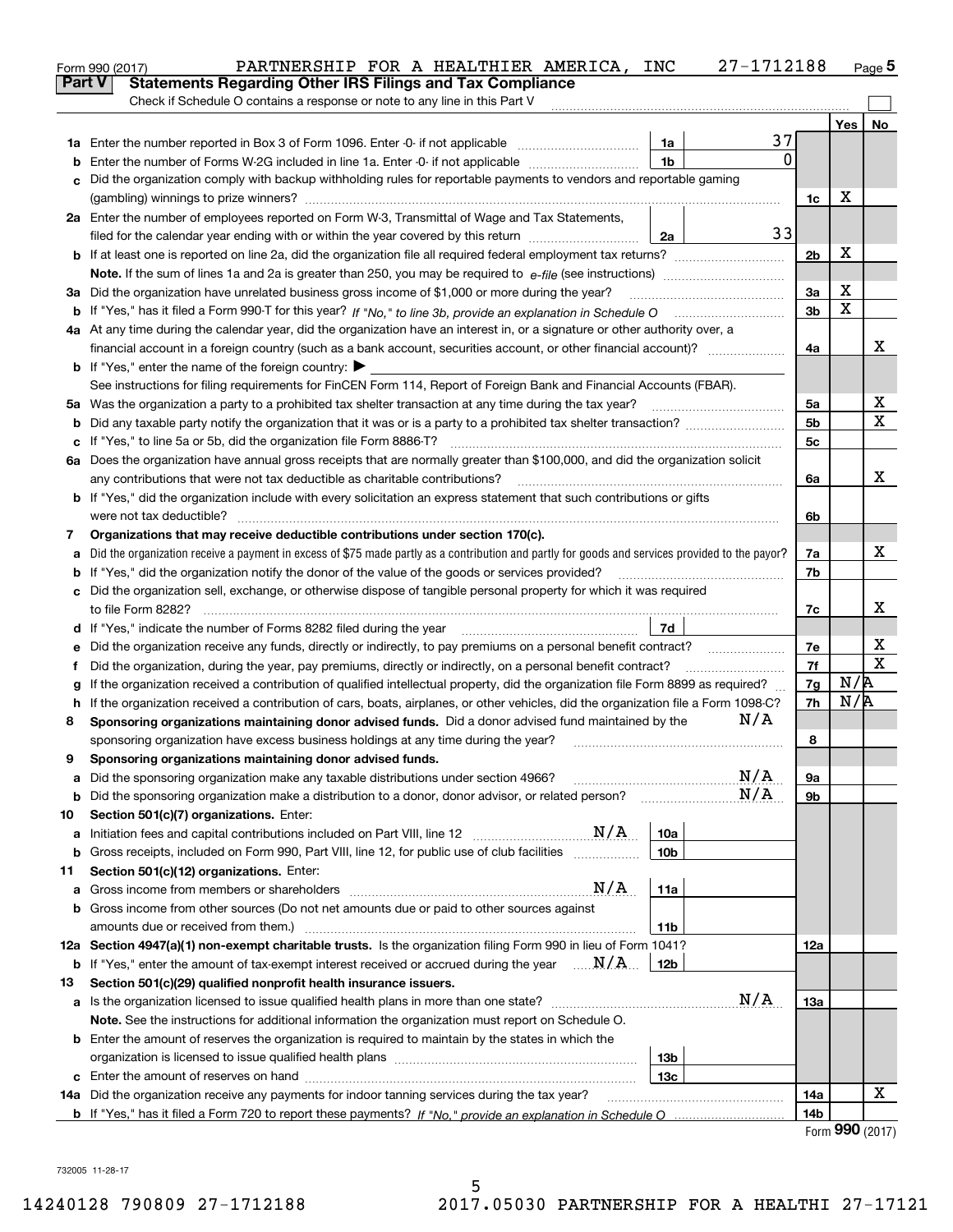Form 990 (2017) PARTNERSHIP FOR A HEALTHIER AMERICA, INC 27-1712188 Page 5

## Part V Statements Regarding Other IRS Filings and Tax Compliance

Check if Schedule O contains a response or note to any line in this Part V

| | | | | | Yes | No |
|---|---|---|---|---|---|---|
| 1a | Enter the number reported in Box 3 of Form 1096. Enter -0- if not applicable | 1a | 37 | | | |
| b | Enter the number of Forms W-2G included in line 1a. Enter -0- if not applicable | 1b | 0 | | | |
| c | Did the organization comply with backup withholding rules for reportable payments to vendors and reportable gaming (gambling) winnings to prize winners? | | | 1c | X | |
| 2a | Enter the number of employees reported on Form W-3, Transmittal of Wage and Tax Statements, filed for the calendar year ending with or within the year covered by this return | 2a | 33 | | | |
| b | If at least one is reported on line 2a, did the organization file all required federal employment tax returns? | | | 2b | X | |
| | **Note.** If the sum of lines 1a and 2a is greater than 250, you may be required to *e-file* (see instructions) | | | | | |
| 3a | Did the organization have unrelated business gross income of $1,000 or more during the year? | | | 3a | X | |
| b | If "Yes," has it filed a Form 990-T for this year? *If "No," to line 3b, provide an explanation in Schedule O* | | | 3b | X | |
| 4a | At any time during the calendar year, did the organization have an interest in, or a signature or other authority over, a financial account in a foreign country (such as a bank account, securities account, or other financial account)? | | | 4a | | X |
| b | If "Yes," enter the name of the foreign country: ▶ See instructions for filing requirements for FinCEN Form 114, Report of Foreign Bank and Financial Accounts (FBAR). | | | | | |
| 5a | Was the organization a party to a prohibited tax shelter transaction at any time during the tax year? | | | 5a | | X |
| b | Did any taxable party notify the organization that it was or is a party to a prohibited tax shelter transaction? | | | 5b | | X |
| c | If "Yes," to line 5a or 5b, did the organization file Form 8886-T? | | | 5c | | |
| 6a | Does the organization have annual gross receipts that are normally greater than $100,000, and did the organization solicit any contributions that were not tax deductible as charitable contributions? | | | 6a | | X |
| b | If "Yes," did the organization include with every solicitation an express statement that such contributions or gifts were not tax deductible? | | | 6b | | |
| 7 | **Organizations that may receive deductible contributions under section 170(c).** | | | | | |
| a | Did the organization receive a payment in excess of $75 made partly as a contribution and partly for goods and services provided to the payor? | | | 7a | | X |
| b | If "Yes," did the organization notify the donor of the value of the goods or services provided? | | | 7b | | |
| c | Did the organization sell, exchange, or otherwise dispose of tangible personal property for which it was required to file Form 8282? | | | 7c | | X |
| d | If "Yes," indicate the number of Forms 8282 filed during the year | 7d | | | | |
| e | Did the organization receive any funds, directly or indirectly, to pay premiums on a personal benefit contract? | | | 7e | | X |
| f | Did the organization, during the year, pay premiums, directly or indirectly, on a personal benefit contract? | | | 7f | | X |
| g | If the organization received a contribution of qualified intellectual property, did the organization file Form 8899 as required? | | | 7g | N/A | |
| h | If the organization received a contribution of cars, boats, airplanes, or other vehicles, did the organization file a Form 1098-C? | | | 7h | N/A | |
| 8 | **Sponsoring organizations maintaining donor advised funds.** Did a donor advised fund maintained by the sponsoring organization have excess business holdings at any time during the year? N/A | | | 8 | | |
| 9 | **Sponsoring organizations maintaining donor advised funds.** | | | | | |
| a | Did the sponsoring organization make any taxable distributions under section 4966? N/A | | | 9a | | |
| b | Did the sponsoring organization make a distribution to a donor, donor advisor, or related person? N/A | | | 9b | | |
| 10 | **Section 501(c)(7) organizations.** Enter: | | | | | |
| a | Initiation fees and capital contributions included on Part VIII, line 12 N/A | 10a | | | | |
| b | Gross receipts, included on Form 990, Part VIII, line 12, for public use of club facilities | 10b | | | | |
| 11 | **Section 501(c)(12) organizations.** Enter: | | | | | |
| a | Gross income from members or shareholders N/A | 11a | | | | |
| b | Gross income from other sources (Do not net amounts due or paid to other sources against amounts due or received from them.) | 11b | | | | |
| 12a | **Section 4947(a)(1) non-exempt charitable trusts.** Is the organization filing Form 990 in lieu of Form 1041? | | | 12a | | |
| b | If "Yes," enter the amount of tax-exempt interest received or accrued during the year N/A | 12b | | | | |
| 13 | **Section 501(c)(29) qualified nonprofit health insurance issuers.** | | | | | |
| a | Is the organization licensed to issue qualified health plans in more than one state? N/A | | | 13a | | |
| | **Note.** See the instructions for additional information the organization must report on Schedule O. | | | | | |
| b | Enter the amount of reserves the organization is required to maintain by the states in which the organization is licensed to issue qualified health plans | 13b | | | | |
| c | Enter the amount of reserves on hand | 13c | | | | |
| 14a | Did the organization receive any payments for indoor tanning services during the tax year? | | | 14a | | X |
| b | If "Yes," has it filed a Form 720 to report these payments? *If "No," provide an explanation in Schedule O* | | | 14b | | |

Form **990** (2017)

732005 11-28-17

14240128 790809 27-1712188 2017.05030 PARTNERSHIP FOR A HEALTHI 27-17121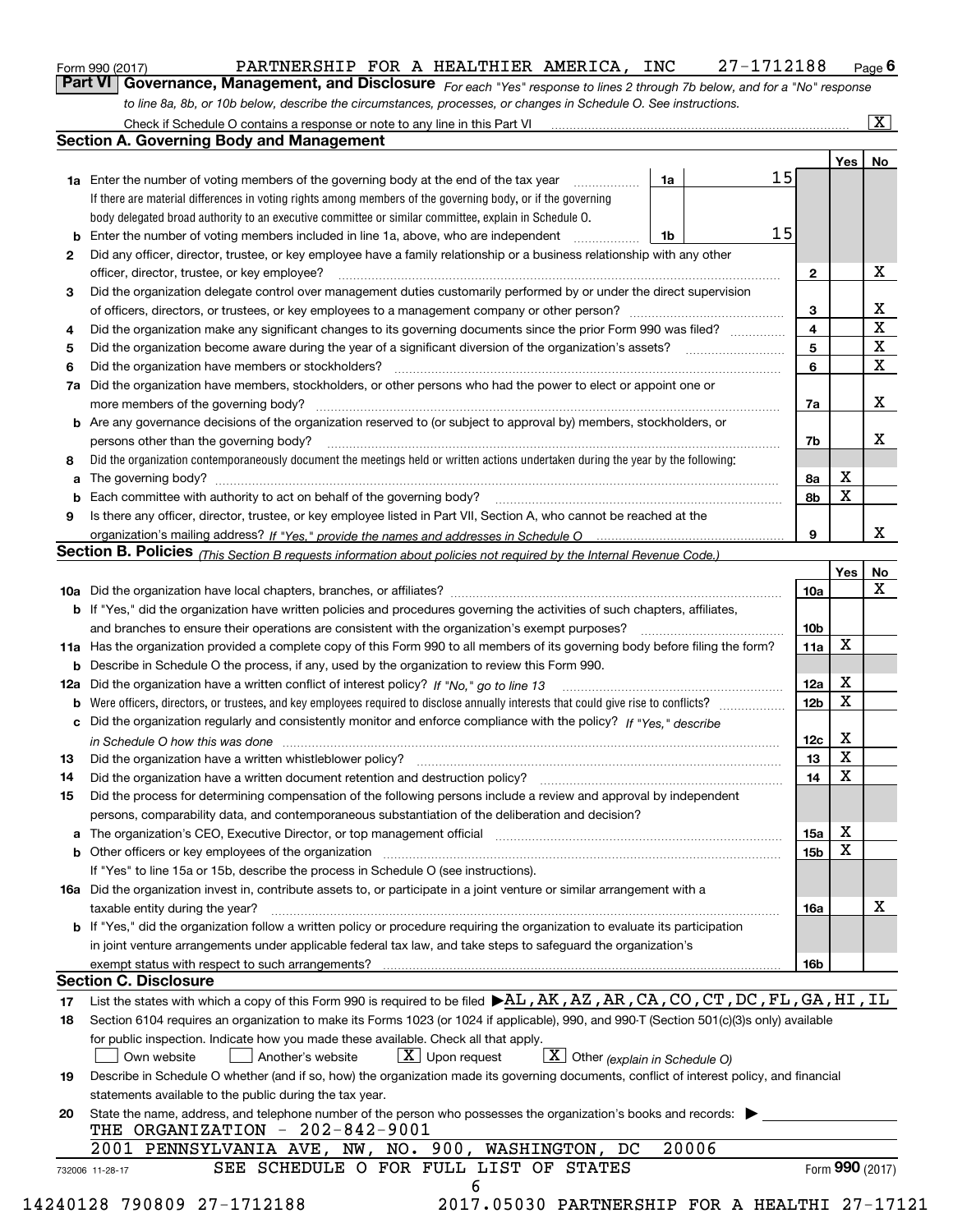Form 990 (2017) PARTNERSHIP FOR A HEALTHIER AMERICA, INC 27-1712188

## Part VI Governance, Management, and Disclosure

*For each "Yes" response to lines 2 through 7b below, and for a "No" response to line 8a, 8b, or 10b below, describe the circumstances, processes, or changes in Schedule O. See instructions.*

Check if Schedule O contains a response or note to any line in this Part VI ..... [X]

### Section A. Governing Body and Management

| | | | | Yes | No |
|---|---|---|---|---|---|
| **1a** | Enter the number of voting members of the governing body at the end of the tax year (1a) | 15 | | | |
| | If there are material differences in voting rights among members of the governing body, or if the governing body delegated broad authority to an executive committee or similar committee, explain in Schedule O. | | | | |
| **b** | Enter the number of voting members included in line 1a, above, who are independent (1b) | 15 | | | |
| **2** | Did any officer, director, trustee, or key employee have a family relationship or a business relationship with any other officer, director, trustee, or key employee? | | 2 | | X |
| **3** | Did the organization delegate control over management duties customarily performed by or under the direct supervision of officers, directors, or trustees, or key employees to a management company or other person? | | 3 | | X |
| **4** | Did the organization make any significant changes to its governing documents since the prior Form 990 was filed? | | 4 | | X |
| **5** | Did the organization become aware during the year of a significant diversion of the organization's assets? | | 5 | | X |
| **6** | Did the organization have members or stockholders? | | 6 | | X |
| **7a** | Did the organization have members, stockholders, or other persons who had the power to elect or appoint one or more members of the governing body? | | 7a | | X |
| **b** | Are any governance decisions of the organization reserved to (or subject to approval by) members, stockholders, or persons other than the governing body? | | 7b | | X |
| **8** | Did the organization contemporaneously document the meetings held or written actions undertaken during the year by the following: | | | | |
| **a** | The governing body? | | 8a | X | |
| **b** | Each committee with authority to act on behalf of the governing body? | | 8b | X | |
| **9** | Is there any officer, director, trustee, or key employee listed in Part VII, Section A, who cannot be reached at the organization's mailing address? *If "Yes," provide the names and addresses in Schedule O* | | 9 | | X |

### Section B. Policies *(This Section B requests information about policies not required by the Internal Revenue Code.)*

| | | | Yes | No |
|---|---|---|---|---|
| **10a** | Did the organization have local chapters, branches, or affiliates? | 10a | | X |
| **b** | If "Yes," did the organization have written policies and procedures governing the activities of such chapters, affiliates, and branches to ensure their operations are consistent with the organization's exempt purposes? | 10b | | |
| **11a** | Has the organization provided a complete copy of this Form 990 to all members of its governing body before filing the form? | 11a | X | |
| **b** | Describe in Schedule O the process, if any, used by the organization to review this Form 990. | | | |
| **12a** | Did the organization have a written conflict of interest policy? *If "No," go to line 13* | 12a | X | |
| **b** | Were officers, directors, or trustees, and key employees required to disclose annually interests that could give rise to conflicts? | 12b | X | |
| **c** | Did the organization regularly and consistently monitor and enforce compliance with the policy? *If "Yes," describe in Schedule O how this was done* | 12c | X | |
| **13** | Did the organization have a written whistleblower policy? | 13 | X | |
| **14** | Did the organization have a written document retention and destruction policy? | 14 | X | |
| **15** | Did the process for determining compensation of the following persons include a review and approval by independent persons, comparability data, and contemporaneous substantiation of the deliberation and decision? | | | |
| **a** | The organization's CEO, Executive Director, or top management official | 15a | X | |
| **b** | Other officers or key employees of the organization | 15b | X | |
| | If "Yes" to line 15a or 15b, describe the process in Schedule O (see instructions). | | | |
| **16a** | Did the organization invest in, contribute assets to, or participate in a joint venture or similar arrangement with a taxable entity during the year? | 16a | | X |
| **b** | If "Yes," did the organization follow a written policy or procedure requiring the organization to evaluate its participation in joint venture arrangements under applicable federal tax law, and take steps to safeguard the organization's exempt status with respect to such arrangements? | 16b | | |

### Section C. Disclosure

**17** List the states with which a copy of this Form 990 is required to be filed ▶ AL,AK,AZ,AR,CA,CO,CT,DC,FL,GA,HI,IL

**18** Section 6104 requires an organization to make its Forms 1023 (or 1024 if applicable), 990, and 990-T (Section 501(c)(3)s only) available for public inspection. Indicate how you made these available. Check all that apply.

[ ] Own website [ ] Another's website [X] Upon request [X] Other *(explain in Schedule O)*

**19** Describe in Schedule O whether (and if so, how) the organization made its governing documents, conflict of interest policy, and financial statements available to the public during the tax year.

**20** State the name, address, and telephone number of the person who possesses the organization's books and records: ▶

THE ORGANIZATION - 202-842-9001
2001 PENNSYLVANIA AVE, NW, NO. 900, WASHINGTON, DC 20006

SEE SCHEDULE O FOR FULL LIST OF STATES

732006 11-28-17 Form **990** (2017)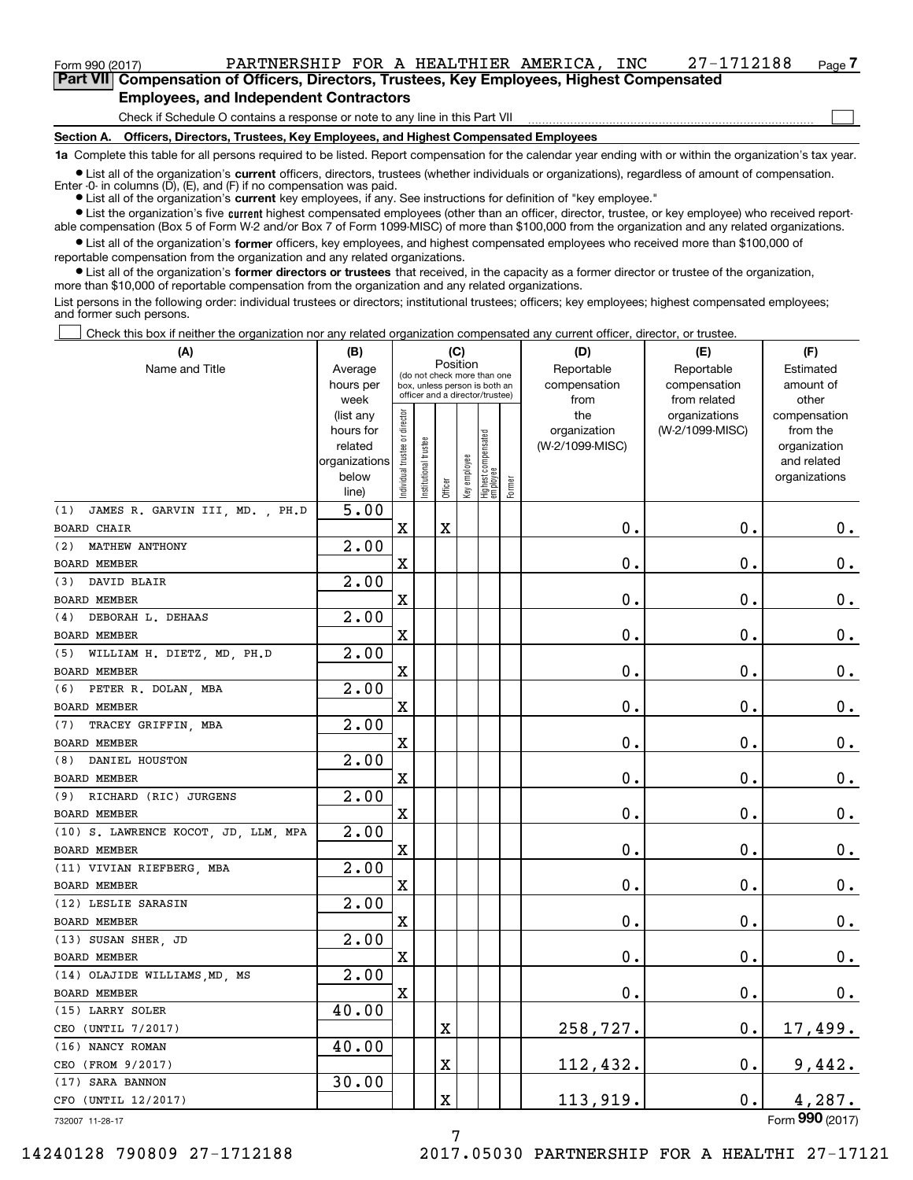Form 990 (2017) PARTNERSHIP FOR A HEALTHIER AMERICA, INC 27-1712188 Page 7

## Part VII Compensation of Officers, Directors, Trustees, Key Employees, Highest Compensated Employees, and Independent Contractors

Check if Schedule O contains a response or note to any line in this Part VII

### Section A. Officers, Directors, Trustees, Key Employees, and Highest Compensated Employees

**1a** Complete this table for all persons required to be listed. Report compensation for the calendar year ending with or within the organization's tax year.

- List all of the organization's **current** officers, directors, trustees (whether individuals or organizations), regardless of amount of compensation. Enter -0- in columns (D), (E), and (F) if no compensation was paid.
- List all of the organization's **current** key employees, if any. See instructions for definition of "key employee."
- List the organization's five **current** highest compensated employees (other than an officer, director, trustee, or key employee) who received reportable compensation (Box 5 of Form W-2 and/or Box 7 of Form 1099-MISC) of more than $100,000 from the organization and any related organizations.
- List all of the organization's **former** officers, key employees, and highest compensated employees who received more than $100,000 of reportable compensation from the organization and any related organizations.
- List all of the organization's **former directors or trustees** that received, in the capacity as a former director or trustee of the organization, more than $10,000 of reportable compensation from the organization and any related organizations.

List persons in the following order: individual trustees or directors; institutional trustees; officers; key employees; highest compensated employees; and former such persons.

Check this box if neither the organization nor any related organization compensated any current officer, director, or trustee.

| (A) Name and Title | (B) Average hours per week (list any hours for related organizations below line) | (C) Position: Individual trustee or director | Institutional trustee | Officer | Key employee | Highest compensated employee | Former | (D) Reportable compensation from the organization (W-2/1099-MISC) | (E) Reportable compensation from related organizations (W-2/1099-MISC) | (F) Estimated amount of other compensation from the organization and related organizations |
|---|---|---|---|---|---|---|---|---|---|---|
| (1) JAMES R. GARVIN III, MD. , PH.D<br>BOARD CHAIR | 5.00 | X | | X | | | | 0. | 0. | 0. |
| (2) MATHEW ANTHONY<br>BOARD MEMBER | 2.00 | X | | | | | | 0. | 0. | 0. |
| (3) DAVID BLAIR<br>BOARD MEMBER | 2.00 | X | | | | | | 0. | 0. | 0. |
| (4) DEBORAH L. DEHAAS<br>BOARD MEMBER | 2.00 | X | | | | | | 0. | 0. | 0. |
| (5) WILLIAM H. DIETZ, MD, PH.D<br>BOARD MEMBER | 2.00 | X | | | | | | 0. | 0. | 0. |
| (6) PETER R. DOLAN, MBA<br>BOARD MEMBER | 2.00 | X | | | | | | 0. | 0. | 0. |
| (7) TRACEY GRIFFIN, MBA<br>BOARD MEMBER | 2.00 | X | | | | | | 0. | 0. | 0. |
| (8) DANIEL HOUSTON<br>BOARD MEMBER | 2.00 | X | | | | | | 0. | 0. | 0. |
| (9) RICHARD (RIC) JURGENS<br>BOARD MEMBER | 2.00 | X | | | | | | 0. | 0. | 0. |
| (10) S. LAWRENCE KOCOT, JD, LLM, MPA<br>BOARD MEMBER | 2.00 | X | | | | | | 0. | 0. | 0. |
| (11) VIVIAN RIEFBERG, MBA<br>BOARD MEMBER | 2.00 | X | | | | | | 0. | 0. | 0. |
| (12) LESLIE SARASIN<br>BOARD MEMBER | 2.00 | X | | | | | | 0. | 0. | 0. |
| (13) SUSAN SHER, JD<br>BOARD MEMBER | 2.00 | X | | | | | | 0. | 0. | 0. |
| (14) OLAJIDE WILLIAMS,MD, MS<br>BOARD MEMBER | 2.00 | X | | | | | | 0. | 0. | 0. |
| (15) LARRY SOLER<br>CEO (UNTIL 7/2017) | 40.00 | | | X | | | | 258,727. | 0. | 17,499. |
| (16) NANCY ROMAN<br>CEO (FROM 9/2017) | 40.00 | | | X | | | | 112,432. | 0. | 9,442. |
| (17) SARA BANNON<br>CFO (UNTIL 12/2017) | 30.00 | | | X | | | | 113,919. | 0. | 4,287. |

732007 11-28-17 Form 990 (2017)

14240128 790809 27-1712188 2017.05030 PARTNERSHIP FOR A HEALTHI 27-17121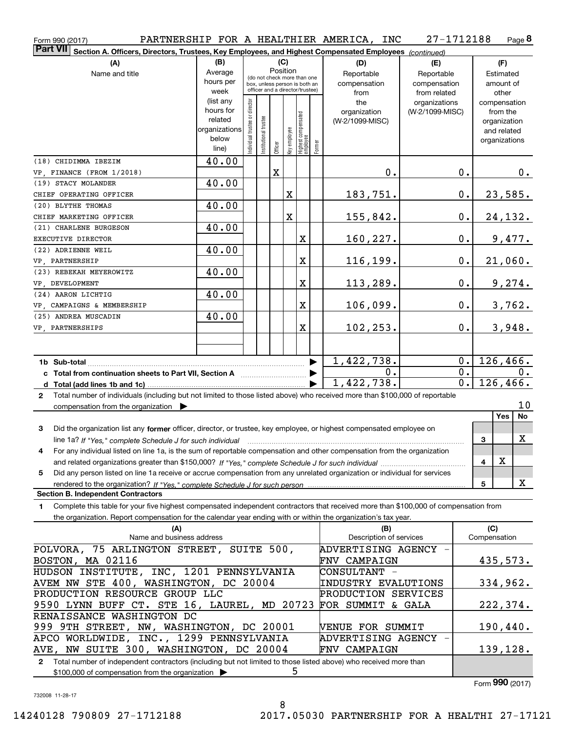Form 990 (2017) PARTNERSHIP FOR A HEALTHIER AMERICA, INC 27-1712188 Page 8

**Part VII Section A. Officers, Directors, Trustees, Key Employees, and Highest Compensated Employees** *(continued)*

| (A) Name and title | (B) Average hours per week (list any hours for related organizations below line) | (C) Position: Individual trustee or director | Institutional trustee | Officer | Key employee | Highest compensated employee | Former | (D) Reportable compensation from the organization (W-2/1099-MISC) | (E) Reportable compensation from related organizations (W-2/1099-MISC) | (F) Estimated amount of other compensation from the organization and related organizations |
|---|---|---|---|---|---|---|---|---|---|---|
| (18) CHIDIMMA IBEZIM VP, FINANCE (FROM 1/2018) | 40.00 | | | X | | | | 0. | 0. | 0. |
| (19) STACY MOLANDER CHIEF OPERATING OFFICER | 40.00 | | | | X | | | 183,751. | 0. | 23,585. |
| (20) BLYTHE THOMAS CHIEF MARKETING OFFICER | 40.00 | | | | X | | | 155,842. | 0. | 24,132. |
| (21) CHARLENE BURGESON EXECUTIVE DIRECTOR | 40.00 | | | | | X | | 160,227. | 0. | 9,477. |
| (22) ADRIENNE WEIL VP, PARTNERSHIP | 40.00 | | | | | X | | 116,199. | 0. | 21,060. |
| (23) REBEKAH MEYEROWITZ VP, DEVELOPMENT | 40.00 | | | | | X | | 113,289. | 0. | 9,274. |
| (24) AARON LICHTIG VP, CAMPAIGNS & MEMBERSHIP | 40.00 | | | | | X | | 106,099. | 0. | 3,762. |
| (25) ANDREA MUSCADIN VP, PARTNERSHIPS | 40.00 | | | | | X | | 102,253. | 0. | 3,948. |
| **1b Sub-total** | | | | | | | | 1,422,738. | 0. | 126,466. |
| **c Total from continuation sheets to Part VII, Section A** | | | | | | | | 0. | 0. | 0. |
| **d Total (add lines 1b and 1c)** | | | | | | | | 1,422,738. | 0. | 126,466. |

**2** Total number of individuals (including but not limited to those listed above) who received more than $100,000 of reportable compensation from the organization ▶ 10

| | | Yes | No |
|---|---|---|---|
| **3** Did the organization list any **former** officer, director, or trustee, key employee, or highest compensated employee on line 1a? *If "Yes," complete Schedule J for such individual* | 3 | | X |
| **4** For any individual listed on line 1a, is the sum of reportable compensation and other compensation from the organization and related organizations greater than $150,000? *If "Yes," complete Schedule J for such individual* | 4 | X | |
| **5** Did any person listed on line 1a receive or accrue compensation from any unrelated organization or individual for services rendered to the organization? *If "Yes," complete Schedule J for such person* | 5 | | X |

**Section B. Independent Contractors**

**1** Complete this table for your five highest compensated independent contractors that received more than $100,000 of compensation from the organization. Report compensation for the calendar year ending with or within the organization's tax year.

| (A) Name and business address | (B) Description of services | (C) Compensation |
|---|---|---|
| POLVORA, 75 ARLINGTON STREET, SUITE 500, BOSTON, MA 02116 | ADVERTISING AGENCY - FNV CAMPAIGN | 435,573. |
| HUDSON INSTITUTE, INC, 1201 PENNSYLVANIA AVEM NW STE 400, WASHINGTON, DC 20004 | CONSULTANT - INDUSTRY EVALUTIONS | 334,962. |
| PRODUCTION RESOURCE GROUP LLC 9590 LYNN BUFF CT. STE 16, LAUREL, MD 20723 | PRODUCTION SERVICES FOR SUMMIT & GALA | 222,374. |
| RENAISSANCE WASHINGTON DC 999 9TH STREET, NW, WASHINGTON, DC 20001 | VENUE FOR SUMMIT | 190,440. |
| APCO WORLDWIDE, INC., 1299 PENNSYLVANIA AVE, NW SUITE 300, WASHINGTON, DC 20004 | ADVERTISING AGENCY - FNV CAMPAIGN | 139,128. |

**2** Total number of independent contractors (including but not limited to those listed above) who received more than $100,000 of compensation from the organization ▶ 5

Form **990** (2017)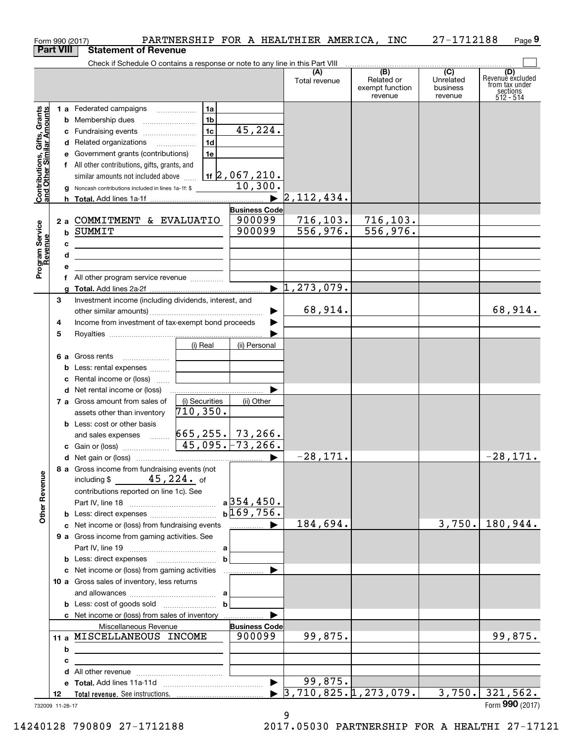Form 990 (2017) PARTNERSHIP FOR A HEALTHIER AMERICA, INC 27-1712188

## Part VIII Statement of Revenue

Check if Schedule O contains a response or note to any line in this Part VIII

| | | | (A) Total revenue | (B) Related or exempt function revenue | (C) Unrelated business revenue | (D) Revenue excluded from tax under sections 512 - 514 |
|---|---|---|---|---|---|---|
| **Contributions, Gifts, Grants and Other Similar Amounts** | | | | | | |
| 1 a Federated campaigns | 1a | | | | | |
| b Membership dues | 1b | | | | | |
| c Fundraising events | 1c | 45,224. | | | | |
| d Related organizations | 1d | | | | | |
| e Government grants (contributions) | 1e | | | | | |
| f All other contributions, gifts, grants, and similar amounts not included above | 1f | 2,067,210. | | | | |
| g Noncash contributions included in lines 1a-1f: $ | | 10,300. | | | | |
| h Total. Add lines 1a-1f | | ▶ | 2,112,434. | | | |
| **Program Service Revenue** | | Business Code | | | | |
| 2 a COMMITMENT & EVALUATIO | | 900099 | 716,103. | 716,103. | | |
| b SUMMIT | | 900099 | 556,976. | 556,976. | | |
| c | | | | | | |
| d | | | | | | |
| e | | | | | | |
| f All other program service revenue | | | | | | |
| g Total. Add lines 2a-2f | | ▶ | 1,273,079. | | | |
| 3 Investment income (including dividends, interest, and other similar amounts) | | ▶ | 68,914. | | | 68,914. |
| 4 Income from investment of tax-exempt bond proceeds | | ▶ | | | | |
| 5 Royalties | | ▶ | | | | |
| | (i) Real | (ii) Personal | | | | |
| 6 a Gross rents | | | | | | |
| b Less: rental expenses | | | | | | |
| c Rental income or (loss) | | | | | | |
| d Net rental income or (loss) | | ▶ | | | | |
| 7 a Gross amount from sales of assets other than inventory | (i) Securities 710,350. | (ii) Other | | | | |
| b Less: cost or other basis and sales expenses | 665,255. | 73,266. | | | | |
| c Gain or (loss) | 45,095. | -73,266. | | | | |
| d Net gain or (loss) | | ▶ | -28,171. | | | -28,171. |
| **Other Revenue** | | | | | | |
| 8 a Gross income from fundraising events (not including $ 45,224. of contributions reported on line 1c). See Part IV, line 18 | a | 354,450. | | | | |
| b Less: direct expenses | b | 169,756. | | | | |
| c Net income or (loss) from fundraising events | | ▶ | 184,694. | | 3,750. | 180,944. |
| 9 a Gross income from gaming activities. See Part IV, line 19 | a | | | | | |
| b Less: direct expenses | b | | | | | |
| c Net income or (loss) from gaming activities | | ▶ | | | | |
| 10 a Gross sales of inventory, less returns and allowances | a | | | | | |
| b Less: cost of goods sold | b | | | | | |
| c Net income or (loss) from sales of inventory | | ▶ | | | | |
| Miscellaneous Revenue | | Business Code | | | | |
| 11 a MISCELLANEOUS INCOME | | 900099 | 99,875. | | | 99,875. |
| b | | | | | | |
| c | | | | | | |
| d All other revenue | | | | | | |
| e Total. Add lines 11a-11d | | ▶ | 99,875. | | | |
| 12 Total revenue. See instructions. | | ▶ | 3,710,825. | 1,273,079. | 3,750. | 321,562. |

732009 11-28-17 Form 990 (2017)

14240128 790809 27-1712188 2017.05030 PARTNERSHIP FOR A HEALTHI 27-17121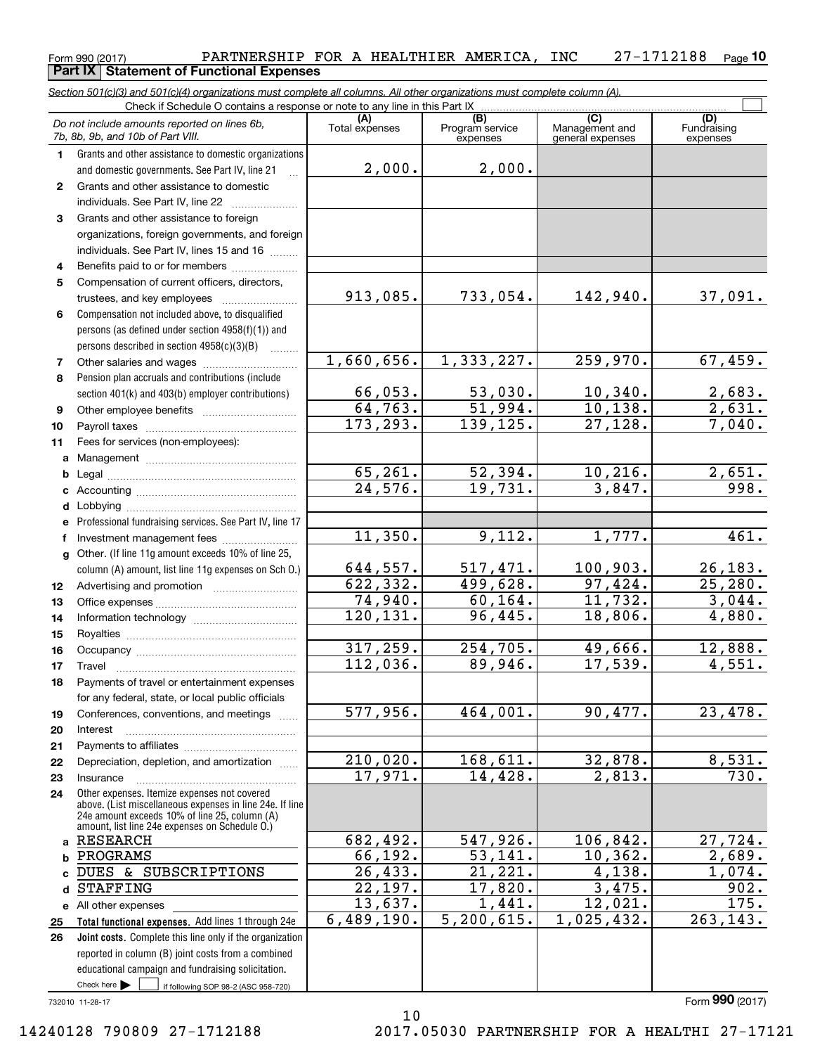Form 990 (2017) PARTNERSHIP FOR A HEALTHIER AMERICA, INC 27-1712188 Page 10

## Part IX Statement of Functional Expenses

*Section 501(c)(3) and 501(c)(4) organizations must complete all columns. All other organizations must complete column (A).*

Check if Schedule O contains a response or note to any line in this Part IX ☐

| | *Do not include amounts reported on lines 6b, 7b, 8b, 9b, and 10b of Part VIII.* | (A) Total expenses | (B) Program service expenses | (C) Management and general expenses | (D) Fundraising expenses |
|---|---|---|---|---|---|
| 1 | Grants and other assistance to domestic organizations and domestic governments. See Part IV, line 21 | 2,000. | 2,000. | | |
| 2 | Grants and other assistance to domestic individuals. See Part IV, line 22 | | | | |
| 3 | Grants and other assistance to foreign organizations, foreign governments, and foreign individuals. See Part IV, lines 15 and 16 | | | | |
| 4 | Benefits paid to or for members | | | | |
| 5 | Compensation of current officers, directors, trustees, and key employees | 913,085. | 733,054. | 142,940. | 37,091. |
| 6 | Compensation not included above, to disqualified persons (as defined under section 4958(f)(1)) and persons described in section 4958(c)(3)(B) | | | | |
| 7 | Other salaries and wages | 1,660,656. | 1,333,227. | 259,970. | 67,459. |
| 8 | Pension plan accruals and contributions (include section 401(k) and 403(b) employer contributions) | 66,053. | 53,030. | 10,340. | 2,683. |
| 9 | Other employee benefits | 64,763. | 51,994. | 10,138. | 2,631. |
| 10 | Payroll taxes | 173,293. | 139,125. | 27,128. | 7,040. |
| 11 | Fees for services (non-employees): | | | | |
| a | Management | | | | |
| b | Legal | 65,261. | 52,394. | 10,216. | 2,651. |
| c | Accounting | 24,576. | 19,731. | 3,847. | 998. |
| d | Lobbying | | | | |
| e | Professional fundraising services. See Part IV, line 17 | | | | |
| f | Investment management fees | 11,350. | 9,112. | 1,777. | 461. |
| g | Other. (If line 11g amount exceeds 10% of line 25, column (A) amount, list line 11g expenses on Sch O.) | 644,557. | 517,471. | 100,903. | 26,183. |
| 12 | Advertising and promotion | 622,332. | 499,628. | 97,424. | 25,280. |
| 13 | Office expenses | 74,940. | 60,164. | 11,732. | 3,044. |
| 14 | Information technology | 120,131. | 96,445. | 18,806. | 4,880. |
| 15 | Royalties | | | | |
| 16 | Occupancy | 317,259. | 254,705. | 49,666. | 12,888. |
| 17 | Travel | 112,036. | 89,946. | 17,539. | 4,551. |
| 18 | Payments of travel or entertainment expenses for any federal, state, or local public officials | | | | |
| 19 | Conferences, conventions, and meetings | 577,956. | 464,001. | 90,477. | 23,478. |
| 20 | Interest | | | | |
| 21 | Payments to affiliates | | | | |
| 22 | Depreciation, depletion, and amortization | 210,020. | 168,611. | 32,878. | 8,531. |
| 23 | Insurance | 17,971. | 14,428. | 2,813. | 730. |
| 24 | Other expenses. Itemize expenses not covered above. (List miscellaneous expenses in line 24e. If line 24e amount exceeds 10% of line 25, column (A) amount, list line 24e expenses on Schedule O.) | | | | |
| a | RESEARCH | 682,492. | 547,926. | 106,842. | 27,724. |
| b | PROGRAMS | 66,192. | 53,141. | 10,362. | 2,689. |
| c | DUES & SUBSCRIPTIONS | 26,433. | 21,221. | 4,138. | 1,074. |
| d | STAFFING | 22,197. | 17,820. | 3,475. | 902. |
| e | All other expenses | 13,637. | 1,441. | 12,021. | 175. |
| 25 | **Total functional expenses.** Add lines 1 through 24e | 6,489,190. | 5,200,615. | 1,025,432. | 263,143. |
| 26 | **Joint costs.** Complete this line only if the organization reported in column (B) joint costs from a combined educational campaign and fundraising solicitation. Check here ☐ if following SOP 98-2 (ASC 958-720) | | | | |

732010 11-28-17

Form **990** (2017)

14240128 790809 27-1712188 2017.05030 PARTNERSHIP FOR A HEALTHI 27-17121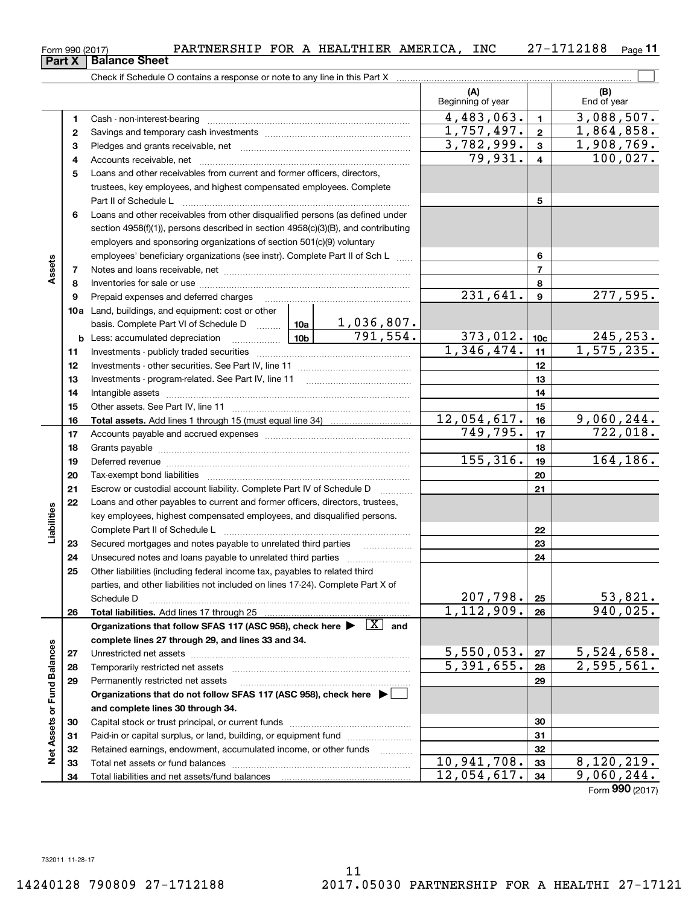Form 990 (2017) PARTNERSHIP FOR A HEALTHIER AMERICA, INC 27-1712188 Page **11**

## Part X | Balance Sheet

Check if Schedule O contains a response or note to any line in this Part X ☐

| | | | | (A) Beginning of year | | (B) End of year |
|---|---|---|---|---|---|---|
| **Assets** | 1 | Cash - non-interest-bearing | | 4,483,063. | 1 | 3,088,507. |
| | 2 | Savings and temporary cash investments | | 1,757,497. | 2 | 1,864,858. |
| | 3 | Pledges and grants receivable, net | | 3,782,999. | 3 | 1,908,769. |
| | 4 | Accounts receivable, net | | 79,931. | 4 | 100,027. |
| | 5 | Loans and other receivables from current and former officers, directors, trustees, key employees, and highest compensated employees. Complete Part II of Schedule L | | | 5 | |
| | 6 | Loans and other receivables from other disqualified persons (as defined under section 4958(f)(1)), persons described in section 4958(c)(3)(B), and contributing employers and sponsoring organizations of section 501(c)(9) voluntary employees' beneficiary organizations (see instr). Complete Part II of Sch L | | | 6 | |
| | 7 | Notes and loans receivable, net | | | 7 | |
| | 8 | Inventories for sale or use | | | 8 | |
| | 9 | Prepaid expenses and deferred charges | | 231,641. | 9 | 277,595. |
| | 10a | Land, buildings, and equipment: cost or other basis. Complete Part VI of Schedule D | 10a 1,036,807. | | | |
| | b | Less: accumulated depreciation | 10b 791,554. | 373,012. | 10c | 245,253. |
| | 11 | Investments - publicly traded securities | | 1,346,474. | 11 | 1,575,235. |
| | 12 | Investments - other securities. See Part IV, line 11 | | | 12 | |
| | 13 | Investments - program-related. See Part IV, line 11 | | | 13 | |
| | 14 | Intangible assets | | | 14 | |
| | 15 | Other assets. See Part IV, line 11 | | | 15 | |
| | 16 | **Total assets.** Add lines 1 through 15 (must equal line 34) | | 12,054,617. | 16 | 9,060,244. |
| **Liabilities** | 17 | Accounts payable and accrued expenses | | 749,795. | 17 | 722,018. |
| | 18 | Grants payable | | | 18 | |
| | 19 | Deferred revenue | | 155,316. | 19 | 164,186. |
| | 20 | Tax-exempt bond liabilities | | | 20 | |
| | 21 | Escrow or custodial account liability. Complete Part IV of Schedule D | | | 21 | |
| | 22 | Loans and other payables to current and former officers, directors, trustees, key employees, highest compensated employees, and disqualified persons. Complete Part II of Schedule L | | | 22 | |
| | 23 | Secured mortgages and notes payable to unrelated third parties | | | 23 | |
| | 24 | Unsecured notes and loans payable to unrelated third parties | | | 24 | |
| | 25 | Other liabilities (including federal income tax, payables to related third parties, and other liabilities not included on lines 17-24). Complete Part X of Schedule D | | 207,798. | 25 | 53,821. |
| | 26 | **Total liabilities.** Add lines 17 through 25 | | 1,112,909. | 26 | 940,025. |
| **Net Assets or Fund Balances** | | **Organizations that follow SFAS 117 (ASC 958), check here ▶ [X] and complete lines 27 through 29, and lines 33 and 34.** | | | | |
| | 27 | Unrestricted net assets | | 5,550,053. | 27 | 5,524,658. |
| | 28 | Temporarily restricted net assets | | 5,391,655. | 28 | 2,595,561. |
| | 29 | Permanently restricted net assets | | | 29 | |
| | | **Organizations that do not follow SFAS 117 (ASC 958), check here ▶ ☐ and complete lines 30 through 34.** | | | | |
| | 30 | Capital stock or trust principal, or current funds | | | 30 | |
| | 31 | Paid-in or capital surplus, or land, building, or equipment fund | | | 31 | |
| | 32 | Retained earnings, endowment, accumulated income, or other funds | | | 32 | |
| | 33 | Total net assets or fund balances | | 10,941,708. | 33 | 8,120,219. |
| | 34 | Total liabilities and net assets/fund balances | | 12,054,617. | 34 | 9,060,244. |

Form **990** (2017)

732011 11-28-17

14240128 790809 27-1712188 2017.05030 PARTNERSHIP FOR A HEALTHI 27-17121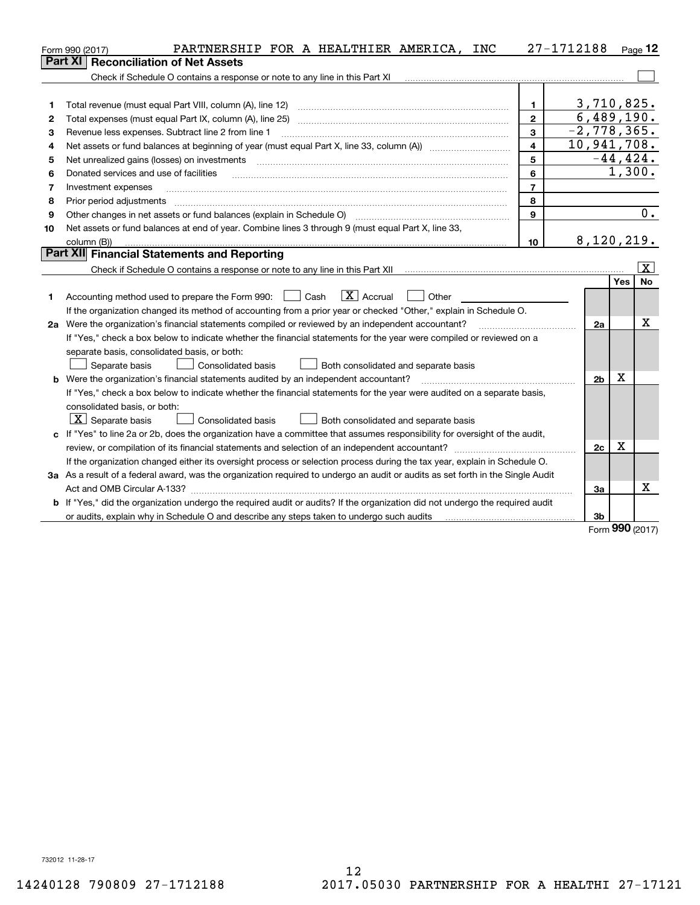Form 990 (2017) PARTNERSHIP FOR A HEALTHIER AMERICA, INC 27-1712188

## Part XI Reconciliation of Net Assets

Check if Schedule O contains a response or note to any line in this Part XI [ ]

| | | | |
|---|---|---|---|
| 1 | Total revenue (must equal Part VIII, column (A), line 12) | 1 | 3,710,825. |
| 2 | Total expenses (must equal Part IX, column (A), line 25) | 2 | 6,489,190. |
| 3 | Revenue less expenses. Subtract line 2 from line 1 | 3 | -2,778,365. |
| 4 | Net assets or fund balances at beginning of year (must equal Part X, line 33, column (A)) | 4 | 10,941,708. |
| 5 | Net unrealized gains (losses) on investments | 5 | -44,424. |
| 6 | Donated services and use of facilities | 6 | 1,300. |
| 7 | Investment expenses | 7 | |
| 8 | Prior period adjustments | 8 | |
| 9 | Other changes in net assets or fund balances (explain in Schedule O) | 9 | 0. |
| 10 | Net assets or fund balances at end of year. Combine lines 3 through 9 (must equal Part X, line 33, column (B)) | 10 | 8,120,219. |

## Part XII Financial Statements and Reporting

Check if Schedule O contains a response or note to any line in this Part XII [X]

| | | | Yes | No |
|---|---|---|---|---|
| 1 | Accounting method used to prepare the Form 990: [ ] Cash [X] Accrual [ ] Other<br>If the organization changed its method of accounting from a prior year or checked "Other," explain in Schedule O. | | | |
| 2a | Were the organization's financial statements compiled or reviewed by an independent accountant? | 2a | | X |
| | If "Yes," check a box below to indicate whether the financial statements for the year were compiled or reviewed on a separate basis, consolidated basis, or both:<br>[ ] Separate basis [ ] Consolidated basis [ ] Both consolidated and separate basis | | | |
| b | Were the organization's financial statements audited by an independent accountant? | 2b | X | |
| | If "Yes," check a box below to indicate whether the financial statements for the year were audited on a separate basis, consolidated basis, or both:<br>[X] Separate basis [ ] Consolidated basis [ ] Both consolidated and separate basis | | | |
| c | If "Yes" to line 2a or 2b, does the organization have a committee that assumes responsibility for oversight of the audit, review, or compilation of its financial statements and selection of an independent accountant? | 2c | X | |
| | If the organization changed either its oversight process or selection process during the tax year, explain in Schedule O. | | | |
| 3a | As a result of a federal award, was the organization required to undergo an audit or audits as set forth in the Single Audit Act and OMB Circular A-133? | 3a | | X |
| b | If "Yes," did the organization undergo the required audit or audits? If the organization did not undergo the required audit or audits, explain why in Schedule O and describe any steps taken to undergo such audits | 3b | | |

Form 990 (2017)

732012 11-28-17

14240128 790809 27-1712188 2017.05030 PARTNERSHIP FOR A HEALTHI 27-17121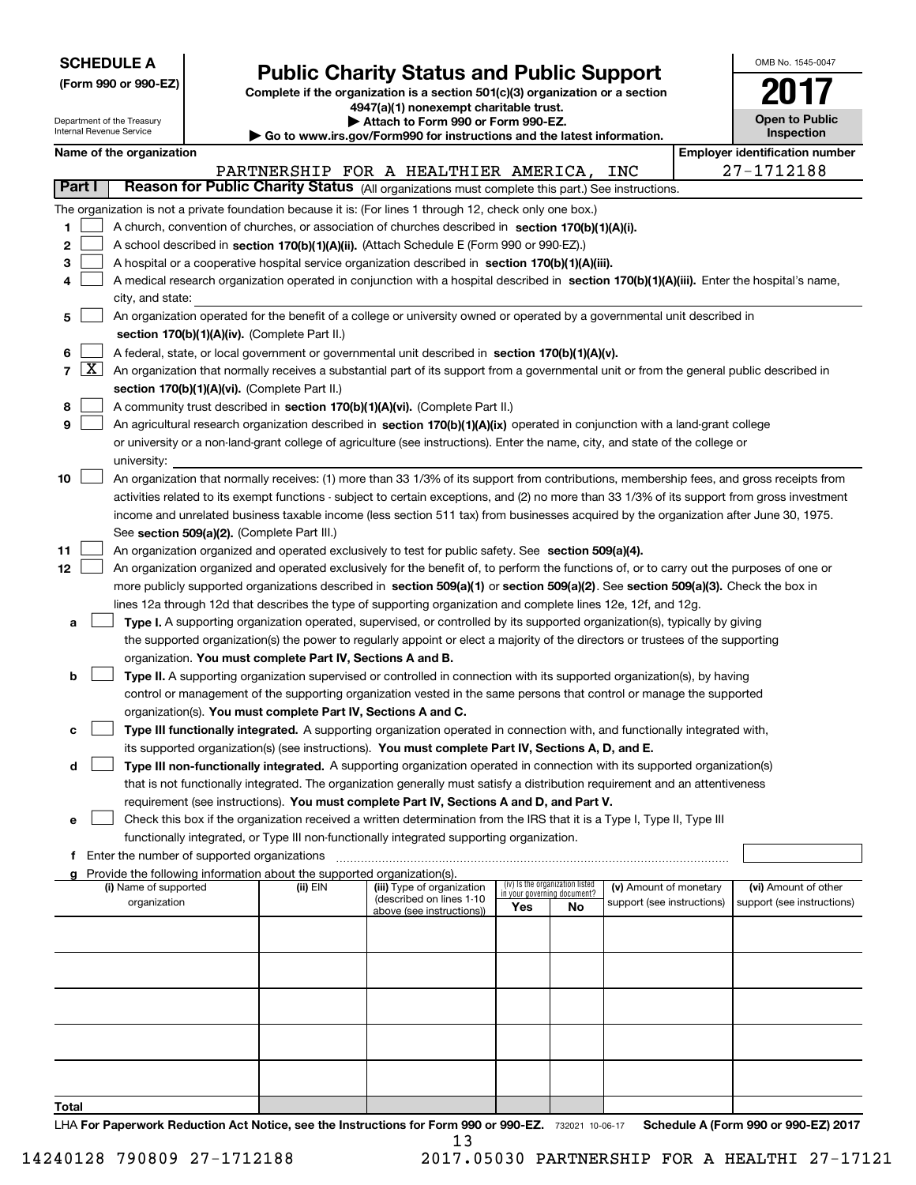**SCHEDULE A**
**(Form 990 or 990-EZ)**

Department of the Treasury
Internal Revenue Service

# Public Charity Status and Public Support

**Complete if the organization is a section 501(c)(3) organization or a section 4947(a)(1) nonexempt charitable trust.**
**▶ Attach to Form 990 or Form 990-EZ.**
**▶ Go to www.irs.gov/Form990 for instructions and the latest information.**

OMB No. 1545-0047
**2017**
**Open to Public Inspection**

**Name of the organization**: PARTNERSHIP FOR A HEALTHIER AMERICA, INC
**Employer identification number**: 27-1712188

## Part I — Reason for Public Charity Status (All organizations must complete this part.) See instructions.

The organization is not a private foundation because it is: (For lines 1 through 12, check only one box.)

1. ☐ A church, convention of churches, or association of churches described in **section 170(b)(1)(A)(i).**
2. ☐ A school described in **section 170(b)(1)(A)(ii).** (Attach Schedule E (Form 990 or 990-EZ).)
3. ☐ A hospital or a cooperative hospital service organization described in **section 170(b)(1)(A)(iii).**
4. ☐ A medical research organization operated in conjunction with a hospital described in **section 170(b)(1)(A)(iii).** Enter the hospital's name, city, and state:
5. ☐ An organization operated for the benefit of a college or university owned or operated by a governmental unit described in **section 170(b)(1)(A)(iv).** (Complete Part II.)
6. ☐ A federal, state, or local government or governmental unit described in **section 170(b)(1)(A)(v).**
7. ☒ An organization that normally receives a substantial part of its support from a governmental unit or from the general public described in **section 170(b)(1)(A)(vi).** (Complete Part II.)
8. ☐ A community trust described in **section 170(b)(1)(A)(vi).** (Complete Part II.)
9. ☐ An agricultural research organization described in **section 170(b)(1)(A)(ix)** operated in conjunction with a land-grant college or university or a non-land-grant college of agriculture (see instructions). Enter the name, city, and state of the college or university:
10. ☐ An organization that normally receives: (1) more than 33 1/3% of its support from contributions, membership fees, and gross receipts from activities related to its exempt functions - subject to certain exceptions, and (2) no more than 33 1/3% of its support from gross investment income and unrelated business taxable income (less section 511 tax) from businesses acquired by the organization after June 30, 1975. See **section 509(a)(2).** (Complete Part III.)
11. ☐ An organization organized and operated exclusively to test for public safety. See **section 509(a)(4).**
12. ☐ An organization organized and operated exclusively for the benefit of, to perform the functions of, or to carry out the purposes of one or more publicly supported organizations described in **section 509(a)(1)** or **section 509(a)(2).** See **section 509(a)(3).** Check the box in lines 12a through 12d that describes the type of supporting organization and complete lines 12e, 12f, and 12g.
   - **a** ☐ **Type I.** A supporting organization operated, supervised, or controlled by its supported organization(s), typically by giving the supported organization(s) the power to regularly appoint or elect a majority of the directors or trustees of the supporting organization. **You must complete Part IV, Sections A and B.**
   - **b** ☐ **Type II.** A supporting organization supervised or controlled in connection with its supported organization(s), by having control or management of the supporting organization vested in the same persons that control or manage the supported organization(s). **You must complete Part IV, Sections A and C.**
   - **c** ☐ **Type III functionally integrated.** A supporting organization operated in connection with, and functionally integrated with, its supported organization(s) (see instructions). **You must complete Part IV, Sections A, D, and E.**
   - **d** ☐ **Type III non-functionally integrated.** A supporting organization operated in connection with its supported organization(s) that is not functionally integrated. The organization generally must satisfy a distribution requirement and an attentiveness requirement (see instructions). **You must complete Part IV, Sections A and D, and Part V.**
   - **e** ☐ Check this box if the organization received a written determination from the IRS that it is a Type I, Type II, Type III functionally integrated, or Type III non-functionally integrated supporting organization.
   - **f** Enter the number of supported organizations
   - **g** Provide the following information about the supported organization(s).

| (i) Name of supported organization | (ii) EIN | (iii) Type of organization (described on lines 1-10 above (see instructions)) | (iv) Is the organization listed in your governing document? Yes | No | (v) Amount of monetary support (see instructions) | (vi) Amount of other support (see instructions) |
|---|---|---|---|---|---|---|
| | | | | | | |
| | | | | | | |
| | | | | | | |
| | | | | | | |
| | | | | | | |
| **Total** | | | | | | |

LHA **For Paperwork Reduction Act Notice, see the Instructions for Form 990 or 990-EZ.** 732021 10-06-17 **Schedule A (Form 990 or 990-EZ) 2017**

14240128 790809 27-1712188    2017.05030 PARTNERSHIP FOR A HEALTHI 27-17121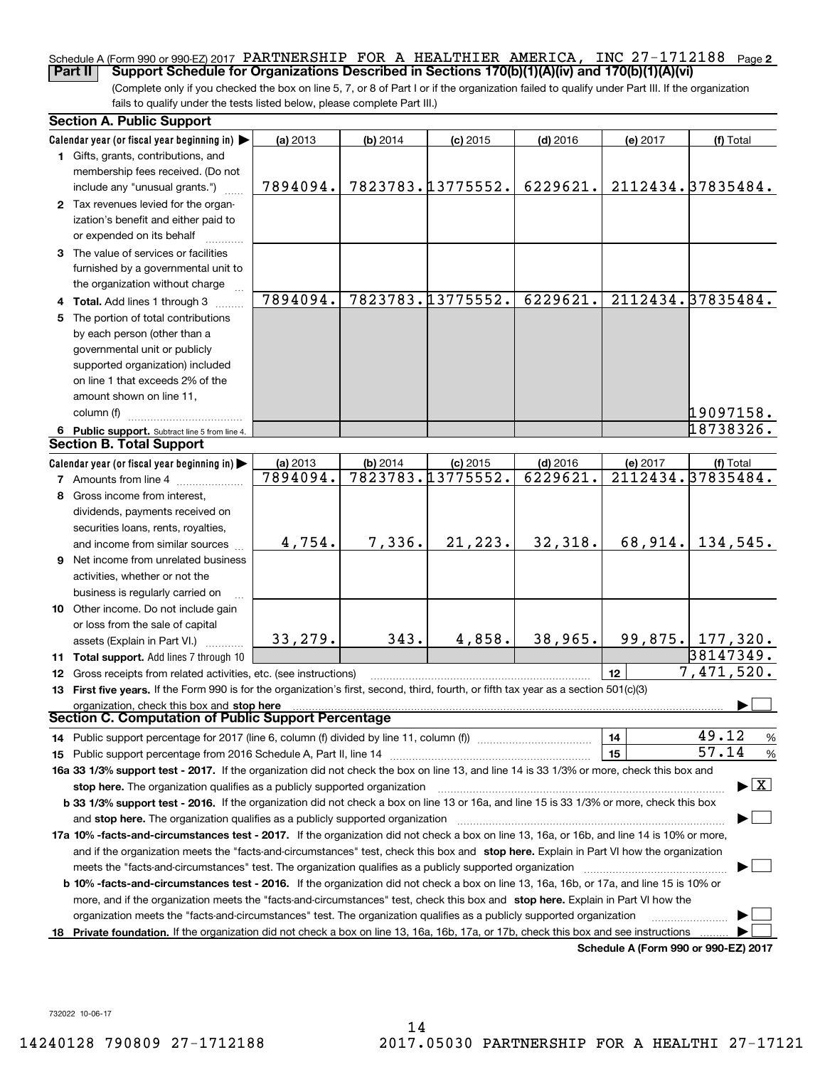Schedule A (Form 990 or 990-EZ) 2017 PARTNERSHIP FOR A HEALTHIER AMERICA, INC 27-1712188 Page **2**

**Part II** **Support Schedule for Organizations Described in Sections 170(b)(1)(A)(iv) and 170(b)(1)(A)(vi)**

(Complete only if you checked the box on line 5, 7, or 8 of Part I or if the organization failed to qualify under Part III. If the organization fails to qualify under the tests listed below, please complete Part III.)

### Section A. Public Support

| Calendar year (or fiscal year beginning in) ▶ | (a) 2013 | (b) 2014 | (c) 2015 | (d) 2016 | (e) 2017 | (f) Total |
|---|---|---|---|---|---|---|
| **1** Gifts, grants, contributions, and membership fees received. (Do not include any "unusual grants.") | 7894094. | 7823783. | 13775552. | 6229621. | 2112434. | 37835484. |
| **2** Tax revenues levied for the organization's benefit and either paid to or expended on its behalf | | | | | | |
| **3** The value of services or facilities furnished by a governmental unit to the organization without charge | | | | | | |
| **4 Total.** Add lines 1 through 3 | 7894094. | 7823783. | 13775552. | 6229621. | 2112434. | 37835484. |
| **5** The portion of total contributions by each person (other than a governmental unit or publicly supported organization) included on line 1 that exceeds 2% of the amount shown on line 11, column (f) | | | | | | 19097158. |
| **6 Public support.** Subtract line 5 from line 4. | | | | | | 18738326. |

### Section B. Total Support

| Calendar year (or fiscal year beginning in) ▶ | (a) 2013 | (b) 2014 | (c) 2015 | (d) 2016 | (e) 2017 | (f) Total |
|---|---|---|---|---|---|---|
| **7** Amounts from line 4 | 7894094. | 7823783. | 13775552. | 6229621. | 2112434. | 37835484. |
| **8** Gross income from interest, dividends, payments received on securities loans, rents, royalties, and income from similar sources | 4,754. | 7,336. | 21,223. | 32,318. | 68,914. | 134,545. |
| **9** Net income from unrelated business activities, whether or not the business is regularly carried on | | | | | | |
| **10** Other income. Do not include gain or loss from the sale of capital assets (Explain in Part VI.) | 33,279. | 343. | 4,858. | 38,965. | 99,875. | 177,320. |
| **11 Total support.** Add lines 7 through 10 | | | | | | 38147349. |
| **12** Gross receipts from related activities, etc. (see instructions) | | | | | **12** | 7,471,520. |

**13 First five years.** If the Form 990 is for the organization's first, second, third, fourth, or fifth tax year as a section 501(c)(3) organization, check this box and **stop here** ▶ ☐

### Section C. Computation of Public Support Percentage

| | | |
|---|---|---|
| **14** Public support percentage for 2017 (line 6, column (f) divided by line 11, column (f)) | **14** | 49.12 % |
| **15** Public support percentage from 2016 Schedule A, Part II, line 14 | **15** | 57.14 % |

**16a 33 1/3% support test - 2017.** If the organization did not check the box on line 13, and line 14 is 33 1/3% or more, check this box and **stop here.** The organization qualifies as a publicly supported organization ▶ ☒

**b 33 1/3% support test - 2016.** If the organization did not check a box on line 13 or 16a, and line 15 is 33 1/3% or more, check this box and **stop here.** The organization qualifies as a publicly supported organization ▶ ☐

**17a 10% -facts-and-circumstances test - 2017.** If the organization did not check a box on line 13, 16a, or 16b, and line 14 is 10% or more, and if the organization meets the "facts-and-circumstances" test, check this box and **stop here.** Explain in Part VI how the organization meets the "facts-and-circumstances" test. The organization qualifies as a publicly supported organization ▶ ☐

**b 10% -facts-and-circumstances test - 2016.** If the organization did not check a box on line 13, 16a, 16b, or 17a, and line 15 is 10% or more, and if the organization meets the "facts-and-circumstances" test, check this box and **stop here.** Explain in Part VI how the organization meets the "facts-and-circumstances" test. The organization qualifies as a publicly supported organization ▶ ☐

**18 Private foundation.** If the organization did not check a box on line 13, 16a, 16b, 17a, or 17b, check this box and see instructions ▶ ☐

**Schedule A (Form 990 or 990-EZ) 2017**

732022 10-06-17

14240128 790809 27-1712188 2017.05030 PARTNERSHIP FOR A HEALTHI 27-17121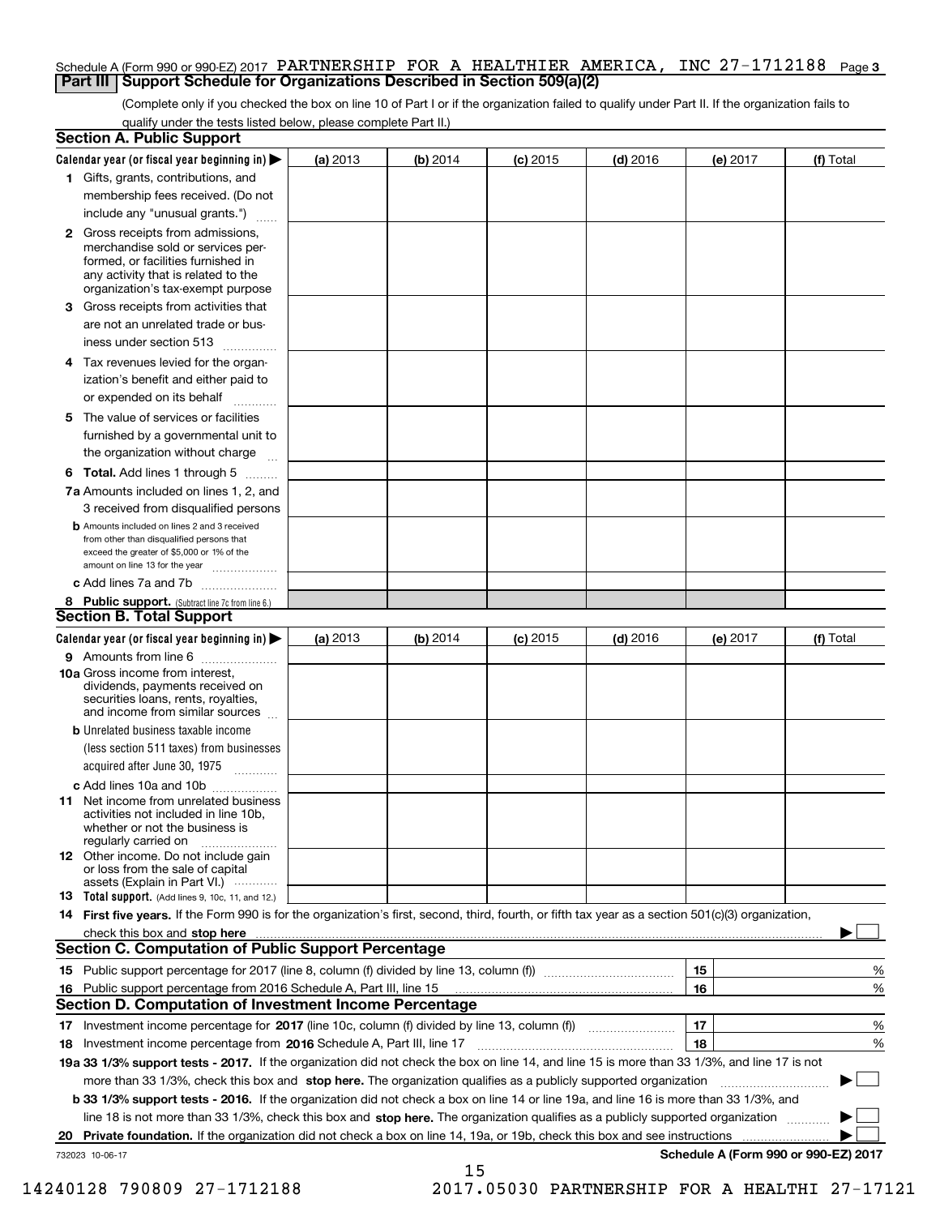Schedule A (Form 990 or 990-EZ) 2017 PARTNERSHIP FOR A HEALTHIER AMERICA, INC 27-1712188 Page 3

## Part III Support Schedule for Organizations Described in Section 509(a)(2)

(Complete only if you checked the box on line 10 of Part I or if the organization failed to qualify under Part II. If the organization fails to qualify under the tests listed below, please complete Part II.)

### Section A. Public Support

| Calendar year (or fiscal year beginning in) ▶ | (a) 2013 | (b) 2014 | (c) 2015 | (d) 2016 | (e) 2017 | (f) Total |
|---|---|---|---|---|---|---|
| **1** Gifts, grants, contributions, and membership fees received. (Do not include any "unusual grants.") | | | | | | |
| **2** Gross receipts from admissions, merchandise sold or services performed, or facilities furnished in any activity that is related to the organization's tax-exempt purpose | | | | | | |
| **3** Gross receipts from activities that are not an unrelated trade or business under section 513 | | | | | | |
| **4** Tax revenues levied for the organization's benefit and either paid to or expended on its behalf | | | | | | |
| **5** The value of services or facilities furnished by a governmental unit to the organization without charge | | | | | | |
| **6 Total.** Add lines 1 through 5 | | | | | | |
| **7a** Amounts included on lines 1, 2, and 3 received from disqualified persons | | | | | | |
| **b** Amounts included on lines 2 and 3 received from other than disqualified persons that exceed the greater of $5,000 or 1% of the amount on line 13 for the year | | | | | | |
| **c** Add lines 7a and 7b | | | | | | |
| **8 Public support.** (Subtract line 7c from line 6.) | | | | | | |

### Section B. Total Support

| Calendar year (or fiscal year beginning in) ▶ | (a) 2013 | (b) 2014 | (c) 2015 | (d) 2016 | (e) 2017 | (f) Total |
|---|---|---|---|---|---|---|
| **9** Amounts from line 6 | | | | | | |
| **10a** Gross income from interest, dividends, payments received on securities loans, rents, royalties, and income from similar sources | | | | | | |
| **b** Unrelated business taxable income (less section 511 taxes) from businesses acquired after June 30, 1975 | | | | | | |
| **c** Add lines 10a and 10b | | | | | | |
| **11** Net income from unrelated business activities not included in line 10b, whether or not the business is regularly carried on | | | | | | |
| **12** Other income. Do not include gain or loss from the sale of capital assets (Explain in Part VI.) | | | | | | |
| **13 Total support.** (Add lines 9, 10c, 11, and 12.) | | | | | | |

**14 First five years.** If the Form 990 is for the organization's first, second, third, fourth, or fifth tax year as a section 501(c)(3) organization, check this box and **stop here** ▶ ☐

### Section C. Computation of Public Support Percentage

| | | | |
|---|---|---|---|
| **15** | Public support percentage for 2017 (line 8, column (f) divided by line 13, column (f)) | 15 | % |
| **16** | Public support percentage from 2016 Schedule A, Part III, line 15 | 16 | % |

### Section D. Computation of Investment Income Percentage

| | | | |
|---|---|---|---|
| **17** | Investment income percentage for **2017** (line 10c, column (f) divided by line 13, column (f)) | 17 | % |
| **18** | Investment income percentage from **2016** Schedule A, Part III, line 17 | 18 | % |

**19a 33 1/3% support tests - 2017.** If the organization did not check the box on line 14, and line 15 is more than 33 1/3%, and line 17 is not more than 33 1/3%, check this box and **stop here.** The organization qualifies as a publicly supported organization ▶ ☐

**b 33 1/3% support tests - 2016.** If the organization did not check a box on line 14 or line 19a, and line 16 is more than 33 1/3%, and line 18 is not more than 33 1/3%, check this box and **stop here.** The organization qualifies as a publicly supported organization ▶ ☐

**20 Private foundation.** If the organization did not check a box on line 14, 19a, or 19b, check this box and see instructions ▶ ☐

732023 10-06-17 **Schedule A (Form 990 or 990-EZ) 2017**

14240128 790809 27-1712188 2017.05030 PARTNERSHIP FOR A HEALTHI 27-17121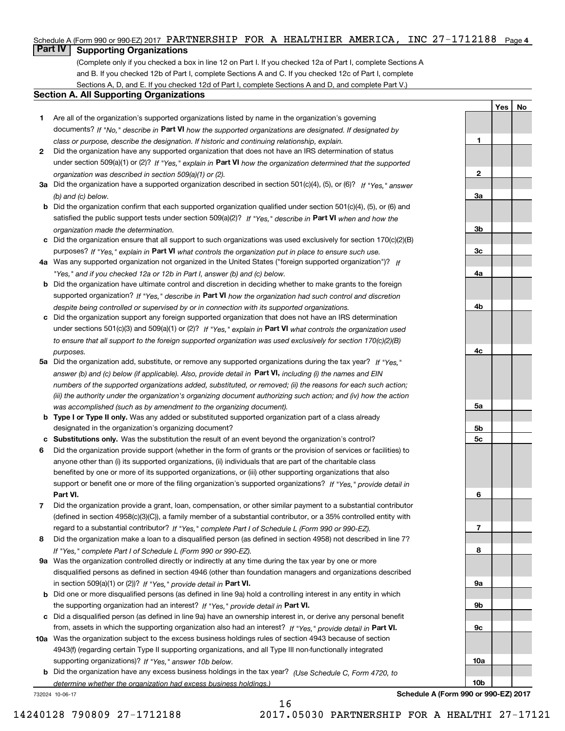Schedule A (Form 990 or 990-EZ) 2017 PARTNERSHIP FOR A HEALTHIER AMERICA, INC 27-1712188 Page 4

## Part IV Supporting Organizations

(Complete only if you checked a box in line 12 on Part I. If you checked 12a of Part I, complete Sections A and B. If you checked 12b of Part I, complete Sections A and C. If you checked 12c of Part I, complete Sections A, D, and E. If you checked 12d of Part I, complete Sections A and D, and complete Part V.)

### Section A. All Supporting Organizations

| | | | Yes | No |
|---|---|---|---|---|
| 1 | Are all of the organization's supported organizations listed by name in the organization's governing documents? *If "No," describe in* **Part VI** *how the supported organizations are designated. If designated by class or purpose, describe the designation. If historic and continuing relationship, explain.* | 1 | | |
| 2 | Did the organization have any supported organization that does not have an IRS determination of status under section 509(a)(1) or (2)? *If "Yes," explain in* **Part VI** *how the organization determined that the supported organization was described in section 509(a)(1) or (2).* | 2 | | |
| 3a | Did the organization have a supported organization described in section 501(c)(4), (5), or (6)? *If "Yes," answer (b) and (c) below.* | 3a | | |
| b | Did the organization confirm that each supported organization qualified under section 501(c)(4), (5), or (6) and satisfied the public support tests under section 509(a)(2)? *If "Yes," describe in* **Part VI** *when and how the organization made the determination.* | 3b | | |
| c | Did the organization ensure that all support to such organizations was used exclusively for section 170(c)(2)(B) purposes? *If "Yes," explain in* **Part VI** *what controls the organization put in place to ensure such use.* | 3c | | |
| 4a | Was any supported organization not organized in the United States ("foreign supported organization")? *If "Yes," and if you checked 12a or 12b in Part I, answer (b) and (c) below.* | 4a | | |
| b | Did the organization have ultimate control and discretion in deciding whether to make grants to the foreign supported organization? *If "Yes," describe in* **Part VI** *how the organization had such control and discretion despite being controlled or supervised by or in connection with its supported organizations.* | 4b | | |
| c | Did the organization support any foreign supported organization that does not have an IRS determination under sections 501(c)(3) and 509(a)(1) or (2)? *If "Yes," explain in* **Part VI** *what controls the organization used to ensure that all support to the foreign supported organization was used exclusively for section 170(c)(2)(B) purposes.* | 4c | | |
| 5a | Did the organization add, substitute, or remove any supported organizations during the tax year? *If "Yes," answer (b) and (c) below (if applicable). Also, provide detail in* **Part VI,** *including (i) the names and EIN numbers of the supported organizations added, substituted, or removed; (ii) the reasons for each such action; (iii) the authority under the organization's organizing document authorizing such action; and (iv) how the action was accomplished (such as by amendment to the organizing document).* | 5a | | |
| b | **Type I or Type II only.** Was any added or substituted supported organization part of a class already designated in the organization's organizing document? | 5b | | |
| c | **Substitutions only.** Was the substitution the result of an event beyond the organization's control? | 5c | | |
| 6 | Did the organization provide support (whether in the form of grants or the provision of services or facilities) to anyone other than (i) its supported organizations, (ii) individuals that are part of the charitable class benefited by one or more of its supported organizations, or (iii) other supporting organizations that also support or benefit one or more of the filing organization's supported organizations? *If "Yes," provide detail in* **Part VI.** | 6 | | |
| 7 | Did the organization provide a grant, loan, compensation, or other similar payment to a substantial contributor (defined in section 4958(c)(3)(C)), a family member of a substantial contributor, or a 35% controlled entity with regard to a substantial contributor? *If "Yes," complete Part I of Schedule L (Form 990 or 990-EZ).* | 7 | | |
| 8 | Did the organization make a loan to a disqualified person (as defined in section 4958) not described in line 7? *If "Yes," complete Part I of Schedule L (Form 990 or 990-EZ).* | 8 | | |
| 9a | Was the organization controlled directly or indirectly at any time during the tax year by one or more disqualified persons as defined in section 4946 (other than foundation managers and organizations described in section 509(a)(1) or (2))? *If "Yes," provide detail in* **Part VI.** | 9a | | |
| b | Did one or more disqualified persons (as defined in line 9a) hold a controlling interest in any entity in which the supporting organization had an interest? *If "Yes," provide detail in* **Part VI.** | 9b | | |
| c | Did a disqualified person (as defined in line 9a) have an ownership interest in, or derive any personal benefit from, assets in which the supporting organization also had an interest? *If "Yes," provide detail in* **Part VI.** | 9c | | |
| 10a | Was the organization subject to the excess business holdings rules of section 4943 because of section 4943(f) (regarding certain Type II supporting organizations, and all Type III non-functionally integrated supporting organizations)? *If "Yes," answer 10b below.* | 10a | | |
| b | Did the organization have any excess business holdings in the tax year? *(Use Schedule C, Form 4720, to determine whether the organization had excess business holdings.)* | 10b | | |

732024 10-06-17

**Schedule A (Form 990 or 990-EZ) 2017**

14240128 790809 27-1712188 2017.05030 PARTNERSHIP FOR A HEALTHI 27-17121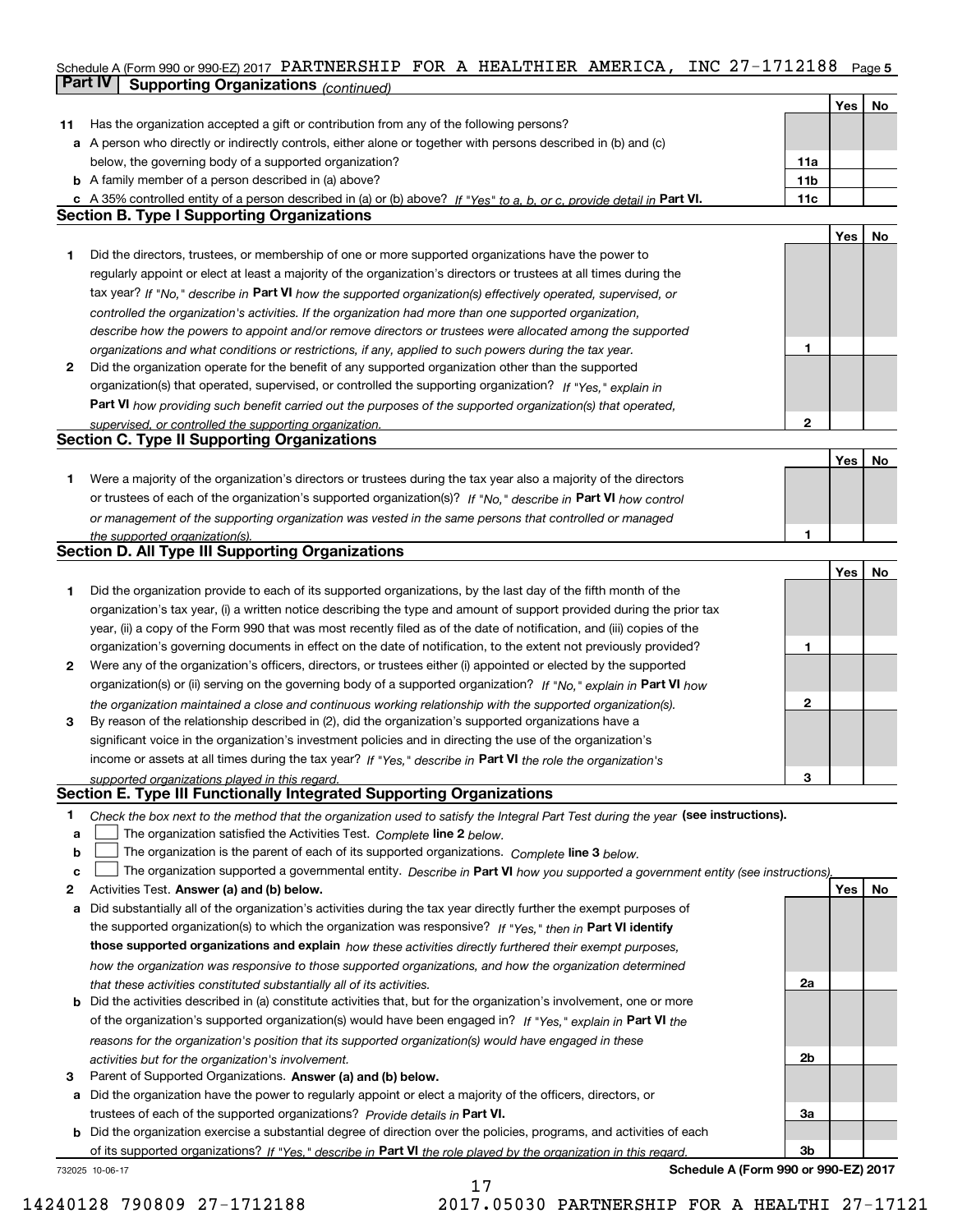Schedule A (Form 990 or 990-EZ) 2017 PARTNERSHIP FOR A HEALTHIER AMERICA, INC 27-1712188 Page 5

## Part IV Supporting Organizations *(continued)*

| | | | Yes | No |
|---|---|---|---|---|
| **11** | Has the organization accepted a gift or contribution from any of the following persons? | | | |
| **a** | A person who directly or indirectly controls, either alone or together with persons described in (b) and (c) below, the governing body of a supported organization? | 11a | | |
| **b** | A family member of a person described in (a) above? | 11b | | |
| **c** | A 35% controlled entity of a person described in (a) or (b) above? *If "Yes" to a, b, or c, provide detail in* **Part VI.** | 11c | | |

### Section B. Type I Supporting Organizations

| | | | Yes | No |
|---|---|---|---|---|
| **1** | Did the directors, trustees, or membership of one or more supported organizations have the power to regularly appoint or elect at least a majority of the organization's directors or trustees at all times during the tax year? *If "No," describe in* **Part VI** *how the supported organization(s) effectively operated, supervised, or controlled the organization's activities. If the organization had more than one supported organization, describe how the powers to appoint and/or remove directors or trustees were allocated among the supported organizations and what conditions or restrictions, if any, applied to such powers during the tax year.* | 1 | | |
| **2** | Did the organization operate for the benefit of any supported organization other than the supported organization(s) that operated, supervised, or controlled the supporting organization? *If "Yes," explain in* **Part VI** *how providing such benefit carried out the purposes of the supported organization(s) that operated, supervised, or controlled the supporting organization.* | 2 | | |

### Section C. Type II Supporting Organizations

| | | | Yes | No |
|---|---|---|---|---|
| **1** | Were a majority of the organization's directors or trustees during the tax year also a majority of the directors or trustees of each of the organization's supported organization(s)? *If "No," describe in* **Part VI** *how control or management of the supporting organization was vested in the same persons that controlled or managed the supported organization(s).* | 1 | | |

### Section D. All Type III Supporting Organizations

| | | | Yes | No |
|---|---|---|---|---|
| **1** | Did the organization provide to each of its supported organizations, by the last day of the fifth month of the organization's tax year, (i) a written notice describing the type and amount of support provided during the prior tax year, (ii) a copy of the Form 990 that was most recently filed as of the date of notification, and (iii) copies of the organization's governing documents in effect on the date of notification, to the extent not previously provided? | 1 | | |
| **2** | Were any of the organization's officers, directors, or trustees either (i) appointed or elected by the supported organization(s) or (ii) serving on the governing body of a supported organization? *If "No," explain in* **Part VI** *how the organization maintained a close and continuous working relationship with the supported organization(s).* | 2 | | |
| **3** | By reason of the relationship described in (2), did the organization's supported organizations have a significant voice in the organization's investment policies and in directing the use of the organization's income or assets at all times during the tax year? *If "Yes," describe in* **Part VI** *the role the organization's supported organizations played in this regard.* | 3 | | |

### Section E. Type III Functionally Integrated Supporting Organizations

**1** *Check the box next to the method that the organization used to satisfy the Integral Part Test during the year* **(see instructions).**

- **a** ☐ The organization satisfied the Activities Test. *Complete* **line 2** *below.*
- **b** ☐ The organization is the parent of each of its supported organizations. *Complete* **line 3** *below.*
- **c** ☐ The organization supported a governmental entity. *Describe in* **Part VI** *how you supported a government entity (see instructions).*

| | | | Yes | No |
|---|---|---|---|---|
| **2** | Activities Test. **Answer (a) and (b) below.** | | | |
| **a** | Did substantially all of the organization's activities during the tax year directly further the exempt purposes of the supported organization(s) to which the organization was responsive? *If "Yes," then in* **Part VI identify those supported organizations and explain** *how these activities directly furthered their exempt purposes, how the organization was responsive to those supported organizations, and how the organization determined that these activities constituted substantially all of its activities.* | 2a | | |
| **b** | Did the activities described in (a) constitute activities that, but for the organization's involvement, one or more of the organization's supported organization(s) would have been engaged in? *If "Yes," explain in* **Part VI** *the reasons for the organization's position that its supported organization(s) would have engaged in these activities but for the organization's involvement.* | 2b | | |
| **3** | Parent of Supported Organizations. **Answer (a) and (b) below.** | | | |
| **a** | Did the organization have the power to regularly appoint or elect a majority of the officers, directors, or trustees of each of the supported organizations? *Provide details in* **Part VI.** | 3a | | |
| **b** | Did the organization exercise a substantial degree of direction over the policies, programs, and activities of each of its supported organizations? *If "Yes," describe in* **Part VI** *the role played by the organization in this regard.* | 3b | | |

732025 10-06-17 **Schedule A (Form 990 or 990-EZ) 2017**

14240128 790809 27-1712188 2017.05030 PARTNERSHIP FOR A HEALTHI 27-17121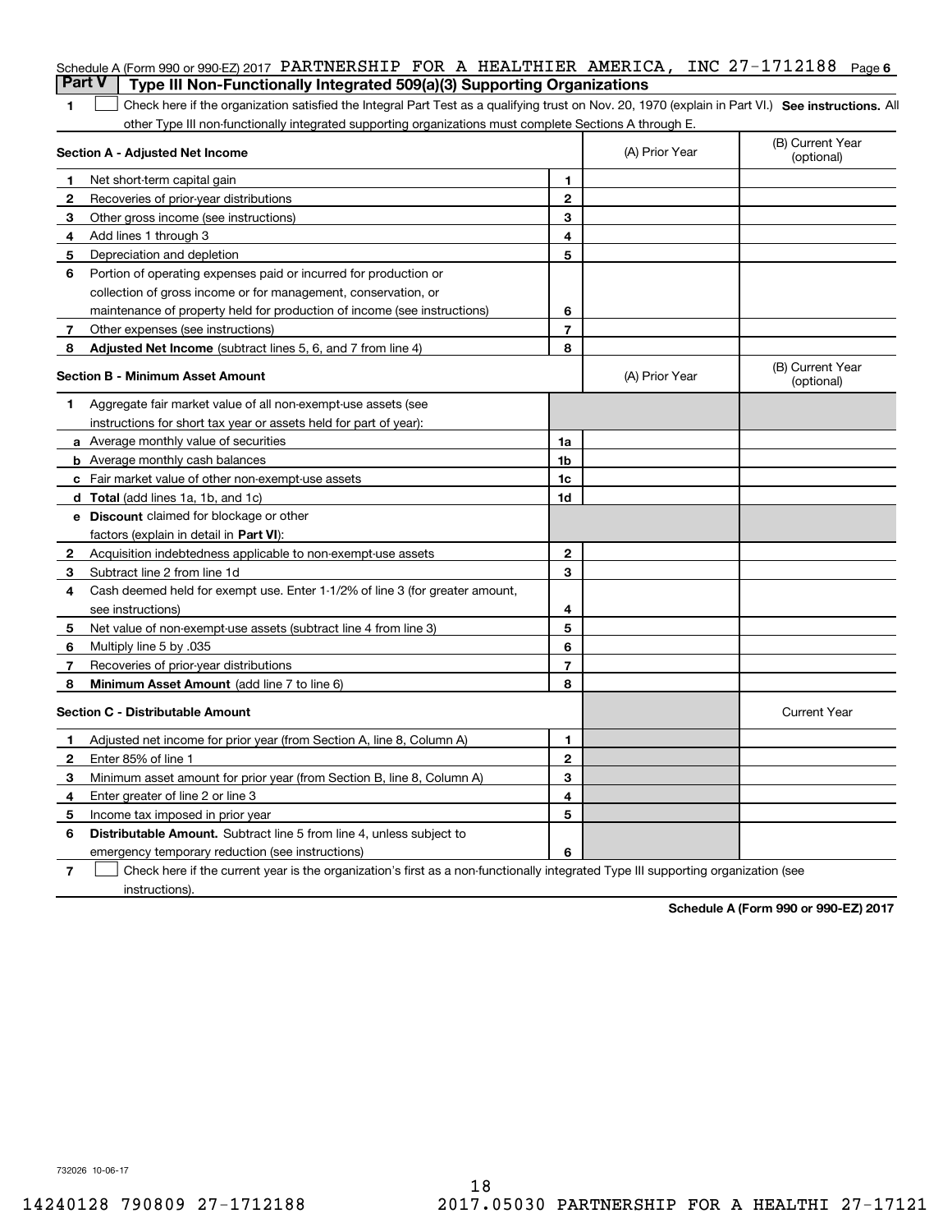Schedule A (Form 990 or 990-EZ) 2017 PARTNERSHIP FOR A HEALTHIER AMERICA, INC 27-1712188 Page 6

**Part V | Type III Non-Functionally Integrated 509(a)(3) Supporting Organizations**

**1** ☐ Check here if the organization satisfied the Integral Part Test as a qualifying trust on Nov. 20, 1970 (explain in Part VI.) **See instructions.** All other Type III non-functionally integrated supporting organizations must complete Sections A through E.

| **Section A - Adjusted Net Income** | | (A) Prior Year | (B) Current Year (optional) |
|---|---|---|---|
| **1** Net short-term capital gain | 1 | | |
| **2** Recoveries of prior-year distributions | 2 | | |
| **3** Other gross income (see instructions) | 3 | | |
| **4** Add lines 1 through 3 | 4 | | |
| **5** Depreciation and depletion | 5 | | |
| **6** Portion of operating expenses paid or incurred for production or collection of gross income or for management, conservation, or maintenance of property held for production of income (see instructions) | 6 | | |
| **7** Other expenses (see instructions) | 7 | | |
| **8** **Adjusted Net Income** (subtract lines 5, 6, and 7 from line 4) | 8 | | |

| **Section B - Minimum Asset Amount** | | (A) Prior Year | (B) Current Year (optional) |
|---|---|---|---|
| **1** Aggregate fair market value of all non-exempt-use assets (see instructions for short tax year or assets held for part of year): | | | |
| **a** Average monthly value of securities | 1a | | |
| **b** Average monthly cash balances | 1b | | |
| **c** Fair market value of other non-exempt-use assets | 1c | | |
| **d** **Total** (add lines 1a, 1b, and 1c) | 1d | | |
| **e** **Discount** claimed for blockage or other factors (explain in detail in **Part VI**): | | | |
| **2** Acquisition indebtedness applicable to non-exempt-use assets | 2 | | |
| **3** Subtract line 2 from line 1d | 3 | | |
| **4** Cash deemed held for exempt use. Enter 1-1/2% of line 3 (for greater amount, see instructions) | 4 | | |
| **5** Net value of non-exempt-use assets (subtract line 4 from line 3) | 5 | | |
| **6** Multiply line 5 by .035 | 6 | | |
| **7** Recoveries of prior-year distributions | 7 | | |
| **8** **Minimum Asset Amount** (add line 7 to line 6) | 8 | | |

| **Section C - Distributable Amount** | | | Current Year |
|---|---|---|---|
| **1** Adjusted net income for prior year (from Section A, line 8, Column A) | 1 | | |
| **2** Enter 85% of line 1 | 2 | | |
| **3** Minimum asset amount for prior year (from Section B, line 8, Column A) | 3 | | |
| **4** Enter greater of line 2 or line 3 | 4 | | |
| **5** Income tax imposed in prior year | 5 | | |
| **6** **Distributable Amount.** Subtract line 5 from line 4, unless subject to emergency temporary reduction (see instructions) | 6 | | |

**7** ☐ Check here if the current year is the organization's first as a non-functionally integrated Type III supporting organization (see instructions).

**Schedule A (Form 990 or 990-EZ) 2017**

732026 10-06-17

14240128 790809 27-1712188 2017.05030 PARTNERSHIP FOR A HEALTHI 27-17121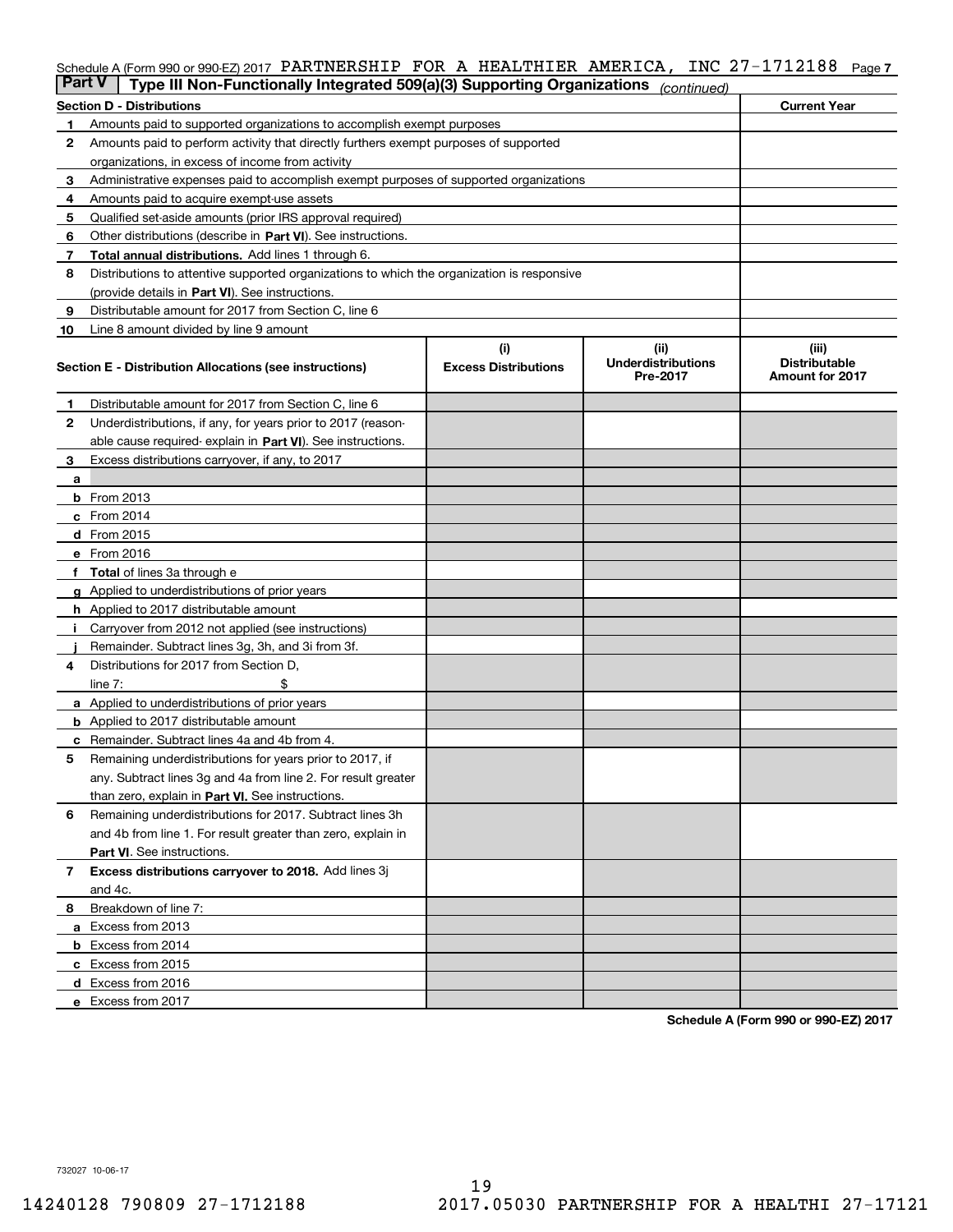Schedule A (Form 990 or 990-EZ) 2017 PARTNERSHIP FOR A HEALTHIER AMERICA, INC 27-1712188 Page 7

## Part V Type III Non-Functionally Integrated 509(a)(3) Supporting Organizations *(continued)*

| Section D - Distributions | | Current Year |
|---|---|---|
| 1 | Amounts paid to supported organizations to accomplish exempt purposes | |
| 2 | Amounts paid to perform activity that directly furthers exempt purposes of supported organizations, in excess of income from activity | |
| 3 | Administrative expenses paid to accomplish exempt purposes of supported organizations | |
| 4 | Amounts paid to acquire exempt-use assets | |
| 5 | Qualified set-aside amounts (prior IRS approval required) | |
| 6 | Other distributions (describe in **Part VI**). See instructions. | |
| 7 | **Total annual distributions.** Add lines 1 through 6. | |
| 8 | Distributions to attentive supported organizations to which the organization is responsive (provide details in **Part VI**). See instructions. | |
| 9 | Distributable amount for 2017 from Section C, line 6 | |
| 10 | Line 8 amount divided by line 9 amount | |

| Section E - Distribution Allocations (see instructions) | (i) Excess Distributions | (ii) Underdistributions Pre-2017 | (iii) Distributable Amount for 2017 |
|---|---|---|---|
| **1** Distributable amount for 2017 from Section C, line 6 | | | |
| **2** Underdistributions, if any, for years prior to 2017 (reasonable cause required- explain in **Part VI**). See instructions. | | | |
| **3** Excess distributions carryover, if any, to 2017 | | | |
| **a** | | | |
| **b** From 2013 | | | |
| **c** From 2014 | | | |
| **d** From 2015 | | | |
| **e** From 2016 | | | |
| **f** **Total** of lines 3a through e | | | |
| **g** Applied to underdistributions of prior years | | | |
| **h** Applied to 2017 distributable amount | | | |
| **i** Carryover from 2012 not applied (see instructions) | | | |
| **j** Remainder. Subtract lines 3g, 3h, and 3i from 3f. | | | |
| **4** Distributions for 2017 from Section D, line 7: $ | | | |
| **a** Applied to underdistributions of prior years | | | |
| **b** Applied to 2017 distributable amount | | | |
| **c** Remainder. Subtract lines 4a and 4b from 4. | | | |
| **5** Remaining underdistributions for years prior to 2017, if any. Subtract lines 3g and 4a from line 2. For result greater than zero, explain in **Part VI.** See instructions. | | | |
| **6** Remaining underdistributions for 2017. Subtract lines 3h and 4b from line 1. For result greater than zero, explain in **Part VI**. See instructions. | | | |
| **7** **Excess distributions carryover to 2018.** Add lines 3j and 4c. | | | |
| **8** Breakdown of line 7: | | | |
| **a** Excess from 2013 | | | |
| **b** Excess from 2014 | | | |
| **c** Excess from 2015 | | | |
| **d** Excess from 2016 | | | |
| **e** Excess from 2017 | | | |

**Schedule A (Form 990 or 990-EZ) 2017**

732027 10-06-17

14240128 790809 27-1712188 2017.05030 PARTNERSHIP FOR A HEALTHI 27-17121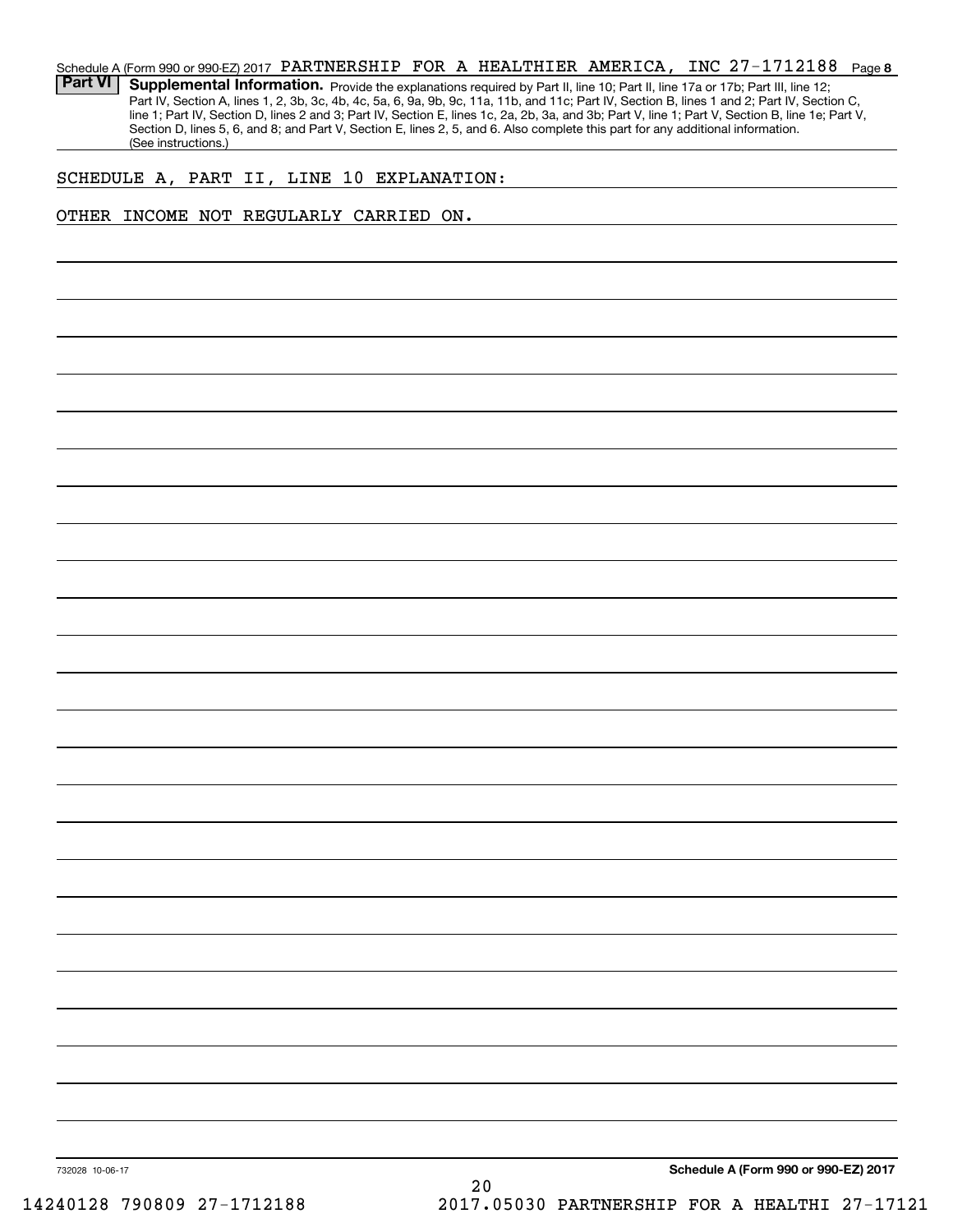Schedule A (Form 990 or 990-EZ) 2017 PARTNERSHIP FOR A HEALTHIER AMERICA, INC 27-1712188 Page **8**

**Part VI** **Supplemental Information.** Provide the explanations required by Part II, line 10; Part II, line 17a or 17b; Part III, line 12; Part IV, Section A, lines 1, 2, 3b, 3c, 4b, 4c, 5a, 6, 9a, 9b, 9c, 11a, 11b, and 11c; Part IV, Section B, lines 1 and 2; Part IV, Section C, line 1; Part IV, Section D, lines 2 and 3; Part IV, Section E, lines 1c, 2a, 2b, 3a, and 3b; Part V, line 1; Part V, Section B, line 1e; Part V, Section D, lines 5, 6, and 8; and Part V, Section E, lines 2, 5, and 6. Also complete this part for any additional information. (See instructions.)

SCHEDULE A, PART II, LINE 10 EXPLANATION:

OTHER INCOME NOT REGULARLY CARRIED ON.

732028 10-06-17

**Schedule A (Form 990 or 990-EZ) 2017**

14240128 790809 27-1712188 2017.05030 PARTNERSHIP FOR A HEALTHI 27-17121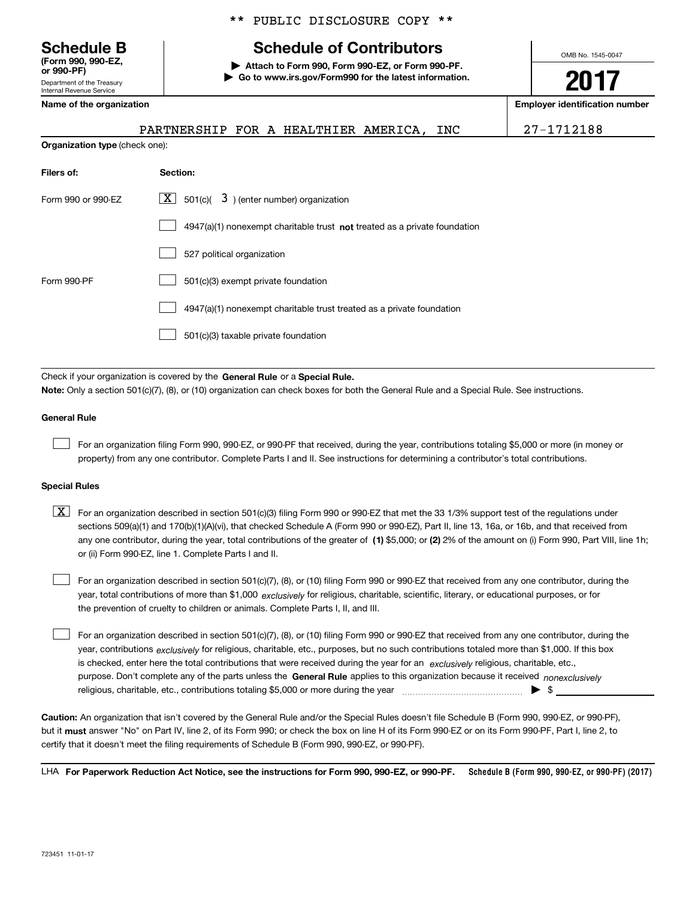** PUBLIC DISCLOSURE COPY **

# Schedule B

**(Form 990, 990-EZ, or 990-PF)**

Department of the Treasury
Internal Revenue Service

## Schedule of Contributors

▶ **Attach to Form 990, Form 990-EZ, or Form 990-PF.**
▶ **Go to www.irs.gov/Form990 for the latest information.**

OMB No. 1545-0047

**2017**

**Name of the organization**

PARTNERSHIP FOR A HEALTHIER AMERICA, INC

**Employer identification number**

27-1712188

**Organization type** (check one):

| Filers of: | Section: |
|---|---|
| Form 990 or 990-EZ | [X] 501(c)( 3 ) (enter number) organization |
| | [ ] 4947(a)(1) nonexempt charitable trust **not** treated as a private foundation |
| | [ ] 527 political organization |
| Form 990-PF | [ ] 501(c)(3) exempt private foundation |
| | [ ] 4947(a)(1) nonexempt charitable trust treated as a private foundation |
| | [ ] 501(c)(3) taxable private foundation |

Check if your organization is covered by the **General Rule** or a **Special Rule.**

**Note:** Only a section 501(c)(7), (8), or (10) organization can check boxes for both the General Rule and a Special Rule. See instructions.

**General Rule**

[ ] For an organization filing Form 990, 990-EZ, or 990-PF that received, during the year, contributions totaling $5,000 or more (in money or property) from any one contributor. Complete Parts I and II. See instructions for determining a contributor's total contributions.

**Special Rules**

[X] For an organization described in section 501(c)(3) filing Form 990 or 990-EZ that met the 33 1/3% support test of the regulations under sections 509(a)(1) and 170(b)(1)(A)(vi), that checked Schedule A (Form 990 or 990-EZ), Part II, line 13, 16a, or 16b, and that received from any one contributor, during the year, total contributions of the greater of **(1)** $5,000; or **(2)** 2% of the amount on (i) Form 990, Part VIII, line 1h; or (ii) Form 990-EZ, line 1. Complete Parts I and II.

[ ] For an organization described in section 501(c)(7), (8), or (10) filing Form 990 or 990-EZ that received from any one contributor, during the year, total contributions of more than $1,000 *exclusively* for religious, charitable, scientific, literary, or educational purposes, or for the prevention of cruelty to children or animals. Complete Parts I, II, and III.

[ ] For an organization described in section 501(c)(7), (8), or (10) filing Form 990 or 990-EZ that received from any one contributor, during the year, contributions *exclusively* for religious, charitable, etc., purposes, but no such contributions totaled more than $1,000. If this box is checked, enter here the total contributions that were received during the year for an *exclusively* religious, charitable, etc., purpose. Don't complete any of the parts unless the **General Rule** applies to this organization because it received *nonexclusively* religious, charitable, etc., contributions totaling $5,000 or more during the year ▶ $

**Caution:** An organization that isn't covered by the General Rule and/or the Special Rules doesn't file Schedule B (Form 990, 990-EZ, or 990-PF), but it **must** answer "No" on Part IV, line 2, of its Form 990; or check the box on line H of its Form 990-EZ or on its Form 990-PF, Part I, line 2, to certify that it doesn't meet the filing requirements of Schedule B (Form 990, 990-EZ, or 990-PF).

LHA **For Paperwork Reduction Act Notice, see the instructions for Form 990, 990-EZ, or 990-PF.** **Schedule B (Form 990, 990-EZ, or 990-PF) (2017)**

723451 11-01-17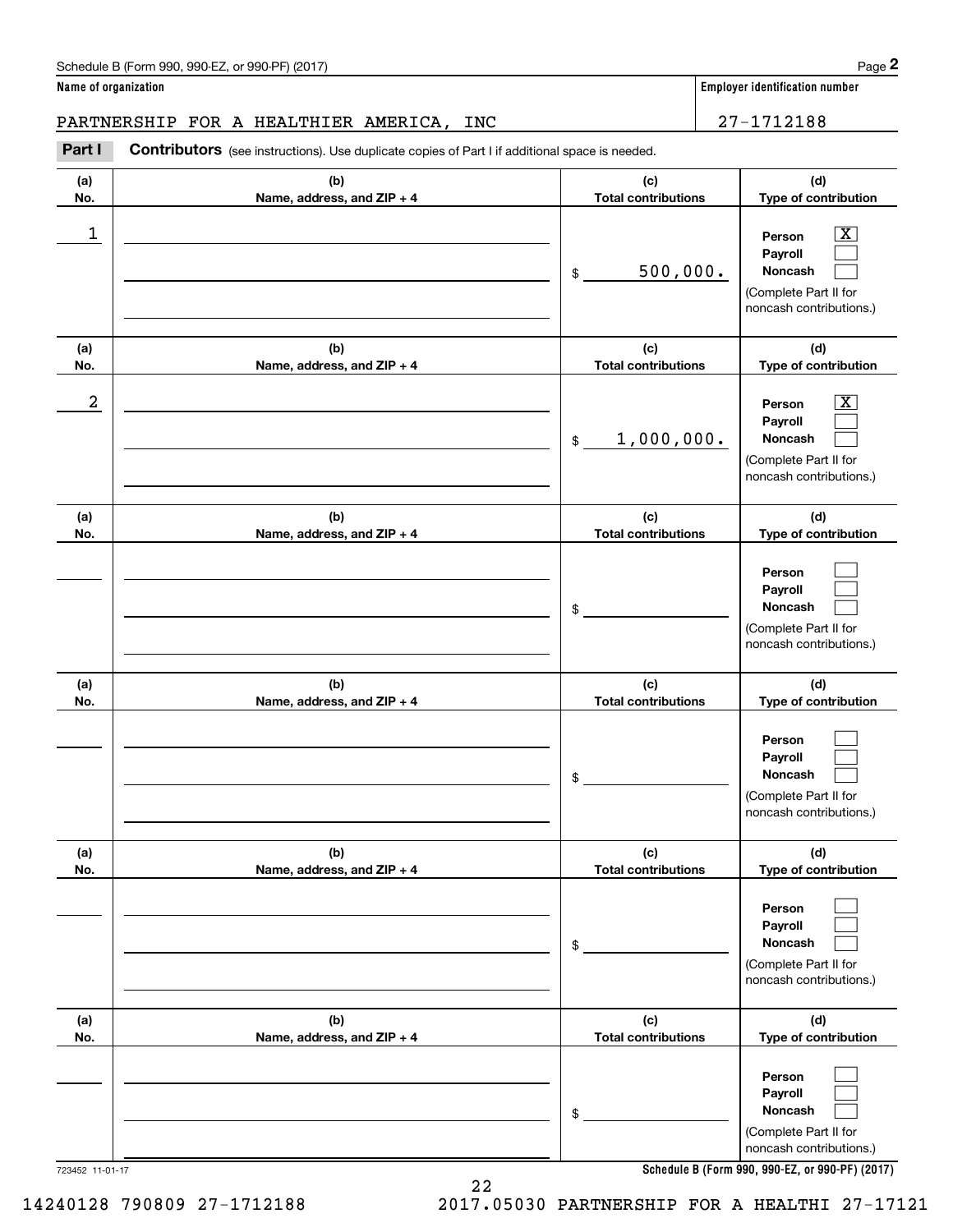Schedule B (Form 990, 990-EZ, or 990-PF) (2017) Page **2**

**Name of organization** | **Employer identification number**

PARTNERSHIP FOR A HEALTHIER AMERICA, INC | 27-1712188

**Part I** **Contributors** (see instructions). Use duplicate copies of Part I if additional space is needed.

| (a) No. | (b) Name, address, and ZIP + 4 | (c) Total contributions | (d) Type of contribution |
|---|---|---|---|
| 1 | | $ 500,000. | Person [X] Payroll [ ] Noncash [ ] (Complete Part II for noncash contributions.) |
| 2 | | $ 1,000,000. | Person [X] Payroll [ ] Noncash [ ] (Complete Part II for noncash contributions.) |
| | | $ | Person [ ] Payroll [ ] Noncash [ ] (Complete Part II for noncash contributions.) |
| | | $ | Person [ ] Payroll [ ] Noncash [ ] (Complete Part II for noncash contributions.) |
| | | $ | Person [ ] Payroll [ ] Noncash [ ] (Complete Part II for noncash contributions.) |
| | | $ | Person [ ] Payroll [ ] Noncash [ ] (Complete Part II for noncash contributions.) |

723452 11-01-17 **Schedule B (Form 990, 990-EZ, or 990-PF) (2017)**

14240128 790809 27-1712188 2017.05030 PARTNERSHIP FOR A HEALTHI 27-17121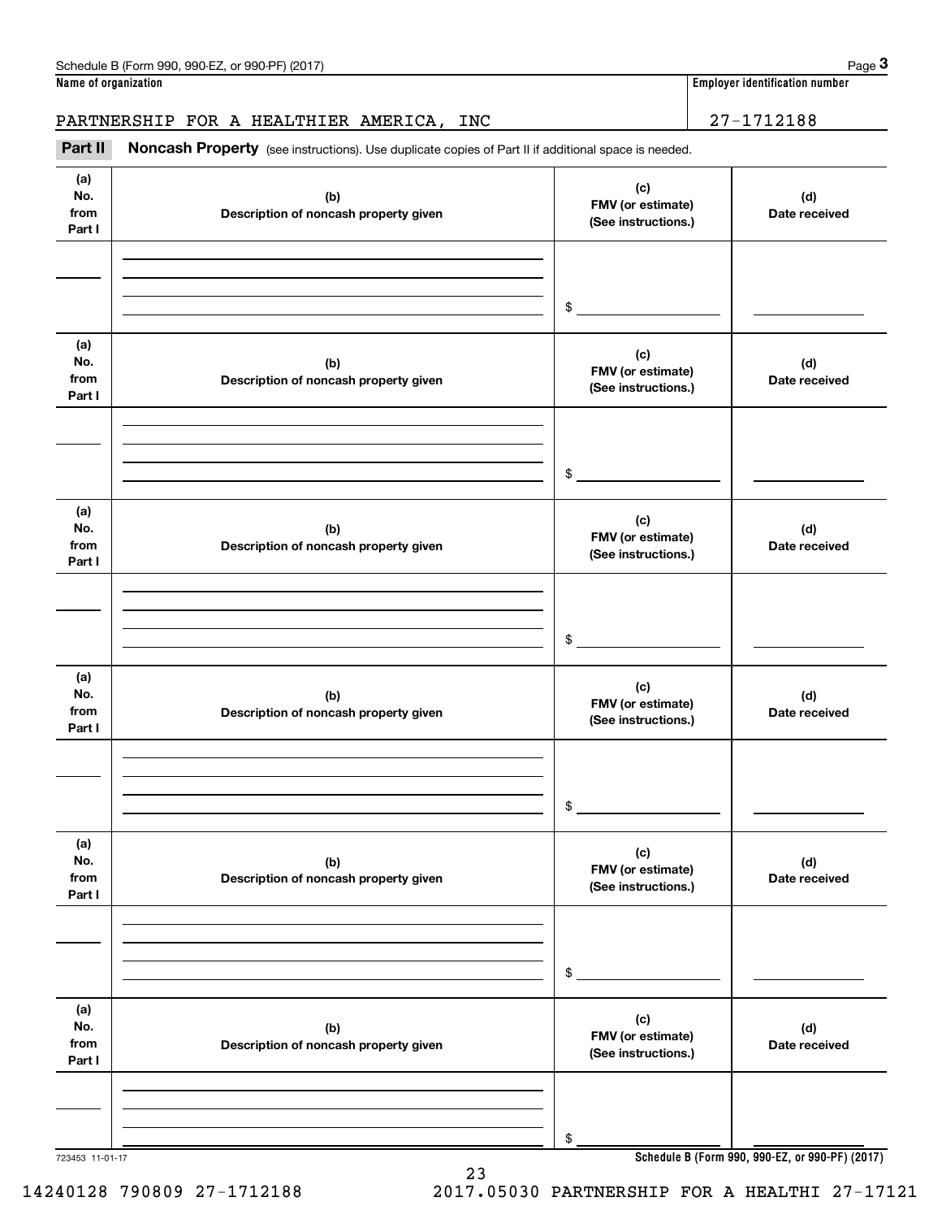Schedule B (Form 990, 990-EZ, or 990-PF) (2017)

**Name of organization**

PARTNERSHIP FOR A HEALTHIER AMERICA, INC

**Employer identification number**

27-1712188

## Part II Noncash Property

(see instructions). Use duplicate copies of Part II if additional space is needed.

| (a) No. from Part I | (b) Description of noncash property given | (c) FMV (or estimate) (See instructions.) | (d) Date received |
|---|---|---|---|
| | | $ | |

| (a) No. from Part I | (b) Description of noncash property given | (c) FMV (or estimate) (See instructions.) | (d) Date received |
|---|---|---|---|
| | | $ | |

| (a) No. from Part I | (b) Description of noncash property given | (c) FMV (or estimate) (See instructions.) | (d) Date received |
|---|---|---|---|
| | | $ | |

| (a) No. from Part I | (b) Description of noncash property given | (c) FMV (or estimate) (See instructions.) | (d) Date received |
|---|---|---|---|
| | | $ | |

| (a) No. from Part I | (b) Description of noncash property given | (c) FMV (or estimate) (See instructions.) | (d) Date received |
|---|---|---|---|
| | | $ | |

| (a) No. from Part I | (b) Description of noncash property given | (c) FMV (or estimate) (See instructions.) | (d) Date received |
|---|---|---|---|
| | | $ | |

723453 11-01-17

**Schedule B (Form 990, 990-EZ, or 990-PF) (2017)**

14240128 790809 27-1712188 2017.05030 PARTNERSHIP FOR A HEALTHI 27-17121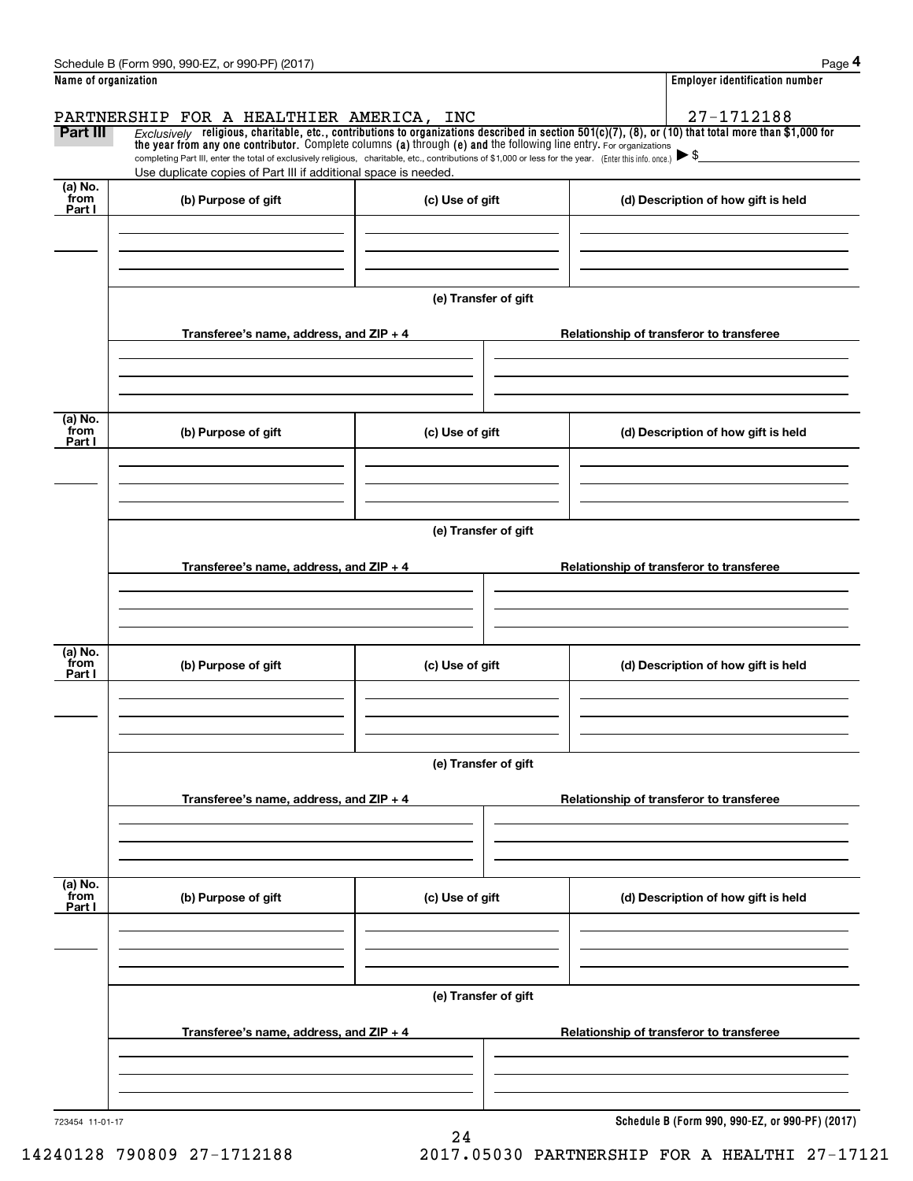Schedule B (Form 990, 990-EZ, or 990-PF) (2017)

| Name of organization | Employer identification number |
|---|---|
| PARTNERSHIP FOR A HEALTHIER AMERICA, INC | 27-1712188 |

**Part III** *Exclusively* **religious, charitable, etc., contributions to organizations described in section 501(c)(7), (8), or (10) that total more than $1,000 for the year from any one contributor.** Complete columns **(a)** through **(e) and** the following line entry. For organizations completing Part III, enter the total of exclusively religious, charitable, etc., contributions of $1,000 or less for the year. (Enter this info. once.) ▶ $

Use duplicate copies of Part III if additional space is needed.

| (a) No. from Part I | (b) Purpose of gift | (c) Use of gift | (d) Description of how gift is held |
|---|---|---|---|
| | | | |

(e) Transfer of gift

| Transferee's name, address, and ZIP + 4 | Relationship of transferor to transferee |
|---|---|
| | |

| (a) No. from Part I | (b) Purpose of gift | (c) Use of gift | (d) Description of how gift is held |
|---|---|---|---|
| | | | |

(e) Transfer of gift

| Transferee's name, address, and ZIP + 4 | Relationship of transferor to transferee |
|---|---|
| | |

| (a) No. from Part I | (b) Purpose of gift | (c) Use of gift | (d) Description of how gift is held |
|---|---|---|---|
| | | | |

(e) Transfer of gift

| Transferee's name, address, and ZIP + 4 | Relationship of transferor to transferee |
|---|---|
| | |

| (a) No. from Part I | (b) Purpose of gift | (c) Use of gift | (d) Description of how gift is held |
|---|---|---|---|
| | | | |

(e) Transfer of gift

| Transferee's name, address, and ZIP + 4 | Relationship of transferor to transferee |
|---|---|
| | |

723454 11-01-17

**Schedule B (Form 990, 990-EZ, or 990-PF) (2017)**

14240128 790809 27-1712188 2017.05030 PARTNERSHIP FOR A HEALTHI 27-17121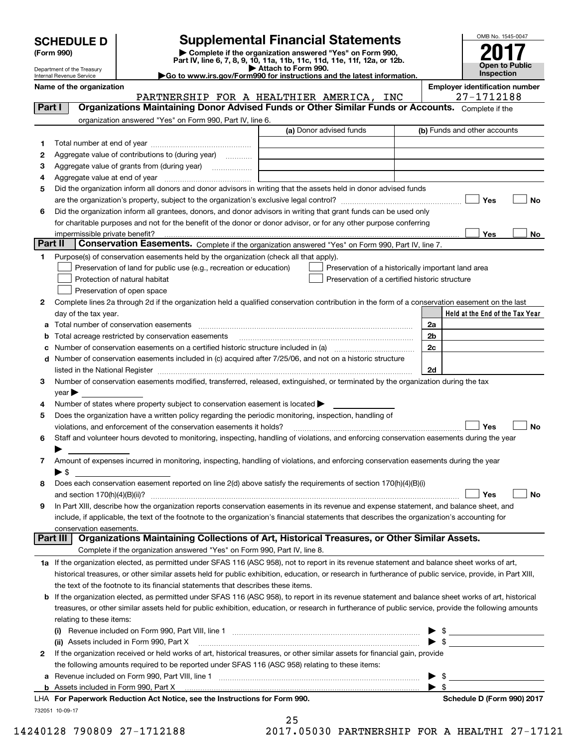# SCHEDULE D (Form 990)

Department of the Treasury
Internal Revenue Service

## Supplemental Financial Statements

▶ Complete if the organization answered "Yes" on Form 990, Part IV, line 6, 7, 8, 9, 10, 11a, 11b, 11c, 11d, 11e, 11f, 12a, or 12b.
▶ Attach to Form 990.
▶Go to www.irs.gov/Form990 for instructions and the latest information.

OMB No. 1545-0047
**2017**
**Open to Public Inspection**

**Name of the organization:** PARTNERSHIP FOR A HEALTHIER AMERICA, INC

**Employer identification number:** 27-1712188

## Part I Organizations Maintaining Donor Advised Funds or Other Similar Funds or Accounts.
Complete if the organization answered "Yes" on Form 990, Part IV, line 6.

| | | (a) Donor advised funds | (b) Funds and other accounts |
|---|---|---|---|
| 1 | Total number at end of year | | |
| 2 | Aggregate value of contributions to (during year) | | |
| 3 | Aggregate value of grants from (during year) | | |
| 4 | Aggregate value at end of year | | |

5 Did the organization inform all donors and donor advisors in writing that the assets held in donor advised funds are the organization's property, subject to the organization's exclusive legal control? ☐ Yes ☐ No

6 Did the organization inform all grantees, donors, and donor advisors in writing that grant funds can be used only for charitable purposes and not for the benefit of the donor or donor advisor, or for any other purpose conferring impermissible private benefit? ☐ Yes ☐ No

## Part II Conservation Easements.
Complete if the organization answered "Yes" on Form 990, Part IV, line 7.

1 Purpose(s) of conservation easements held by the organization (check all that apply).

☐ Preservation of land for public use (e.g., recreation or education)
☐ Protection of natural habitat
☐ Preservation of open space
☐ Preservation of a historically important land area
☐ Preservation of a certified historic structure

2 Complete lines 2a through 2d if the organization held a qualified conservation contribution in the form of a conservation easement on the last day of the tax year.

| | | | Held at the End of the Tax Year |
|---|---|---|---|
| a | Total number of conservation easements | 2a | |
| b | Total acreage restricted by conservation easements | 2b | |
| c | Number of conservation easements on a certified historic structure included in (a) | 2c | |
| d | Number of conservation easements included in (c) acquired after 7/25/06, and not on a historic structure listed in the National Register | 2d | |

3 Number of conservation easements modified, transferred, released, extinguished, or terminated by the organization during the tax year ▶

4 Number of states where property subject to conservation easement is located ▶

5 Does the organization have a written policy regarding the periodic monitoring, inspection, handling of violations, and enforcement of the conservation easements it holds? ☐ Yes ☐ No

6 Staff and volunteer hours devoted to monitoring, inspecting, handling of violations, and enforcing conservation easements during the year ▶

7 Amount of expenses incurred in monitoring, inspecting, handling of violations, and enforcing conservation easements during the year ▶ $

8 Does each conservation easement reported on line 2(d) above satisfy the requirements of section 170(h)(4)(B)(i) and section 170(h)(4)(B)(ii)? ☐ Yes ☐ No

9 In Part XIII, describe how the organization reports conservation easements in its revenue and expense statement, and balance sheet, and include, if applicable, the text of the footnote to the organization's financial statements that describes the organization's accounting for conservation easements.

## Part III Organizations Maintaining Collections of Art, Historical Treasures, or Other Similar Assets.
Complete if the organization answered "Yes" on Form 990, Part IV, line 8.

1a If the organization elected, as permitted under SFAS 116 (ASC 958), not to report in its revenue statement and balance sheet works of art, historical treasures, or other similar assets held for public exhibition, education, or research in furtherance of public service, provide, in Part XIII, the text of the footnote to its financial statements that describes these items.

b If the organization elected, as permitted under SFAS 116 (ASC 958), to report in its revenue statement and balance sheet works of art, historical treasures, or other similar assets held for public exhibition, education, or research in furtherance of public service, provide the following amounts relating to these items:

(i) Revenue included on Form 990, Part VIII, line 1 ▶ $

(ii) Assets included in Form 990, Part X ▶ $

2 If the organization received or held works of art, historical treasures, or other similar assets for financial gain, provide the following amounts required to be reported under SFAS 116 (ASC 958) relating to these items:

a Revenue included on Form 990, Part VIII, line 1 ▶ $

b Assets included in Form 990, Part X ▶ $

LHA For Paperwork Reduction Act Notice, see the Instructions for Form 990. Schedule D (Form 990) 2017

732051 10-09-17

14240128 790809 27-1712188 2017.05030 PARTNERSHIP FOR A HEALTHI 27-17121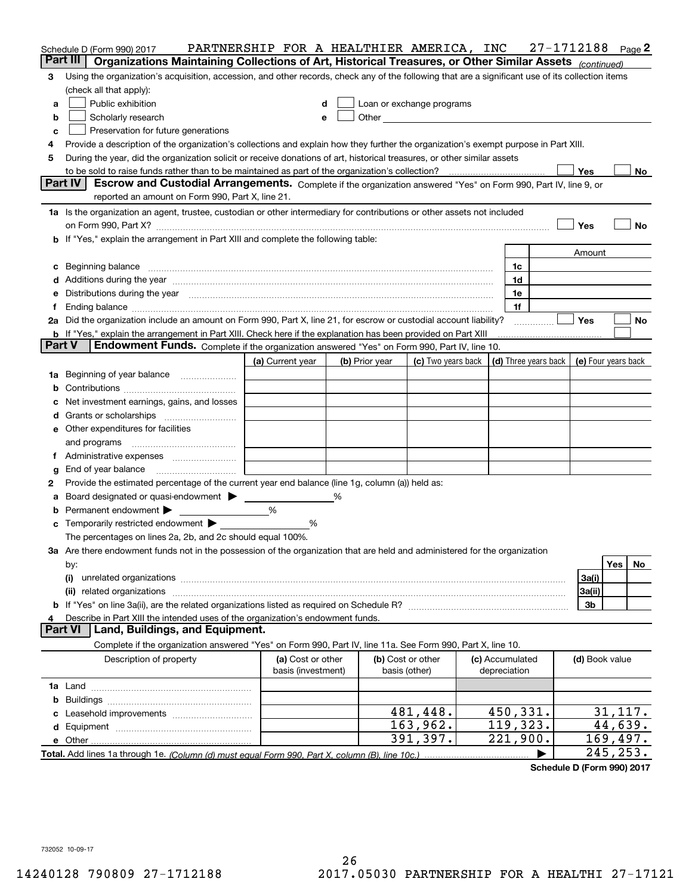Schedule D (Form 990) 2017 PARTNERSHIP FOR A HEALTHIER AMERICA, INC 27-1712188 Page 2

**Part III | Organizations Maintaining Collections of Art, Historical Treasures, or Other Similar Assets** *(continued)*

3 Using the organization's acquisition, accession, and other records, check any of the following that are a significant use of its collection items (check all that apply):

- a ☐ Public exhibition
- b ☐ Scholarly research
- c ☐ Preservation for future generations
- d ☐ Loan or exchange programs
- e ☐ Other

4 Provide a description of the organization's collections and explain how they further the organization's exempt purpose in Part XIII.

5 During the year, did the organization solicit or receive donations of art, historical treasures, or other similar assets to be sold to raise funds rather than to be maintained as part of the organization's collection? ☐ Yes ☐ No

**Part IV | Escrow and Custodial Arrangements.** Complete if the organization answered "Yes" on Form 990, Part IV, line 9, or reported an amount on Form 990, Part X, line 21.

1a Is the organization an agent, trustee, custodian or other intermediary for contributions or other assets not included on Form 990, Part X? ☐ Yes ☐ No

b If "Yes," explain the arrangement in Part XIII and complete the following table:

| | | Amount |
|---|---|---|
| c Beginning balance | 1c | |
| d Additions during the year | 1d | |
| e Distributions during the year | 1e | |
| f Ending balance | 1f | |

2a Did the organization include an amount on Form 990, Part X, line 21, for escrow or custodial account liability? ☐ Yes ☐ No

b If "Yes," explain the arrangement in Part XIII. Check here if the explanation has been provided on Part XIII ☐

**Part V | Endowment Funds.** Complete if the organization answered "Yes" on Form 990, Part IV, line 10.

| | (a) Current year | (b) Prior year | (c) Two years back | (d) Three years back | (e) Four years back |
|---|---|---|---|---|---|
| 1a Beginning of year balance | | | | | |
| b Contributions | | | | | |
| c Net investment earnings, gains, and losses | | | | | |
| d Grants or scholarships | | | | | |
| e Other expenditures for facilities and programs | | | | | |
| f Administrative expenses | | | | | |
| g End of year balance | | | | | |

2 Provide the estimated percentage of the current year end balance (line 1g, column (a)) held as:

- a Board designated or quasi-endowment ▶ %
- b Permanent endowment ▶ %
- c Temporarily restricted endowment ▶ %

The percentages on lines 2a, 2b, and 2c should equal 100%.

3a Are there endowment funds not in the possession of the organization that are held and administered for the organization by:

| | | Yes | No |
|---|---|---|---|
| (i) unrelated organizations | 3a(i) | | |
| (ii) related organizations | 3a(ii) | | |
| b If "Yes" on line 3a(ii), are the related organizations listed as required on Schedule R? | 3b | | |

4 Describe in Part XIII the intended uses of the organization's endowment funds.

**Part VI | Land, Buildings, and Equipment.**

Complete if the organization answered "Yes" on Form 990, Part IV, line 11a. See Form 990, Part X, line 10.

| Description of property | (a) Cost or other basis (investment) | (b) Cost or other basis (other) | (c) Accumulated depreciation | (d) Book value |
|---|---|---|---|---|
| 1a Land | | | | |
| b Buildings | | | | |
| c Leasehold improvements | | 481,448. | 450,331. | 31,117. |
| d Equipment | | 163,962. | 119,323. | 44,639. |
| e Other | | 391,397. | 221,900. | 169,497. |
| **Total.** Add lines 1a through 1e. *(Column (d) must equal Form 990, Part X, column (B), line 10c.)* | | | ▶ | 245,253. |

**Schedule D (Form 990) 2017**

732052 10-09-17

14240128 790809 27-1712188 2017.05030 PARTNERSHIP FOR A HEALTHI 27-17121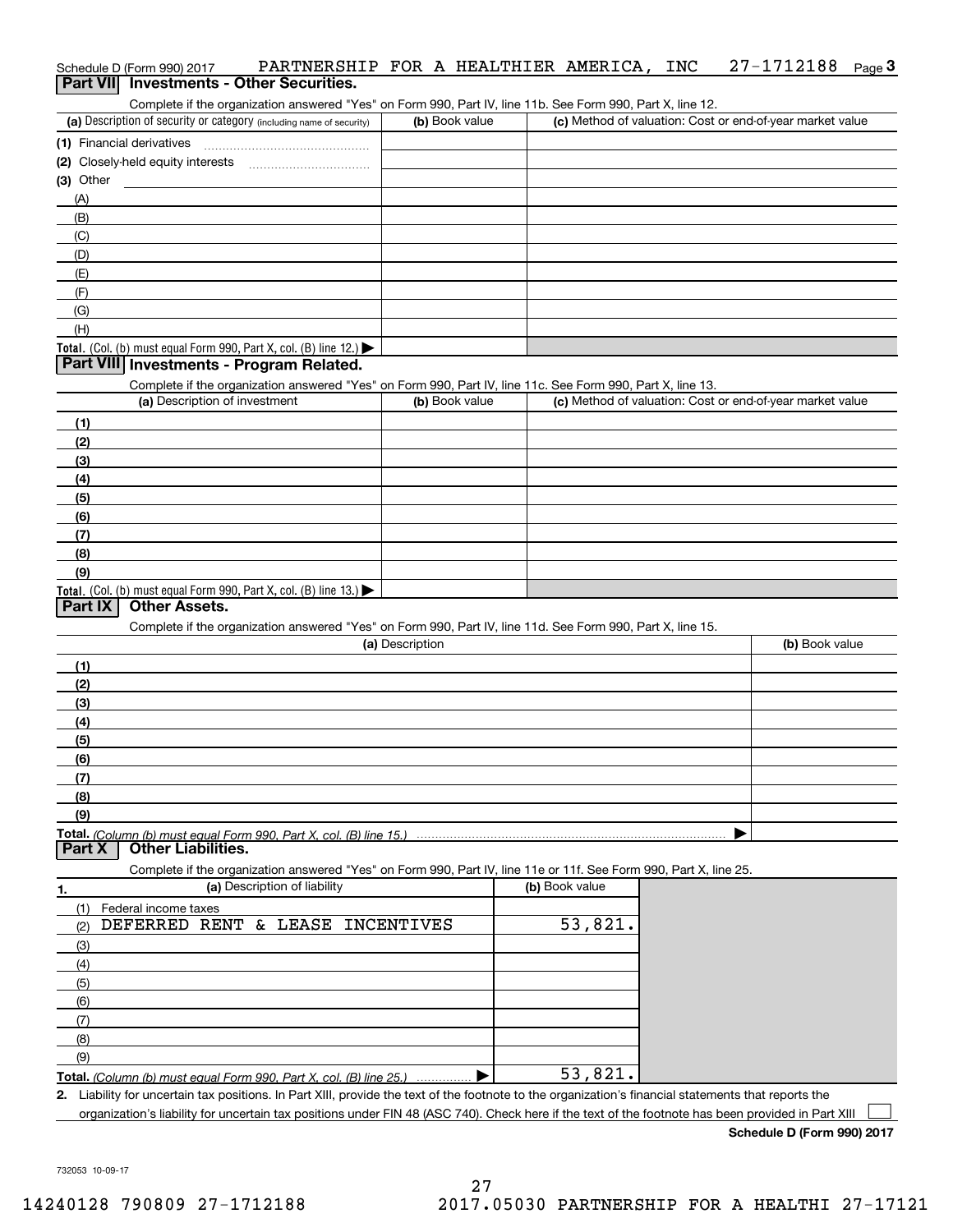Schedule D (Form 990) 2017 PARTNERSHIP FOR A HEALTHIER AMERICA, INC 27-1712188 Page 3

## Part VII Investments - Other Securities.

Complete if the organization answered "Yes" on Form 990, Part IV, line 11b. See Form 990, Part X, line 12.

| (a) Description of security or category (including name of security) | (b) Book value | (c) Method of valuation: Cost or end-of-year market value |
|---|---|---|
| (1) Financial derivatives | | |
| (2) Closely-held equity interests | | |
| (3) Other | | |
| (A) | | |
| (B) | | |
| (C) | | |
| (D) | | |
| (E) | | |
| (F) | | |
| (G) | | |
| (H) | | |
| **Total.** (Col. (b) must equal Form 990, Part X, col. (B) line 12.) ▶ | | |

## Part VIII Investments - Program Related.

Complete if the organization answered "Yes" on Form 990, Part IV, line 11c. See Form 990, Part X, line 13.

| (a) Description of investment | (b) Book value | (c) Method of valuation: Cost or end-of-year market value |
|---|---|---|
| (1) | | |
| (2) | | |
| (3) | | |
| (4) | | |
| (5) | | |
| (6) | | |
| (7) | | |
| (8) | | |
| (9) | | |
| **Total.** (Col. (b) must equal Form 990, Part X, col. (B) line 13.) ▶ | | |

## Part IX Other Assets.

Complete if the organization answered "Yes" on Form 990, Part IV, line 11d. See Form 990, Part X, line 15.

| (a) Description | (b) Book value |
|---|---|
| (1) | |
| (2) | |
| (3) | |
| (4) | |
| (5) | |
| (6) | |
| (7) | |
| (8) | |
| (9) | |
| **Total.** *(Column (b) must equal Form 990, Part X, col. (B) line 15.)* ▶ | |

## Part X Other Liabilities.

Complete if the organization answered "Yes" on Form 990, Part IV, line 11e or 11f. See Form 990, Part X, line 25.

| 1. (a) Description of liability | (b) Book value |
|---|---|
| (1) Federal income taxes | |
| (2) DEFERRED RENT & LEASE INCENTIVES | 53,821. |
| (3) | |
| (4) | |
| (5) | |
| (6) | |
| (7) | |
| (8) | |
| (9) | |
| **Total.** *(Column (b) must equal Form 990, Part X, col. (B) line 25.)* ▶ | 53,821. |

**2.** Liability for uncertain tax positions. In Part XIII, provide the text of the footnote to the organization's financial statements that reports the organization's liability for uncertain tax positions under FIN 48 (ASC 740). Check here if the text of the footnote has been provided in Part XIII ☐

**Schedule D (Form 990) 2017**

732053 10-09-17

14240128 790809 27-1712188 2017.05030 PARTNERSHIP FOR A HEALTHI 27-17121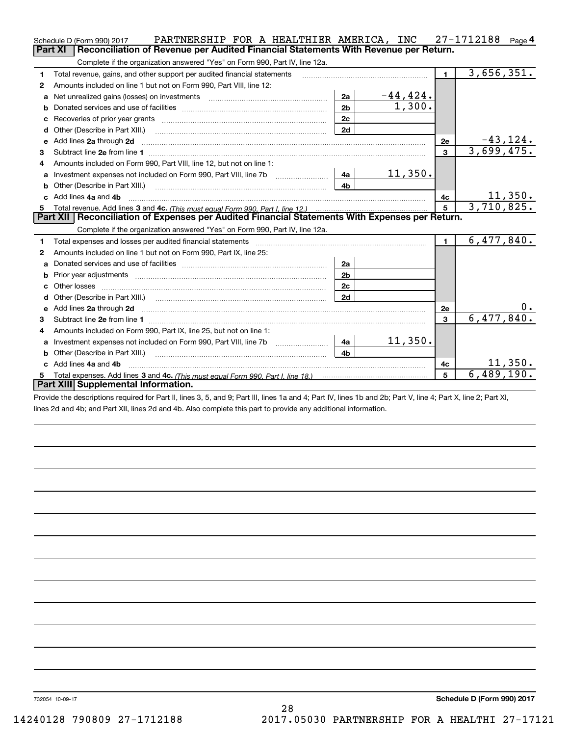Schedule D (Form 990) 2017 PARTNERSHIP FOR A HEALTHIER AMERICA, INC 27-1712188 Page 4

## Part XI Reconciliation of Revenue per Audited Financial Statements With Revenue per Return.

Complete if the organization answered "Yes" on Form 990, Part IV, line 12a.

| | | | | | |
|---|---|---|---|---|---|
| 1 | Total revenue, gains, and other support per audited financial statements | | | 1 | 3,656,351. |
| 2 | Amounts included on line 1 but not on Form 990, Part VIII, line 12: | | | | |
| a | Net unrealized gains (losses) on investments | 2a | -44,424. | | |
| b | Donated services and use of facilities | 2b | 1,300. | | |
| c | Recoveries of prior year grants | 2c | | | |
| d | Other (Describe in Part XIII.) | 2d | | | |
| e | Add lines 2a through 2d | | | 2e | -43,124. |
| 3 | Subtract line 2e from line 1 | | | 3 | 3,699,475. |
| 4 | Amounts included on Form 990, Part VIII, line 12, but not on line 1: | | | | |
| a | Investment expenses not included on Form 990, Part VIII, line 7b | 4a | 11,350. | | |
| b | Other (Describe in Part XIII.) | 4b | | | |
| c | Add lines 4a and 4b | | | 4c | 11,350. |
| 5 | Total revenue. Add lines 3 and 4c. *(This must equal Form 990, Part I, line 12.)* | | | 5 | 3,710,825. |

## Part XII Reconciliation of Expenses per Audited Financial Statements With Expenses per Return.

Complete if the organization answered "Yes" on Form 990, Part IV, line 12a.

| | | | | | |
|---|---|---|---|---|---|
| 1 | Total expenses and losses per audited financial statements | | | 1 | 6,477,840. |
| 2 | Amounts included on line 1 but not on Form 990, Part IX, line 25: | | | | |
| a | Donated services and use of facilities | 2a | | | |
| b | Prior year adjustments | 2b | | | |
| c | Other losses | 2c | | | |
| d | Other (Describe in Part XIII.) | 2d | | | |
| e | Add lines 2a through 2d | | | 2e | 0. |
| 3 | Subtract line 2e from line 1 | | | 3 | 6,477,840. |
| 4 | Amounts included on Form 990, Part IX, line 25, but not on line 1: | | | | |
| a | Investment expenses not included on Form 990, Part VIII, line 7b | 4a | 11,350. | | |
| b | Other (Describe in Part XIII.) | 4b | | | |
| c | Add lines 4a and 4b | | | 4c | 11,350. |
| 5 | Total expenses. Add lines 3 and 4c. *(This must equal Form 990, Part I, line 18.)* | | | 5 | 6,489,190. |

## Part XIII Supplemental Information.

Provide the descriptions required for Part II, lines 3, 5, and 9; Part III, lines 1a and 4; Part IV, lines 1b and 2b; Part V, line 4; Part X, line 2; Part XI, lines 2d and 4b; and Part XII, lines 2d and 4b. Also complete this part to provide any additional information.

732054 10-09-17 **Schedule D (Form 990) 2017**

14240128 790809 27-1712188 2017.05030 PARTNERSHIP FOR A HEALTHI 27-17121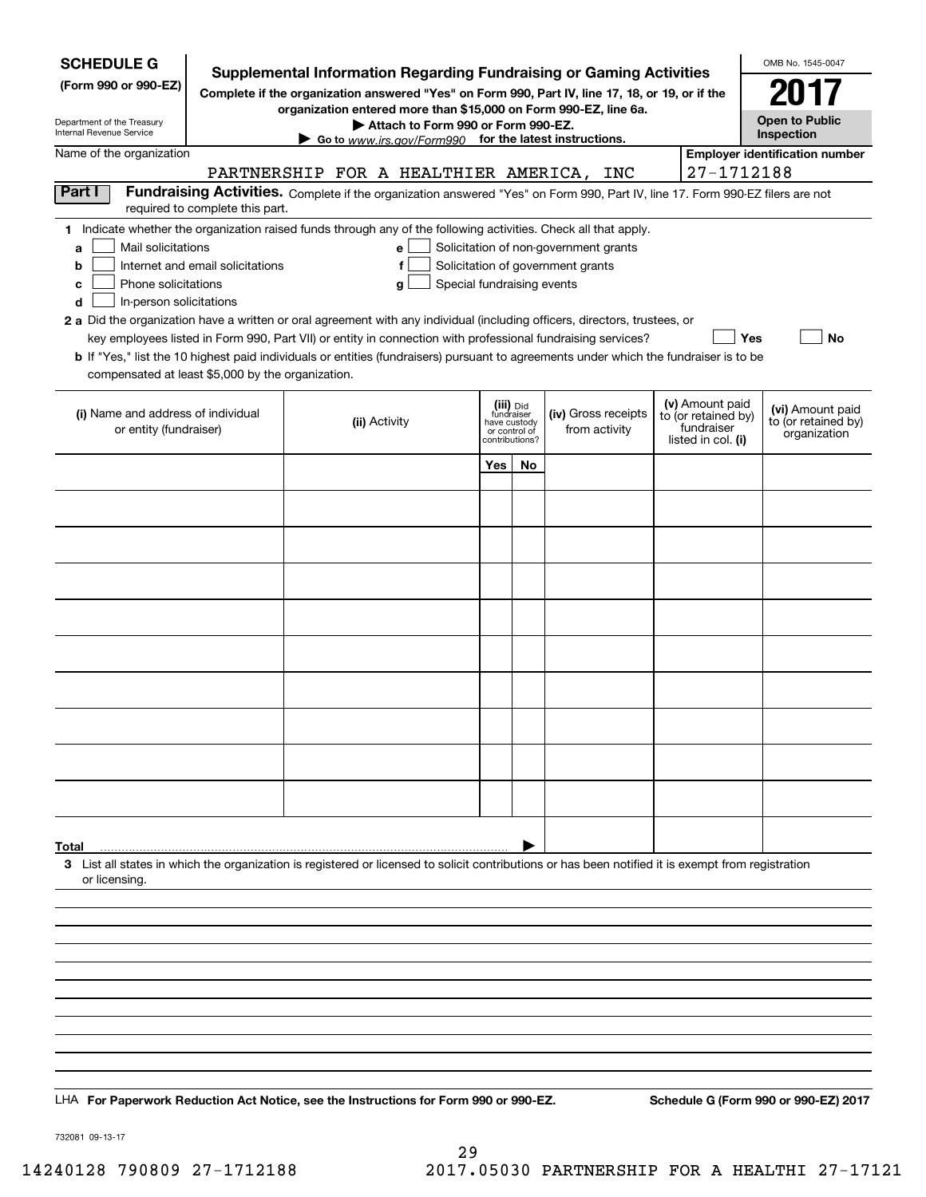**SCHEDULE G**
**(Form 990 or 990-EZ)**

Department of the Treasury
Internal Revenue Service

# Supplemental Information Regarding Fundraising or Gaming Activities

**Complete if the organization answered "Yes" on Form 990, Part IV, line 17, 18, or 19, or if the organization entered more than $15,000 on Form 990-EZ, line 6a.**
**▶ Attach to Form 990 or Form 990-EZ.**
**▶ Go to www.irs.gov/Form990 for the latest instructions.**

OMB No. 1545-0047
**2017**
**Open to Public Inspection**

Name of the organization: PARTNERSHIP FOR A HEALTHIER AMERICA, INC
**Employer identification number**: 27-1712188

**Part I** **Fundraising Activities.** Complete if the organization answered "Yes" on Form 990, Part IV, line 17. Form 990-EZ filers are not required to complete this part.

**1** Indicate whether the organization raised funds through any of the following activities. Check all that apply.

- **a** ☐ Mail solicitations
- **b** ☐ Internet and email solicitations
- **c** ☐ Phone solicitations
- **d** ☐ In-person solicitations
- **e** ☐ Solicitation of non-government grants
- **f** ☐ Solicitation of government grants
- **g** ☐ Special fundraising events

**2 a** Did the organization have a written or oral agreement with any individual (including officers, directors, trustees, or key employees listed in Form 990, Part VII) or entity in connection with professional fundraising services? ☐ **Yes** ☐ **No**

**b** If "Yes," list the 10 highest paid individuals or entities (fundraisers) pursuant to agreements under which the fundraiser is to be compensated at least $5,000 by the organization.

| (i) Name and address of individual or entity (fundraiser) | (ii) Activity | (iii) Did fundraiser have custody or control of contributions? | | (iv) Gross receipts from activity | (v) Amount paid to (or retained by) fundraiser listed in col. (i) | (vi) Amount paid to (or retained by) organization |
|---|---|---|---|---|---|---|
| | | Yes | No | | | |
| | | | | | | |
| | | | | | | |
| | | | | | | |
| | | | | | | |
| | | | | | | |
| | | | | | | |
| | | | | | | |
| | | | | | | |
| | | | | | | |
| | | | | | | |
| **Total** ▶ | | | | | | |

**3** List all states in which the organization is registered or licensed to solicit contributions or has been notified it is exempt from registration or licensing.

LHA **For Paperwork Reduction Act Notice, see the Instructions for Form 990 or 990-EZ.** **Schedule G (Form 990 or 990-EZ) 2017**

732081 09-13-17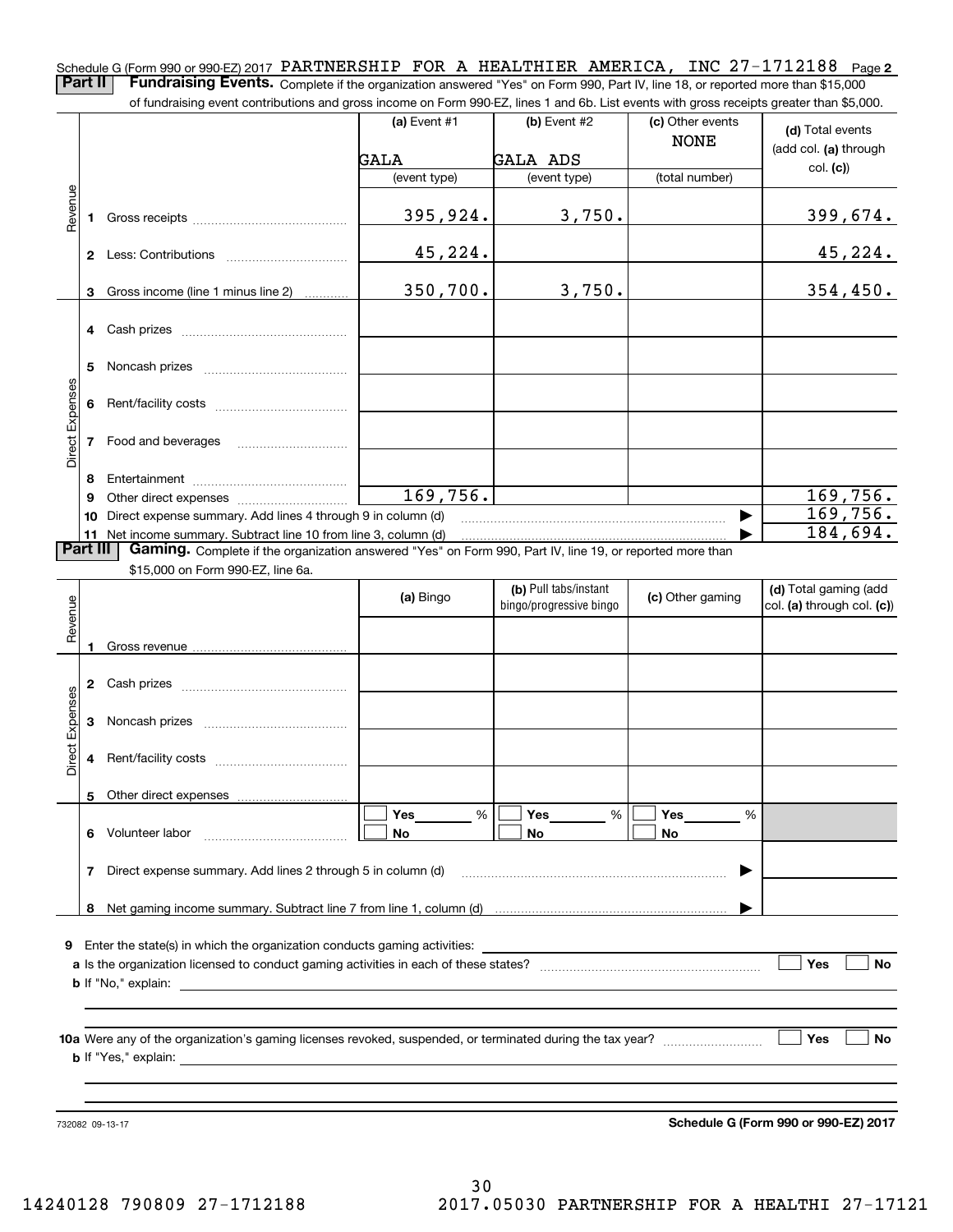Schedule G (Form 990 or 990-EZ) 2017 PARTNERSHIP FOR A HEALTHIER AMERICA, INC 27-1712188 Page 2

## Part II Fundraising Events.

Complete if the organization answered "Yes" on Form 990, Part IV, line 18, or reported more than $15,000 of fundraising event contributions and gross income on Form 990-EZ, lines 1 and 6b. List events with gross receipts greater than $5,000.

| | | (a) Event #1 GALA (event type) | (b) Event #2 GALA ADS (event type) | (c) Other events NONE (total number) | (d) Total events (add col. (a) through col. (c)) |
|---|---|---|---|---|---|
| Revenue | 1 Gross receipts | 395,924. | 3,750. | | 399,674. |
| | 2 Less: Contributions | 45,224. | | | 45,224. |
| | 3 Gross income (line 1 minus line 2) | 350,700. | 3,750. | | 354,450. |
| Direct Expenses | 4 Cash prizes | | | | |
| | 5 Noncash prizes | | | | |
| | 6 Rent/facility costs | | | | |
| | 7 Food and beverages | | | | |
| | 8 Entertainment | | | | |
| | 9 Other direct expenses | 169,756. | | | 169,756. |
| | 10 Direct expense summary. Add lines 4 through 9 in column (d) | | | | 169,756. |
| | 11 Net income summary. Subtract line 10 from line 3, column (d) | | | | 184,694. |

## Part III Gaming.

Complete if the organization answered "Yes" on Form 990, Part IV, line 19, or reported more than $15,000 on Form 990-EZ, line 6a.

| | | (a) Bingo | (b) Pull tabs/instant bingo/progressive bingo | (c) Other gaming | (d) Total gaming (add col. (a) through col. (c)) |
|---|---|---|---|---|---|
| Revenue | 1 Gross revenue | | | | |
| Direct Expenses | 2 Cash prizes | | | | |
| | 3 Noncash prizes | | | | |
| | 4 Rent/facility costs | | | | |
| | 5 Other direct expenses | | | | |
| | 6 Volunteer labor | ☐ Yes ___ % ☐ No | ☐ Yes ___ % ☐ No | ☐ Yes ___ % ☐ No | |
| | 7 Direct expense summary. Add lines 2 through 5 in column (d) | | | | |
| | 8 Net gaming income summary. Subtract line 7 from line 1, column (d) | | | | |

9 Enter the state(s) in which the organization conducts gaming activities:

a Is the organization licensed to conduct gaming activities in each of these states? ☐ Yes ☐ No

b If "No," explain:

10a Were any of the organization's gaming licenses revoked, suspended, or terminated during the tax year? ☐ Yes ☐ No

b If "Yes," explain:

732082 09-13-17

**Schedule G (Form 990 or 990-EZ) 2017**

14240128 790809 27-1712188 2017.05030 PARTNERSHIP FOR A HEALTHI 27-17121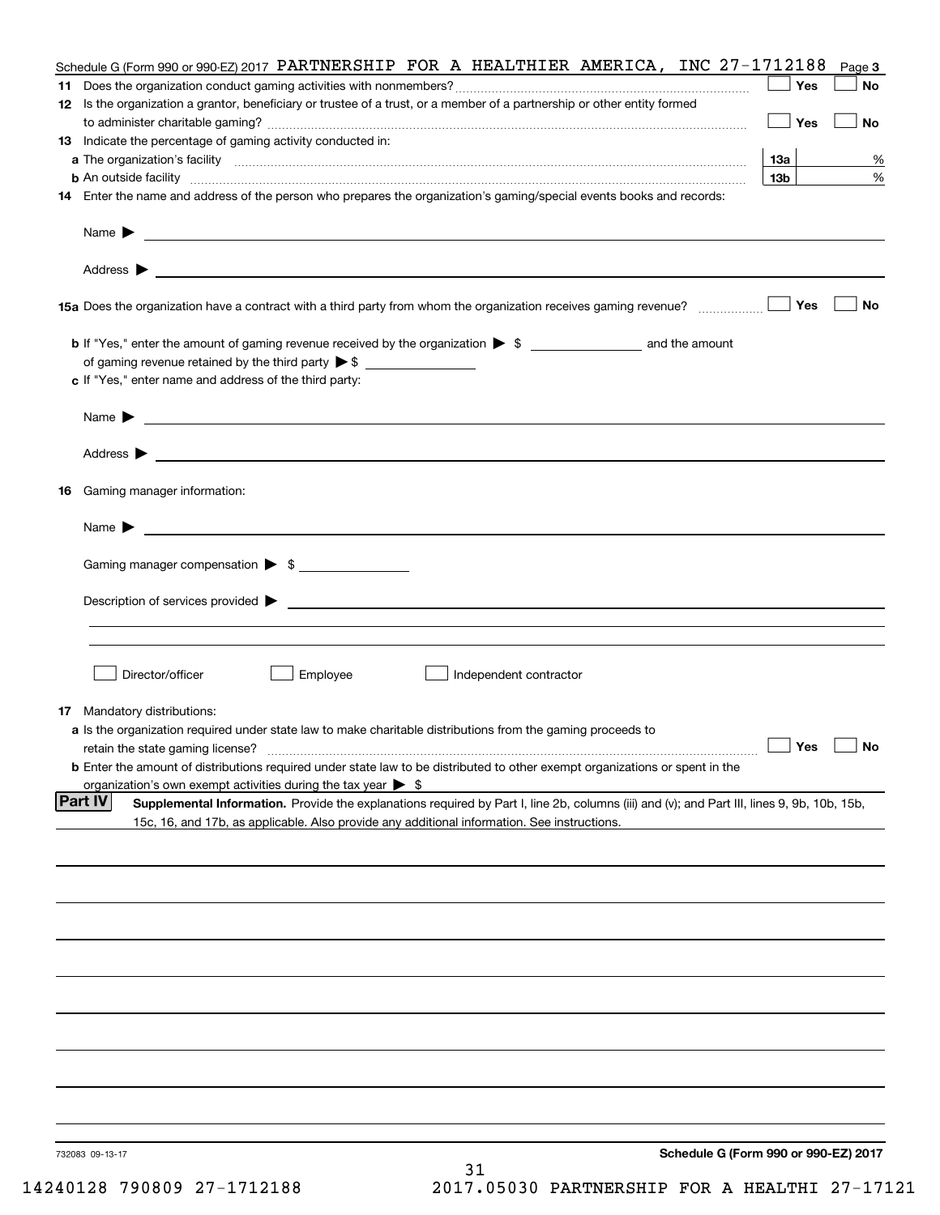Schedule G (Form 990 or 990-EZ) 2017 PARTNERSHIP FOR A HEALTHIER AMERICA, INC 27-1712188 Page 3

**11** Does the organization conduct gaming activities with nonmembers? ☐ Yes ☐ No

**12** Is the organization a grantor, beneficiary or trustee of a trust, or a member of a partnership or other entity formed to administer charitable gaming? ☐ Yes ☐ No

**13** Indicate the percentage of gaming activity conducted in:

**a** The organization's facility **13a** %

**b** An outside facility **13b** %

**14** Enter the name and address of the person who prepares the organization's gaming/special events books and records:

Name ▶

Address ▶

**15a** Does the organization have a contract with a third party from whom the organization receives gaming revenue? ☐ Yes ☐ No

**b** If "Yes," enter the amount of gaming revenue received by the organization ▶ $ ______ and the amount of gaming revenue retained by the third party ▶ $ ______

**c** If "Yes," enter name and address of the third party:

Name ▶

Address ▶

**16** Gaming manager information:

Name ▶

Gaming manager compensation ▶ $

Description of services provided ▶

☐ Director/officer ☐ Employee ☐ Independent contractor

**17** Mandatory distributions:

**a** Is the organization required under state law to make charitable distributions from the gaming proceeds to retain the state gaming license? ☐ Yes ☐ No

**b** Enter the amount of distributions required under state law to be distributed to other exempt organizations or spent in the organization's own exempt activities during the tax year ▶ $

**Part IV** **Supplemental Information.** Provide the explanations required by Part I, line 2b, columns (iii) and (v); and Part III, lines 9, 9b, 10b, 15b, 15c, 16, and 17b, as applicable. Also provide any additional information. See instructions.

732083 09-13-17

**Schedule G (Form 990 or 990-EZ) 2017**

14240128 790809 27-1712188 2017.05030 PARTNERSHIP FOR A HEALTHI 27-17121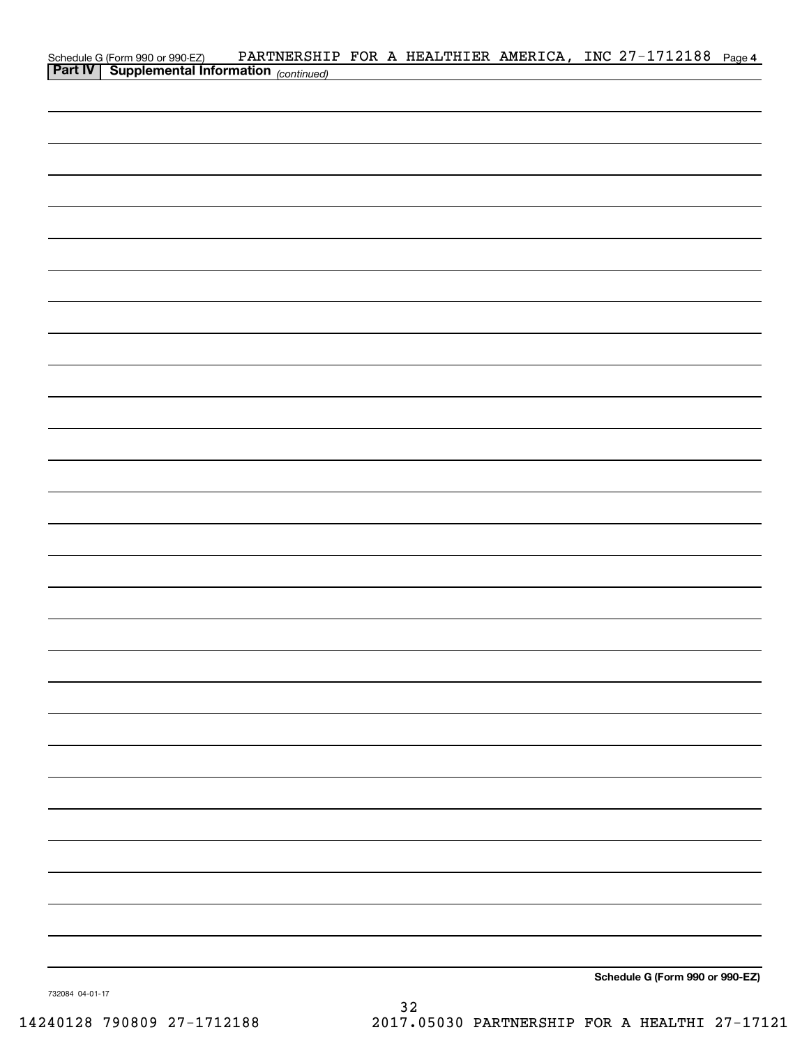Schedule G (Form 990 or 990-EZ) PARTNERSHIP FOR A HEALTHIER AMERICA, INC 27-1712188 Page 4

**Part IV | Supplemental Information** *(continued)*

**Schedule G (Form 990 or 990-EZ)**

732084 04-01-17

14240128 790809 27-1712188 2017.05030 PARTNERSHIP FOR A HEALTHI 27-17121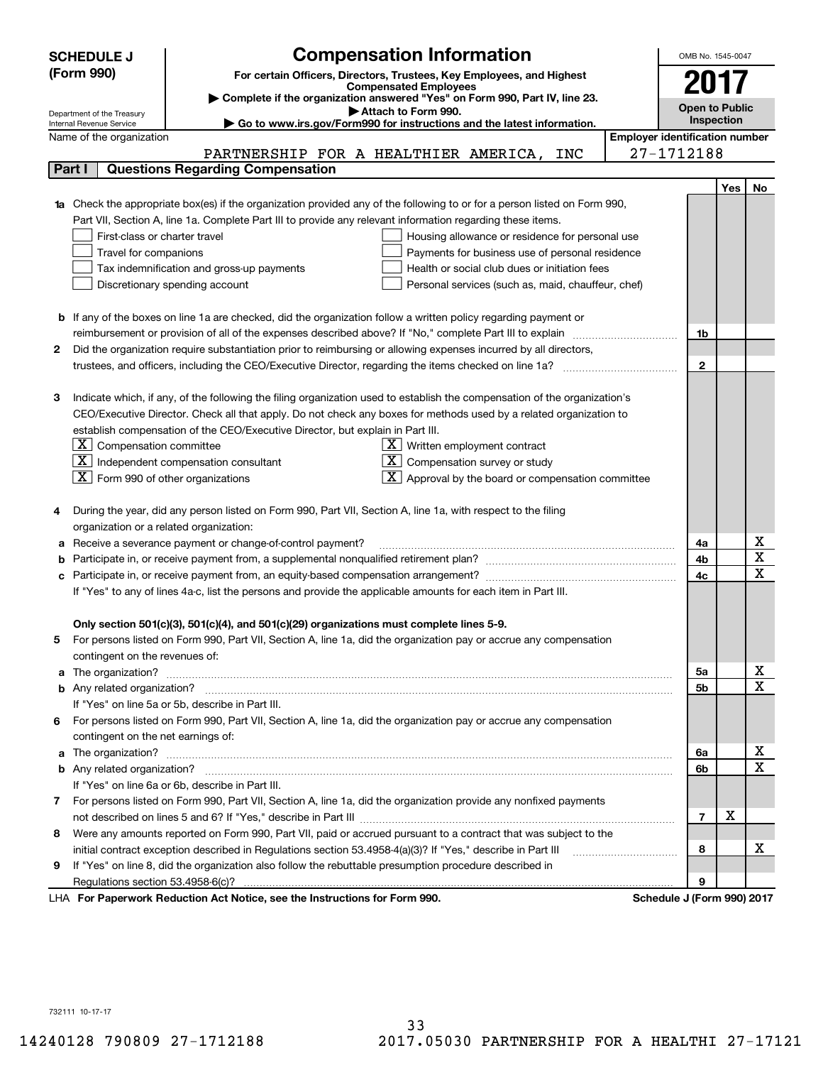**SCHEDULE J (Form 990)**

Department of the Treasury
Internal Revenue Service

# Compensation Information

**For certain Officers, Directors, Trustees, Key Employees, and Highest Compensated Employees**

▶ **Complete if the organization answered "Yes" on Form 990, Part IV, line 23.**

▶ **Attach to Form 990.**

▶ **Go to www.irs.gov/Form990 for instructions and the latest information.**

OMB No. 1545-0047

**2017**

**Open to Public Inspection**

Name of the organization: PARTNERSHIP FOR A HEALTHIER AMERICA, INC

**Employer identification number**: 27-1712188

## Part I Questions Regarding Compensation

| | | | Yes | No |
|---|---|---|---|---|
| **1a** | Check the appropriate box(es) if the organization provided any of the following to or for a person listed on Form 990, Part VII, Section A, line 1a. Complete Part III to provide any relevant information regarding these items.<br>☐ First-class or charter travel ☐ Housing allowance or residence for personal use<br>☐ Travel for companions ☐ Payments for business use of personal residence<br>☐ Tax indemnification and gross-up payments ☐ Health or social club dues or initiation fees<br>☐ Discretionary spending account ☐ Personal services (such as, maid, chauffeur, chef) | | | |
| **b** | If any of the boxes on line 1a are checked, did the organization follow a written policy regarding payment or reimbursement or provision of all of the expenses described above? If "No," complete Part III to explain | 1b | | |
| **2** | Did the organization require substantiation prior to reimbursing or allowing expenses incurred by all directors, trustees, and officers, including the CEO/Executive Director, regarding the items checked on line 1a? | 2 | | |
| **3** | Indicate which, if any, of the following the filing organization used to establish the compensation of the organization's CEO/Executive Director. Check all that apply. Do not check any boxes for methods used by a related organization to establish compensation of the CEO/Executive Director, but explain in Part III.<br>☒ Compensation committee ☒ Written employment contract<br>☒ Independent compensation consultant ☒ Compensation survey or study<br>☒ Form 990 of other organizations ☒ Approval by the board or compensation committee | | | |
| **4** | During the year, did any person listed on Form 990, Part VII, Section A, line 1a, with respect to the filing organization or a related organization: | | | |
| **a** | Receive a severance payment or change-of-control payment? | 4a | | X |
| **b** | Participate in, or receive payment from, a supplemental nonqualified retirement plan? | 4b | | X |
| **c** | Participate in, or receive payment from, an equity-based compensation arrangement? | 4c | | X |
| | If "Yes" to any of lines 4a-c, list the persons and provide the applicable amounts for each item in Part III. | | | |
| | **Only section 501(c)(3), 501(c)(4), and 501(c)(29) organizations must complete lines 5-9.** | | | |
| **5** | For persons listed on Form 990, Part VII, Section A, line 1a, did the organization pay or accrue any compensation contingent on the revenues of: | | | |
| **a** | The organization? | 5a | | X |
| **b** | Any related organization? | 5b | | X |
| | If "Yes" on line 5a or 5b, describe in Part III. | | | |
| **6** | For persons listed on Form 990, Part VII, Section A, line 1a, did the organization pay or accrue any compensation contingent on the net earnings of: | | | |
| **a** | The organization? | 6a | | X |
| **b** | Any related organization? | 6b | | X |
| | If "Yes" on line 6a or 6b, describe in Part III. | | | |
| **7** | For persons listed on Form 990, Part VII, Section A, line 1a, did the organization provide any nonfixed payments not described on lines 5 and 6? If "Yes," describe in Part III | 7 | X | |
| **8** | Were any amounts reported on Form 990, Part VII, paid or accrued pursuant to a contract that was subject to the initial contract exception described in Regulations section 53.4958-4(a)(3)? If "Yes," describe in Part III | 8 | | X |
| **9** | If "Yes" on line 8, did the organization also follow the rebuttable presumption procedure described in Regulations section 53.4958-6(c)? | 9 | | |

LHA **For Paperwork Reduction Act Notice, see the Instructions for Form 990.** **Schedule J (Form 990) 2017**

732111 10-17-17

14240128 790809 27-1712188 2017.05030 PARTNERSHIP FOR A HEALTHI 27-17121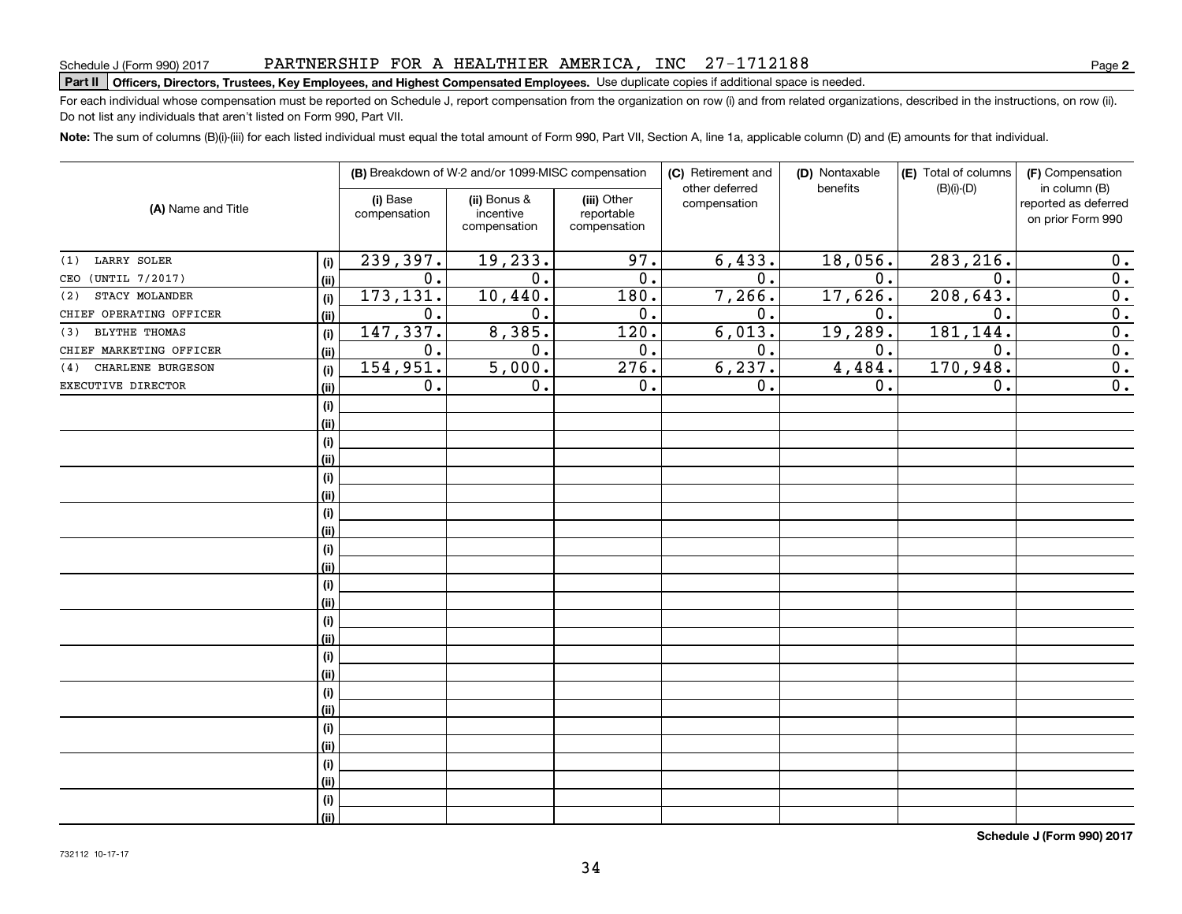Schedule J (Form 990) 2017 PARTNERSHIP FOR A HEALTHIER AMERICA, INC 27-1712188

**Part II Officers, Directors, Trustees, Key Employees, and Highest Compensated Employees.** Use duplicate copies if additional space is needed.

For each individual whose compensation must be reported on Schedule J, report compensation from the organization on row (i) and from related organizations, described in the instructions, on row (ii). Do not list any individuals that aren't listed on Form 990, Part VII.

**Note:** The sum of columns (B)(i)-(iii) for each listed individual must equal the total amount of Form 990, Part VII, Section A, line 1a, applicable column (D) and (E) amounts for that individual.

| (A) Name and Title | | (B) Breakdown of W-2 and/or 1099-MISC compensation | | | (C) Retirement and other deferred compensation | (D) Nontaxable benefits | (E) Total of columns (B)(i)-(D) | (F) Compensation in column (B) reported as deferred on prior Form 990 |
|---|---|---|---|---|---|---|---|---|
| | | (i) Base compensation | (ii) Bonus & incentive compensation | (iii) Other reportable compensation | | | | |
| (1) LARRY SOLER | (i) | 239,397. | 19,233. | 97. | 6,433. | 18,056. | 283,216. | 0. |
| CEO (UNTIL 7/2017) | (ii) | 0. | 0. | 0. | 0. | 0. | 0. | 0. |
| (2) STACY MOLANDER | (i) | 173,131. | 10,440. | 180. | 7,266. | 17,626. | 208,643. | 0. |
| CHIEF OPERATING OFFICER | (ii) | 0. | 0. | 0. | 0. | 0. | 0. | 0. |
| (3) BLYTHE THOMAS | (i) | 147,337. | 8,385. | 120. | 6,013. | 19,289. | 181,144. | 0. |
| CHIEF MARKETING OFFICER | (ii) | 0. | 0. | 0. | 0. | 0. | 0. | 0. |
| (4) CHARLENE BURGESON | (i) | 154,951. | 5,000. | 276. | 6,237. | 4,484. | 170,948. | 0. |
| EXECUTIVE DIRECTOR | (ii) | 0. | 0. | 0. | 0. | 0. | 0. | 0. |

Schedule J (Form 990) 2017

732112 10-17-17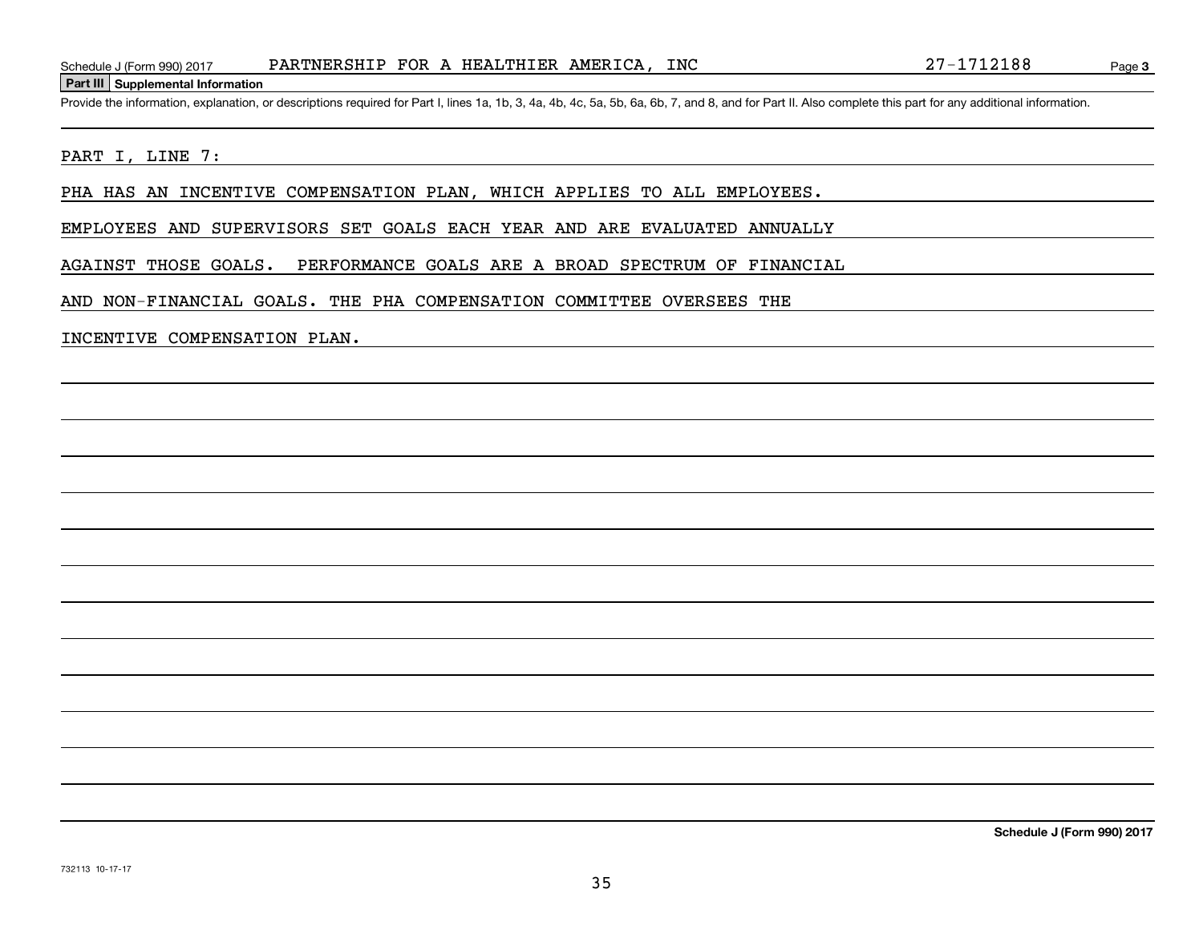**Part III Supplemental Information**

Provide the information, explanation, or descriptions required for Part I, lines 1a, 1b, 3, 4a, 4b, 4c, 5a, 5b, 6a, 6b, 7, and 8, and for Part II. Also complete this part for any additional information.

PART I, LINE 7:

PHA HAS AN INCENTIVE COMPENSATION PLAN, WHICH APPLIES TO ALL EMPLOYEES. EMPLOYEES AND SUPERVISORS SET GOALS EACH YEAR AND ARE EVALUATED ANNUALLY AGAINST THOSE GOALS. PERFORMANCE GOALS ARE A BROAD SPECTRUM OF FINANCIAL AND NON-FINANCIAL GOALS. THE PHA COMPENSATION COMMITTEE OVERSEES THE INCENTIVE COMPENSATION PLAN.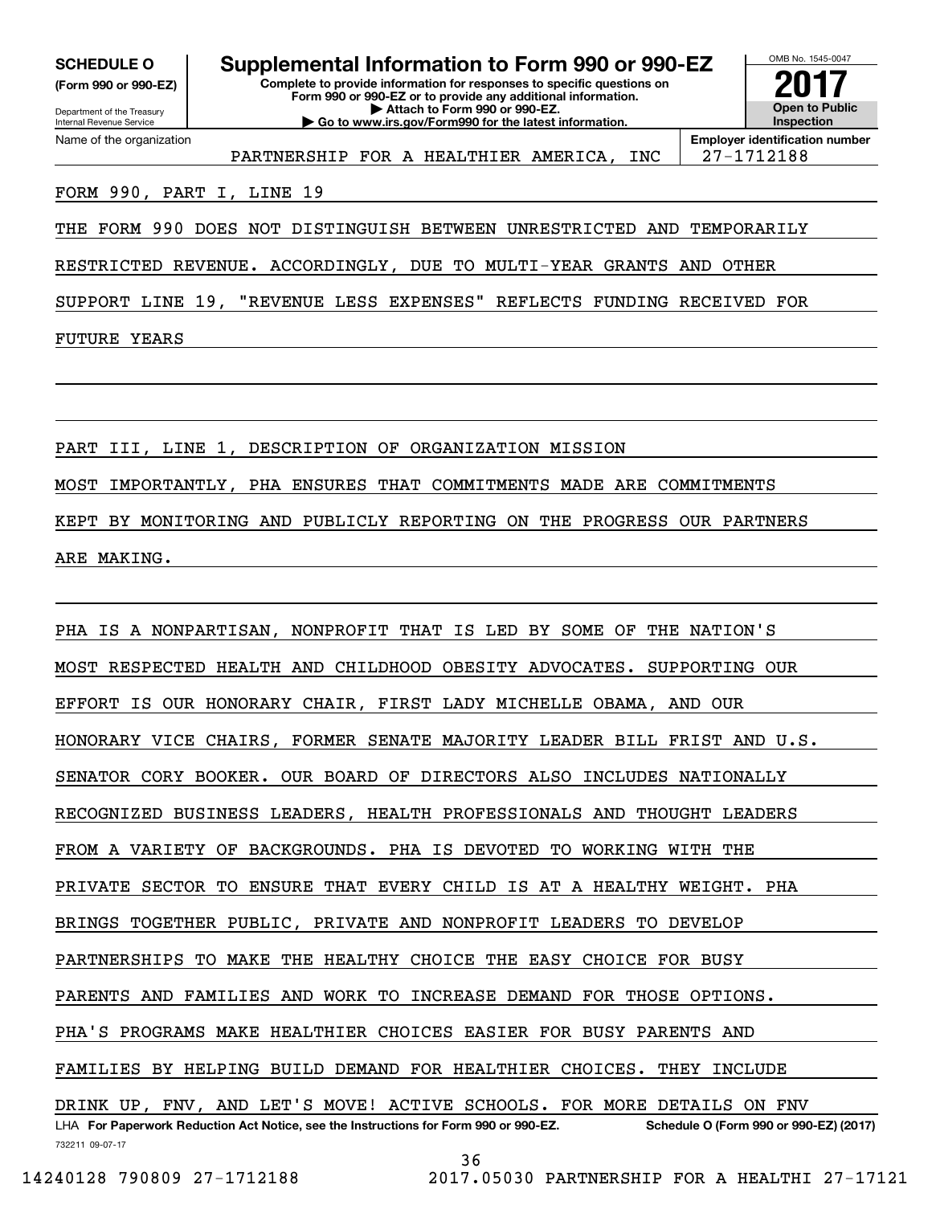**SCHEDULE O**
**(Form 990 or 990-EZ)**

Department of the Treasury
Internal Revenue Service

# Supplemental Information to Form 990 or 990-EZ

**Complete to provide information for responses to specific questions on Form 990 or 990-EZ or to provide any additional information.**
**▶ Attach to Form 990 or 990-EZ.**
**▶ Go to www.irs.gov/Form990 for the latest information.**

OMB No. 1545-0047
**2017**
**Open to Public Inspection**

| Name of the organization | Employer identification number |
|---|---|
| PARTNERSHIP FOR A HEALTHIER AMERICA, INC | 27-1712188 |

FORM 990, PART I, LINE 19

THE FORM 990 DOES NOT DISTINGUISH BETWEEN UNRESTRICTED AND TEMPORARILY RESTRICTED REVENUE. ACCORDINGLY, DUE TO MULTI-YEAR GRANTS AND OTHER SUPPORT LINE 19, "REVENUE LESS EXPENSES" REFLECTS FUNDING RECEIVED FOR FUTURE YEARS

PART III, LINE 1, DESCRIPTION OF ORGANIZATION MISSION

MOST IMPORTANTLY, PHA ENSURES THAT COMMITMENTS MADE ARE COMMITMENTS KEPT BY MONITORING AND PUBLICLY REPORTING ON THE PROGRESS OUR PARTNERS ARE MAKING.

PHA IS A NONPARTISAN, NONPROFIT THAT IS LED BY SOME OF THE NATION'S MOST RESPECTED HEALTH AND CHILDHOOD OBESITY ADVOCATES. SUPPORTING OUR EFFORT IS OUR HONORARY CHAIR, FIRST LADY MICHELLE OBAMA, AND OUR HONORARY VICE CHAIRS, FORMER SENATE MAJORITY LEADER BILL FRIST AND U.S. SENATOR CORY BOOKER. OUR BOARD OF DIRECTORS ALSO INCLUDES NATIONALLY RECOGNIZED BUSINESS LEADERS, HEALTH PROFESSIONALS AND THOUGHT LEADERS FROM A VARIETY OF BACKGROUNDS. PHA IS DEVOTED TO WORKING WITH THE PRIVATE SECTOR TO ENSURE THAT EVERY CHILD IS AT A HEALTHY WEIGHT. PHA BRINGS TOGETHER PUBLIC, PRIVATE AND NONPROFIT LEADERS TO DEVELOP PARTNERSHIPS TO MAKE THE HEALTHY CHOICE THE EASY CHOICE FOR BUSY PARENTS AND FAMILIES AND WORK TO INCREASE DEMAND FOR THOSE OPTIONS. PHA'S PROGRAMS MAKE HEALTHIER CHOICES EASIER FOR BUSY PARENTS AND FAMILIES BY HELPING BUILD DEMAND FOR HEALTHIER CHOICES. THEY INCLUDE DRINK UP, FNV, AND LET'S MOVE! ACTIVE SCHOOLS. FOR MORE DETAILS ON FNV

LHA **For Paperwork Reduction Act Notice, see the Instructions for Form 990 or 990-EZ.** **Schedule O (Form 990 or 990-EZ) (2017)**
732211 09-07-17

14240128 790809 27-1712188 2017.05030 PARTNERSHIP FOR A HEALTHI 27-17121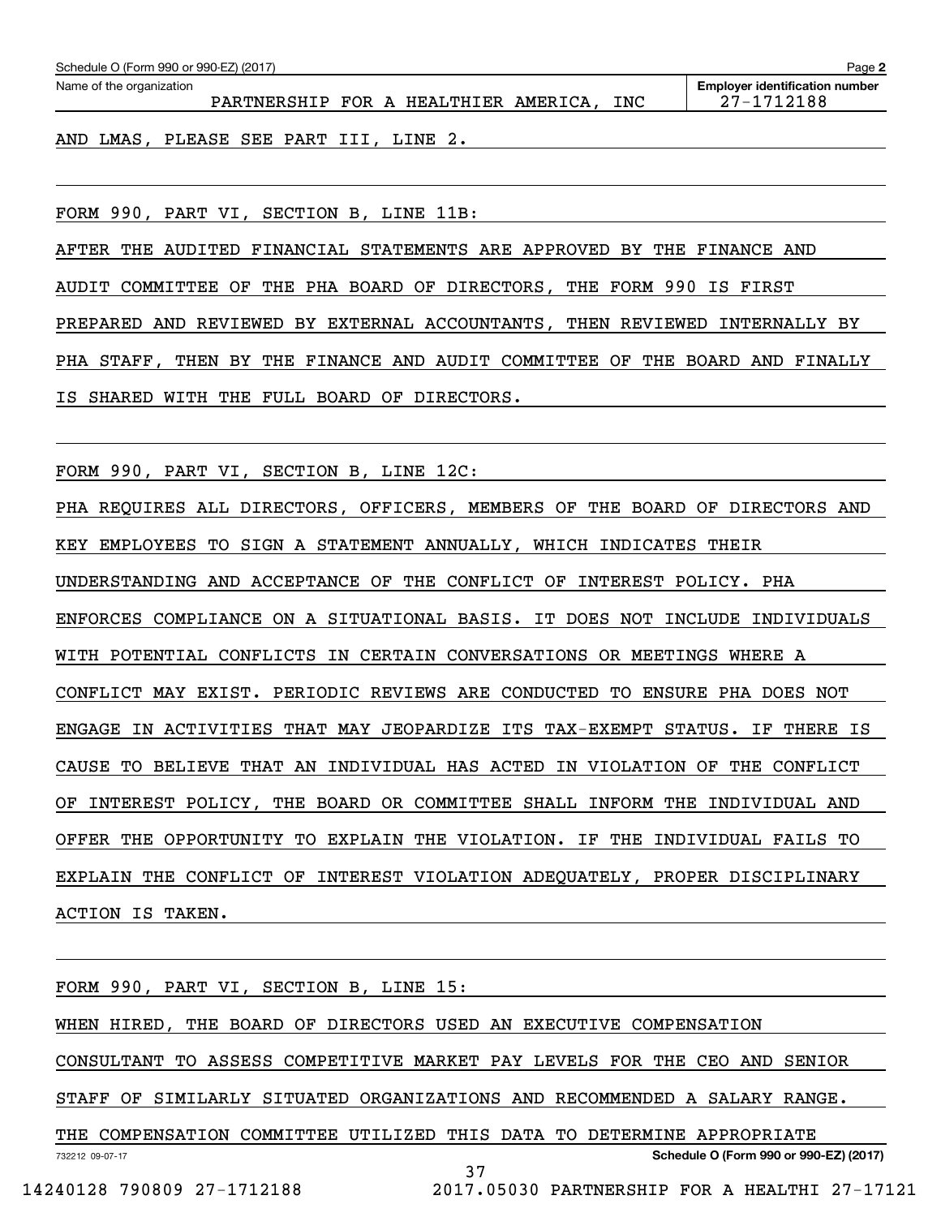Schedule O (Form 990 or 990-EZ) (2017)

Name of the organization: PARTNERSHIP FOR A HEALTHIER AMERICA, INC

Employer identification number: 27-1712188

AND LMAS, PLEASE SEE PART III, LINE 2.

FORM 990, PART VI, SECTION B, LINE 11B:

AFTER THE AUDITED FINANCIAL STATEMENTS ARE APPROVED BY THE FINANCE AND AUDIT COMMITTEE OF THE PHA BOARD OF DIRECTORS, THE FORM 990 IS FIRST PREPARED AND REVIEWED BY EXTERNAL ACCOUNTANTS, THEN REVIEWED INTERNALLY BY PHA STAFF, THEN BY THE FINANCE AND AUDIT COMMITTEE OF THE BOARD AND FINALLY IS SHARED WITH THE FULL BOARD OF DIRECTORS.

FORM 990, PART VI, SECTION B, LINE 12C:

PHA REQUIRES ALL DIRECTORS, OFFICERS, MEMBERS OF THE BOARD OF DIRECTORS AND KEY EMPLOYEES TO SIGN A STATEMENT ANNUALLY, WHICH INDICATES THEIR UNDERSTANDING AND ACCEPTANCE OF THE CONFLICT OF INTEREST POLICY. PHA ENFORCES COMPLIANCE ON A SITUATIONAL BASIS. IT DOES NOT INCLUDE INDIVIDUALS WITH POTENTIAL CONFLICTS IN CERTAIN CONVERSATIONS OR MEETINGS WHERE A CONFLICT MAY EXIST. PERIODIC REVIEWS ARE CONDUCTED TO ENSURE PHA DOES NOT ENGAGE IN ACTIVITIES THAT MAY JEOPARDIZE ITS TAX-EXEMPT STATUS. IF THERE IS CAUSE TO BELIEVE THAT AN INDIVIDUAL HAS ACTED IN VIOLATION OF THE CONFLICT OF INTEREST POLICY, THE BOARD OR COMMITTEE SHALL INFORM THE INDIVIDUAL AND OFFER THE OPPORTUNITY TO EXPLAIN THE VIOLATION. IF THE INDIVIDUAL FAILS TO EXPLAIN THE CONFLICT OF INTEREST VIOLATION ADEQUATELY, PROPER DISCIPLINARY ACTION IS TAKEN.

FORM 990, PART VI, SECTION B, LINE 15:

WHEN HIRED, THE BOARD OF DIRECTORS USED AN EXECUTIVE COMPENSATION CONSULTANT TO ASSESS COMPETITIVE MARKET PAY LEVELS FOR THE CEO AND SENIOR STAFF OF SIMILARLY SITUATED ORGANIZATIONS AND RECOMMENDED A SALARY RANGE. THE COMPENSATION COMMITTEE UTILIZED THIS DATA TO DETERMINE APPROPRIATE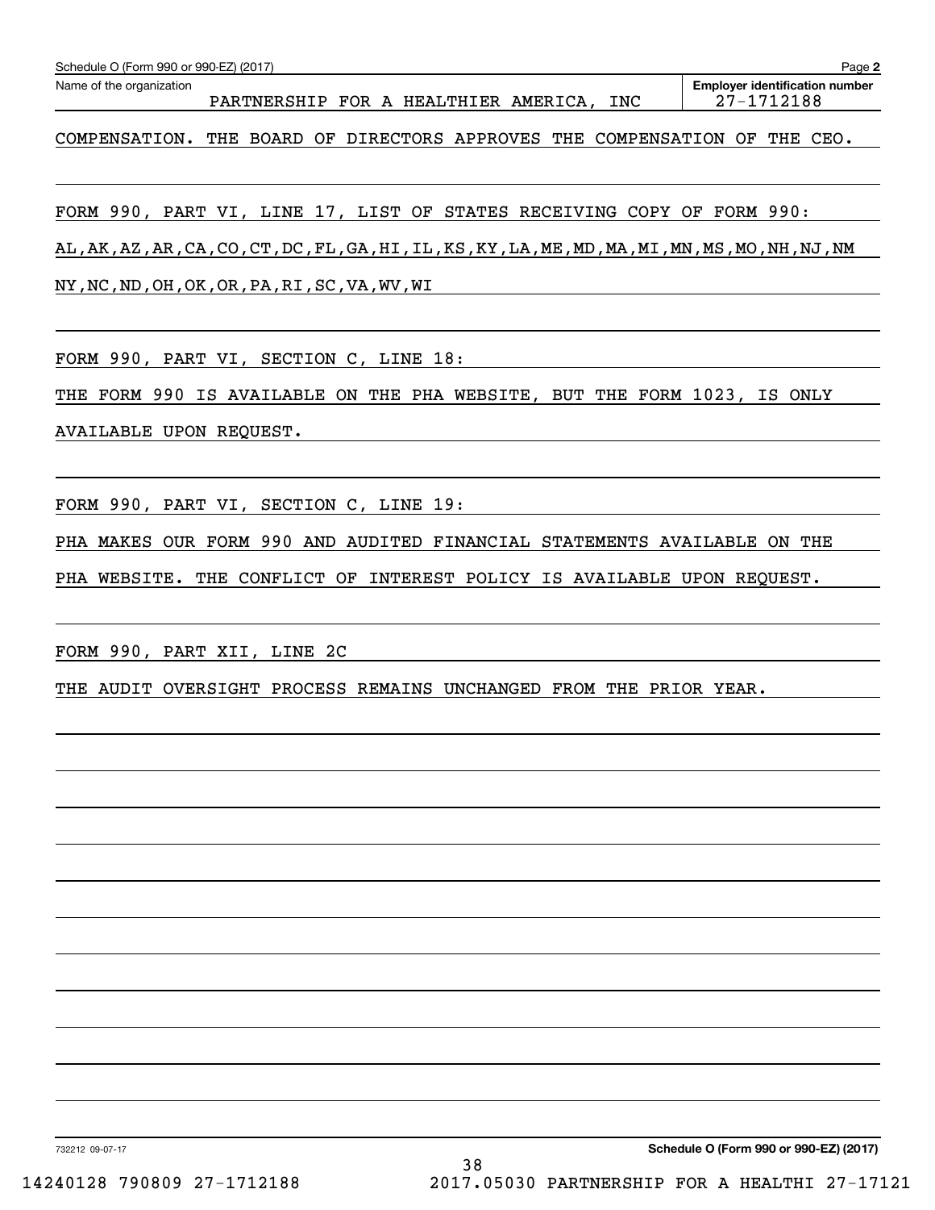Schedule O (Form 990 or 990-EZ) (2017) Page **2**

Name of the organization: PARTNERSHIP FOR A HEALTHIER AMERICA, INC

**Employer identification number**: 27-1712188

COMPENSATION. THE BOARD OF DIRECTORS APPROVES THE COMPENSATION OF THE CEO.

FORM 990, PART VI, LINE 17, LIST OF STATES RECEIVING COPY OF FORM 990:

AL,AK,AZ,AR,CA,CO,CT,DC,FL,GA,HI,IL,KS,KY,LA,ME,MD,MA,MI,MN,MS,MO,NH,NJ,NM

NY,NC,ND,OH,OK,OR,PA,RI,SC,VA,WV,WI

FORM 990, PART VI, SECTION C, LINE 18:

THE FORM 990 IS AVAILABLE ON THE PHA WEBSITE, BUT THE FORM 1023, IS ONLY AVAILABLE UPON REQUEST.

FORM 990, PART VI, SECTION C, LINE 19:

PHA MAKES OUR FORM 990 AND AUDITED FINANCIAL STATEMENTS AVAILABLE ON THE PHA WEBSITE. THE CONFLICT OF INTEREST POLICY IS AVAILABLE UPON REQUEST.

FORM 990, PART XII, LINE 2C

THE AUDIT OVERSIGHT PROCESS REMAINS UNCHANGED FROM THE PRIOR YEAR.

732212 09-07-17 **Schedule O (Form 990 or 990-EZ) (2017)**

14240128 790809 27-1712188 2017.05030 PARTNERSHIP FOR A HEALTHI 27-17121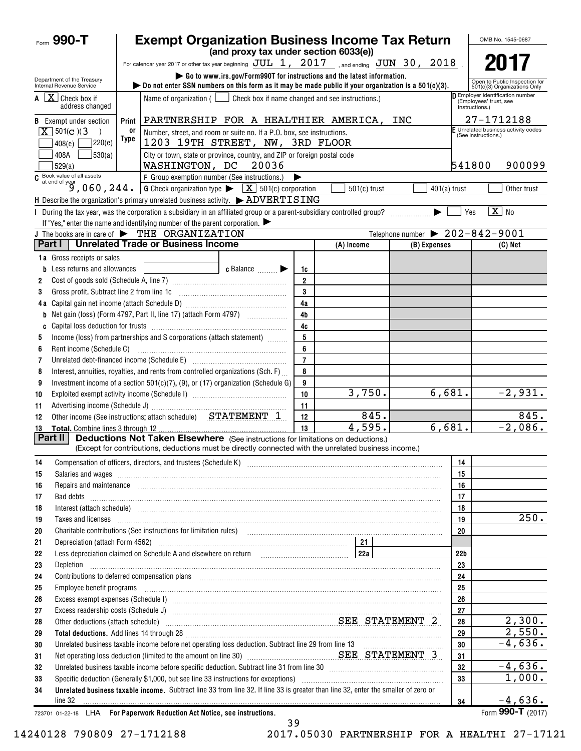Form **990-T**

# Exempt Organization Business Income Tax Return

**(and proxy tax under section 6033(e))**

For calendar year 2017 or other tax year beginning JUL 1, 2017, and ending JUN 30, 2018.

▶ Go to www.irs.gov/Form990T for instructions and the latest information.

▶ Do not enter SSN numbers on this form as it may be made public if your organization is a 501(c)(3).

Department of the Treasury Internal Revenue Service

OMB No. 1545-0687

**2017**

Open to Public Inspection for 501(c)(3) Organizations Only

**A** [X] Check box if address changed

**B** Exempt under section [X] 501(c)(3) [ ] 408(e) [ ] 220(e) [ ] 408A [ ] 530(a) [ ] 529(a)

Name of organization ( [ ] Check box if name changed and see instructions.)
PARTNERSHIP FOR A HEALTHIER AMERICA, INC

Number, street, and room or suite no. If a P.O. box, see instructions.
1203 19TH STREET, NW, 3RD FLOOR

City or town, state or province, country, and ZIP or foreign postal code
WASHINGTON, DC 20036

**D** Employer identification number (Employees' trust, see instructions.) 27-1712188

**E** Unrelated business activity codes (See instructions.) 541800 900099

**C** Book value of all assets at end of year 9,060,244.

**F** Group exemption number (See instructions.) ▶

**G** Check organization type ▶ [X] 501(c) corporation [ ] 501(c) trust [ ] 401(a) trust [ ] Other trust

**H** Describe the organization's primary unrelated business activity. ▶ ADVERTISING

**I** During the tax year, was the corporation a subsidiary in an affiliated group or a parent-subsidiary controlled group? ▶ [ ] Yes [X] No

If "Yes," enter the name and identifying number of the parent corporation. ▶

**J** The books are in care of ▶ THE ORGANIZATION Telephone number ▶ 202-842-9001

## Part I Unrelated Trade or Business Income

| | | | (A) Income | (B) Expenses | (C) Net |
|---|---|---|---|---|---|
| 1a | Gross receipts or sales | | | | |
| b | Less returns and allowances c Balance ▶ | 1c | | | |
| 2 | Cost of goods sold (Schedule A, line 7) | 2 | | | |
| 3 | Gross profit. Subtract line 2 from line 1c | 3 | | | |
| 4a | Capital gain net income (attach Schedule D) | 4a | | | |
| b | Net gain (loss) (Form 4797, Part II, line 17) (attach Form 4797) | 4b | | | |
| c | Capital loss deduction for trusts | 4c | | | |
| 5 | Income (loss) from partnerships and S corporations (attach statement) | 5 | | | |
| 6 | Rent income (Schedule C) | 6 | | | |
| 7 | Unrelated debt-financed income (Schedule E) | 7 | | | |
| 8 | Interest, annuities, royalties, and rents from controlled organizations (Sch. F) | 8 | | | |
| 9 | Investment income of a section 501(c)(7), (9), or (17) organization (Schedule G) | 9 | | | |
| 10 | Exploited exempt activity income (Schedule I) | 10 | 3,750. | 6,681. | -2,931. |
| 11 | Advertising income (Schedule J) | 11 | | | |
| 12 | Other income (See instructions; attach schedule) STATEMENT 1 | 12 | 845. | | 845. |
| 13 | **Total.** Combine lines 3 through 12 | 13 | 4,595. | 6,681. | -2,086. |

## Part II Deductions Not Taken Elsewhere (See instructions for limitations on deductions.)

(Except for contributions, deductions must be directly connected with the unrelated business income.)

| | | | |
|---|---|---|---|
| 14 | Compensation of officers, directors, and trustees (Schedule K) | 14 | |
| 15 | Salaries and wages | 15 | |
| 16 | Repairs and maintenance | 16 | |
| 17 | Bad debts | 17 | |
| 18 | Interest (attach schedule) | 18 | |
| 19 | Taxes and licenses | 19 | 250. |
| 20 | Charitable contributions (See instructions for limitation rules) | 20 | |
| 21 | Depreciation (attach Form 4562) 21 | | |
| 22 | Less depreciation claimed on Schedule A and elsewhere on return 22a | 22b | |
| 23 | Depletion | 23 | |
| 24 | Contributions to deferred compensation plans | 24 | |
| 25 | Employee benefit programs | 25 | |
| 26 | Excess exempt expenses (Schedule I) | 26 | |
| 27 | Excess readership costs (Schedule J) | 27 | |
| 28 | Other deductions (attach schedule) SEE STATEMENT 2 | 28 | 2,300. |
| 29 | **Total deductions.** Add lines 14 through 28 | 29 | 2,550. |
| 30 | Unrelated business taxable income before net operating loss deduction. Subtract line 29 from line 13 | 30 | -4,636. |
| 31 | Net operating loss deduction (limited to the amount on line 30) SEE STATEMENT 3 | 31 | |
| 32 | Unrelated business taxable income before specific deduction. Subtract line 31 from line 30 | 32 | -4,636. |
| 33 | Specific deduction (Generally $1,000, but see line 33 instructions for exceptions) | 33 | 1,000. |
| 34 | **Unrelated business taxable income.** Subtract line 33 from line 32. If line 33 is greater than line 32, enter the smaller of zero or line 32 | 34 | -4,636. |

723701 01-22-18 LHA **For Paperwork Reduction Act Notice, see instructions.** Form **990-T** (2017)

14240128 790809 27-1712188 2017.05030 PARTNERSHIP FOR A HEALTHI 27-17121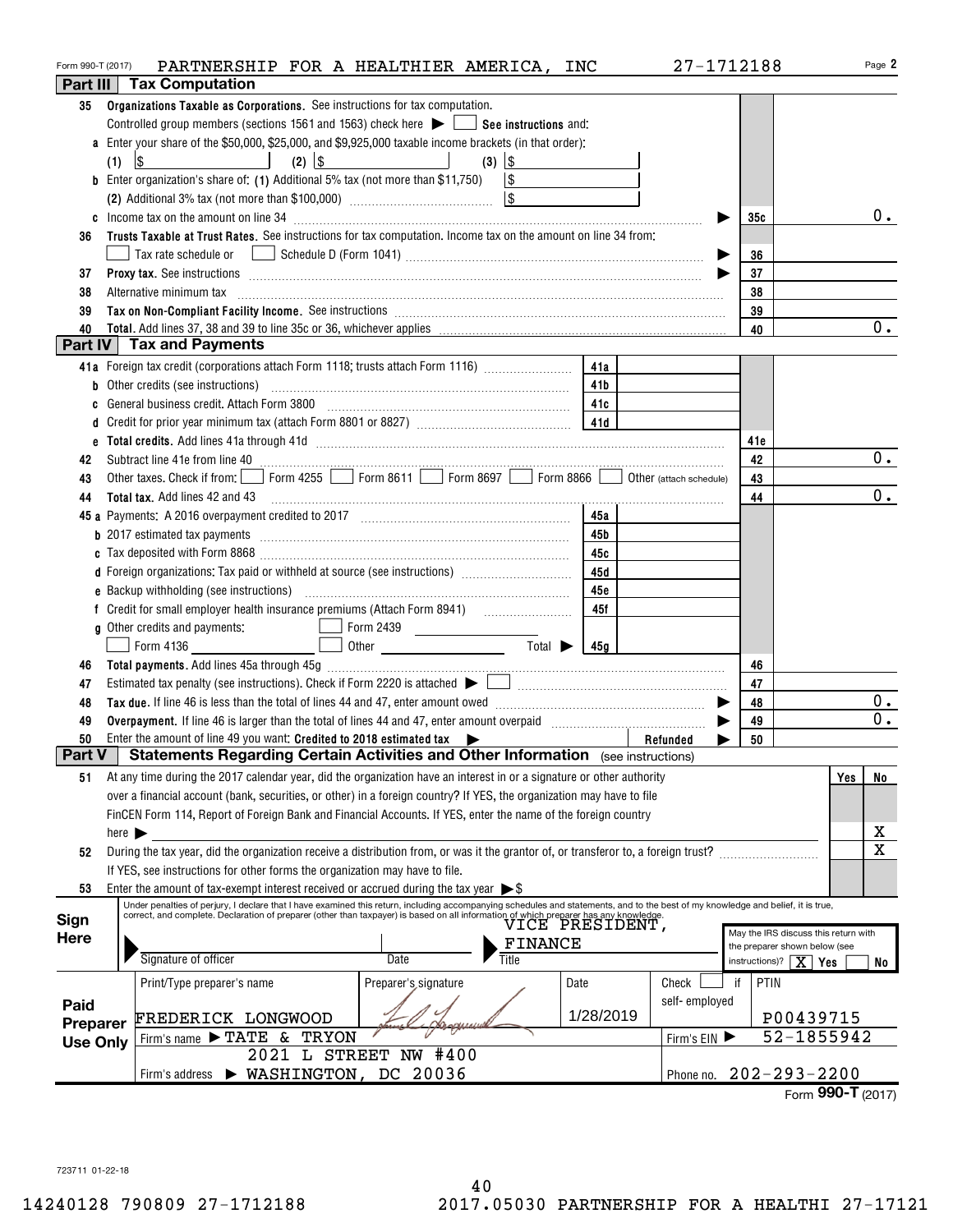Form 990-T (2017) PARTNERSHIP FOR A HEALTHIER AMERICA, INC 27-1712188 Page **2**

## Part III Tax Computation

**35 Organizations Taxable as Corporations.** See instructions for tax computation.

Controlled group members (sections 1561 and 1563) check here ▶ ☐ **See instructions** and:

**a** Enter your share of the $50,000, $25,000, and $9,925,000 taxable income brackets (in that order):

(1) $ (2) $ (3) $

**b** Enter organization's share of: (1) Additional 5% tax (not more than $11,750) $

(2) Additional 3% tax (not more than $100,000) $

| Line | Description | Ref | Amount |
|---|---|---|---|
| c | Income tax on the amount on line 34 | 35c | 0. |
| 36 | **Trusts Taxable at Trust Rates.** See instructions for tax computation. Income tax on the amount on line 34 from: ☐ Tax rate schedule or ☐ Schedule D (Form 1041) | 36 | |
| 37 | **Proxy tax.** See instructions | 37 | |
| 38 | Alternative minimum tax | 38 | |
| 39 | **Tax on Non-Compliant Facility Income.** See instructions | 39 | |
| 40 | **Total.** Add lines 37, 38 and 39 to line 35c or 36, whichever applies | 40 | 0. |

## Part IV Tax and Payments

| Line | Description | Ref | Amount | Ref | Amount |
|---|---|---|---|---|---|
| 41a | Foreign tax credit (corporations attach Form 1118; trusts attach Form 1116) | 41a | | | |
| b | Other credits (see instructions) | 41b | | | |
| c | General business credit. Attach Form 3800 | 41c | | | |
| d | Credit for prior year minimum tax (attach Form 8801 or 8827) | 41d | | | |
| e | **Total credits.** Add lines 41a through 41d | | | 41e | |
| 42 | Subtract line 41e from line 40 | | | 42 | 0. |
| 43 | Other taxes. Check if from: ☐ Form 4255 ☐ Form 8611 ☐ Form 8697 ☐ Form 8866 ☐ Other (attach schedule) | | | 43 | |
| 44 | **Total tax.** Add lines 42 and 43 | | | 44 | 0. |
| 45a | Payments: A 2016 overpayment credited to 2017 | 45a | | | |
| b | 2017 estimated tax payments | 45b | | | |
| c | Tax deposited with Form 8868 | 45c | | | |
| d | Foreign organizations: Tax paid or withheld at source (see instructions) | 45d | | | |
| e | Backup withholding (see instructions) | 45e | | | |
| f | Credit for small employer health insurance premiums (Attach Form 8941) | 45f | | | |
| g | Other credits and payments: ☐ Form 2439 ☐ Form 4136 ☐ Other Total ▶ | 45g | | | |
| 46 | **Total payments.** Add lines 45a through 45g | | | 46 | |
| 47 | Estimated tax penalty (see instructions). Check if Form 2220 is attached ▶ ☐ | | | 47 | |
| 48 | **Tax due.** If line 46 is less than the total of lines 44 and 47, enter amount owed | | | 48 | 0. |
| 49 | **Overpayment.** If line 46 is larger than the total of lines 44 and 47, enter amount overpaid | | | 49 | 0. |
| 50 | Enter the amount of line 49 you want: **Credited to 2018 estimated tax** ▶ Refunded ▶ | | | 50 | |

## Part V Statements Regarding Certain Activities and Other Information (see instructions)

| Line | Question | Yes | No |
|---|---|---|---|
| 51 | At any time during the 2017 calendar year, did the organization have an interest in or a signature or other authority over a financial account (bank, securities, or other) in a foreign country? If YES, the organization may have to file FinCEN Form 114, Report of Foreign Bank and Financial Accounts. If YES, enter the name of the foreign country here ▶ | | X |
| 52 | During the tax year, did the organization receive a distribution from, or was it the grantor of, or transferor to, a foreign trust? If YES, see instructions for other forms the organization may have to file. | | X |
| 53 | Enter the amount of tax-exempt interest received or accrued during the tax year ▶ $ | | |

**Sign Here**

Under penalties of perjury, I declare that I have examined this return, including accompanying schedules and statements, and to the best of my knowledge and belief, it is true, correct, and complete. Declaration of preparer (other than taxpayer) is based on all information of which preparer has any knowledge.

Signature of officer | Date | Title: VICE PRESIDENT, FINANCE

May the IRS discuss this return with the preparer shown below (see instructions)? ☒ Yes ☐ No

**Paid Preparer Use Only**

| Print/Type preparer's name | Preparer's signature | Date | Check ☐ if self-employed | PTIN |
|---|---|---|---|---|
| FREDERICK LONGWOOD | [signature] | 1/28/2019 | | P00439715 |
| Firm's name ▶ TATE & TRYON | | | Firm's EIN ▶ | 52-1855942 |
| Firm's address ▶ 2021 L STREET NW #400 WASHINGTON, DC 20036 | | | Phone no. | 202-293-2200 |

Form **990-T** (2017)

723711 01-22-18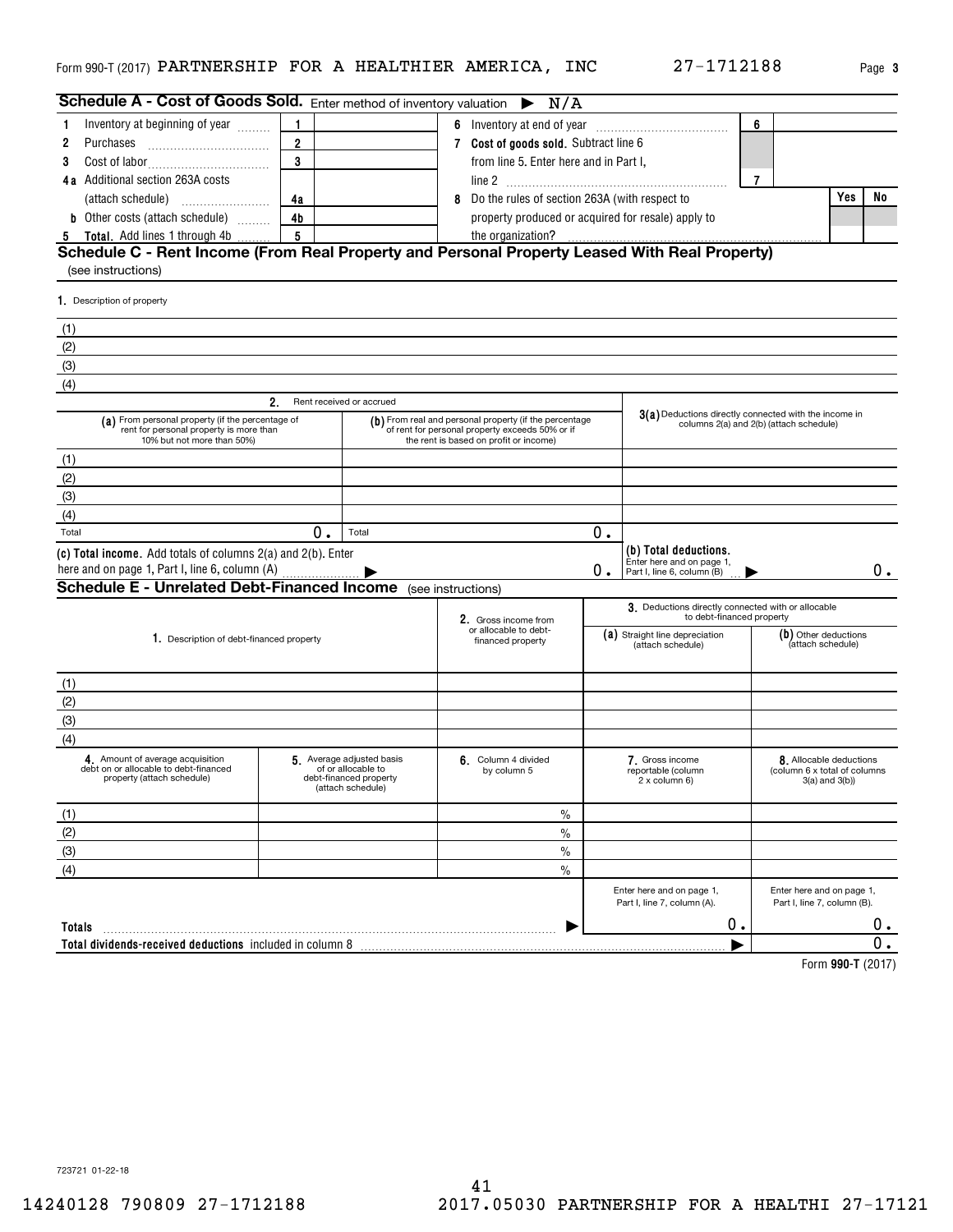Form 990-T (2017) PARTNERSHIP FOR A HEALTHIER AMERICA, INC 27-1712188 Page 3

## Schedule A - Cost of Goods Sold. Enter method of inventory valuation ▶ N/A

| | | | | | | |
|---|---|---|---|---|---|---|
| 1 Inventory at beginning of year | 1 | | 6 Inventory at end of year | 6 | | |
| 2 Purchases | 2 | | 7 Cost of goods sold. Subtract line 6 from line 5. Enter here and in Part I, line 2 | 7 | | |
| 3 Cost of labor | 3 | | | | | |
| 4a Additional section 263A costs (attach schedule) | 4a | | 8 Do the rules of section 263A (with respect to property produced or acquired for resale) apply to the organization? | | Yes | No |
| b Other costs (attach schedule) | 4b | | | | | |
| 5 Total. Add lines 1 through 4b | 5 | | | | | |

## Schedule C - Rent Income (From Real Property and Personal Property Leased With Real Property)

(see instructions)

1. Description of property

(1)
(2)
(3)
(4)

| 2. Rent received or accrued | | 3(a) Deductions directly connected with the income in columns 2(a) and 2(b) (attach schedule) |
|---|---|---|
| (a) From personal property (if the percentage of rent for personal property is more than 10% but not more than 50%) | (b) From real and personal property (if the percentage of rent for personal property exceeds 50% or if the rent is based on profit or income) | |
| (1) | | |
| (2) | | |
| (3) | | |
| (4) | | |
| Total 0. | Total 0. | |
| (c) Total income. Add totals of columns 2(a) and 2(b). Enter here and on page 1, Part I, line 6, column (A) ▶ | 0. | (b) Total deductions. Enter here and on page 1, Part I, line 6, column (B) ▶ 0. |

## Schedule E - Unrelated Debt-Financed Income (see instructions)

| 1. Description of debt-financed property | 2. Gross income from or allocable to debt-financed property | 3. Deductions directly connected with or allocable to debt-financed property (a) Straight line depreciation (attach schedule) | (b) Other deductions (attach schedule) |
|---|---|---|---|
| (1) | | | |
| (2) | | | |
| (3) | | | |
| (4) | | | |

| 4. Amount of average acquisition debt on or allocable to debt-financed property (attach schedule) | 5. Average adjusted basis of or allocable to debt-financed property (attach schedule) | 6. Column 4 divided by column 5 | 7. Gross income reportable (column 2 x column 6) | 8. Allocable deductions (column 6 x total of columns 3(a) and 3(b)) |
|---|---|---|---|---|
| (1) | | % | | |
| (2) | | % | | |
| (3) | | % | | |
| (4) | | % | | |
| | | | Enter here and on page 1, Part I, line 7, column (A). | Enter here and on page 1, Part I, line 7, column (B). |
| Totals | | ▶ | 0. | 0. |
| Total dividends-received deductions included in column 8 | | | ▶ | 0. |

Form 990-T (2017)

723721 01-22-18

14240128 790809 27-1712188 2017.05030 PARTNERSHIP FOR A HEALTHI 27-17121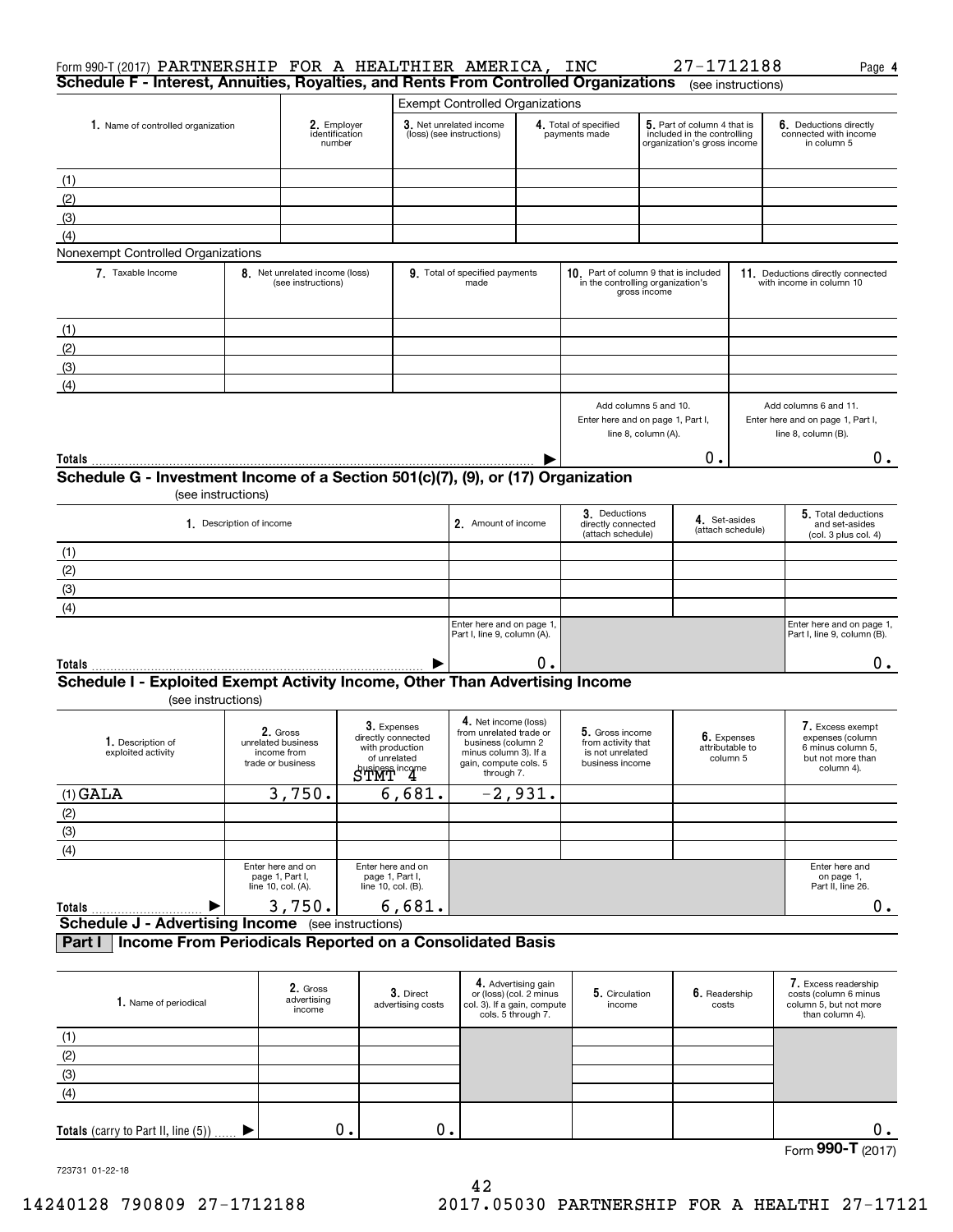Form 990-T (2017) PARTNERSHIP FOR A HEALTHIER AMERICA, INC 27-1712188 Page **4**

## Schedule F - Interest, Annuities, Royalties, and Rents From Controlled Organizations (see instructions)

| 1. Name of controlled organization | 2. Employer identification number | Exempt Controlled Organizations | | | |
|---|---|---|---|---|---|
| | | 3. Net unrelated income (loss) (see instructions) | 4. Total of specified payments made | 5. Part of column 4 that is included in the controlling organization's gross income | 6. Deductions directly connected with income in column 5 |
| (1) | | | | | |
| (2) | | | | | |
| (3) | | | | | |
| (4) | | | | | |

Nonexempt Controlled Organizations

| 7. Taxable Income | 8. Net unrelated income (loss) (see instructions) | 9. Total of specified payments made | 10. Part of column 9 that is included in the controlling organization's gross income | 11. Deductions directly connected with income in column 10 |
|---|---|---|---|---|
| (1) | | | | |
| (2) | | | | |
| (3) | | | | |
| (4) | | | | |
| | | | Add columns 5 and 10. Enter here and on page 1, Part I, line 8, column (A). | Add columns 6 and 11. Enter here and on page 1, Part I, line 8, column (B). |
| **Totals** | | ▶ | 0. | 0. |

## Schedule G - Investment Income of a Section 501(c)(7), (9), or (17) Organization (see instructions)

| 1. Description of income | 2. Amount of income | 3. Deductions directly connected (attach schedule) | 4. Set-asides (attach schedule) | 5. Total deductions and set-asides (col. 3 plus col. 4) |
|---|---|---|---|---|
| (1) | | | | |
| (2) | | | | |
| (3) | | | | |
| (4) | | | | |
| | Enter here and on page 1, Part I, line 9, column (A). | | | Enter here and on page 1, Part I, line 9, column (B). |
| **Totals** ▶ | 0. | | | 0. |

## Schedule I - Exploited Exempt Activity Income, Other Than Advertising Income (see instructions)

| 1. Description of exploited activity | 2. Gross unrelated business income from trade or business | 3. Expenses directly connected with production of unrelated business income | 4. Net income (loss) from unrelated trade or business (column 2 minus column 3). If a gain, compute cols. 5 through 7. | 5. Gross income from activity that is not unrelated business income | 6. Expenses attributable to column 5 | 7. Excess exempt expenses (column 6 minus column 5, but not more than column 4). |
|---|---|---|---|---|---|---|
| | | STMT 4 | | | | |
| (1) GALA | 3,750. | 6,681. | -2,931. | | | |
| (2) | | | | | | |
| (3) | | | | | | |
| (4) | | | | | | |
| | Enter here and on page 1, Part I, line 10, col. (A). | Enter here and on page 1, Part I, line 10, col. (B). | | | | Enter here and on page 1, Part II, line 26. |
| **Totals** ▶ | 3,750. | 6,681. | | | | 0. |

## Schedule J - Advertising Income (see instructions)

### Part I Income From Periodicals Reported on a Consolidated Basis

| 1. Name of periodical | 2. Gross advertising income | 3. Direct advertising costs | 4. Advertising gain or (loss) (col. 2 minus col. 3). If a gain, compute cols. 5 through 7. | 5. Circulation income | 6. Readership costs | 7. Excess readership costs (column 6 minus column 5, but not more than column 4). |
|---|---|---|---|---|---|---|
| (1) | | | | | | |
| (2) | | | | | | |
| (3) | | | | | | |
| (4) | | | | | | |
| **Totals** (carry to Part II, line (5)) ▶ | 0. | 0. | | | | 0. |

Form **990-T** (2017)

723731 01-22-18

14240128 790809 27-1712188 2017.05030 PARTNERSHIP FOR A HEALTHI 27-17121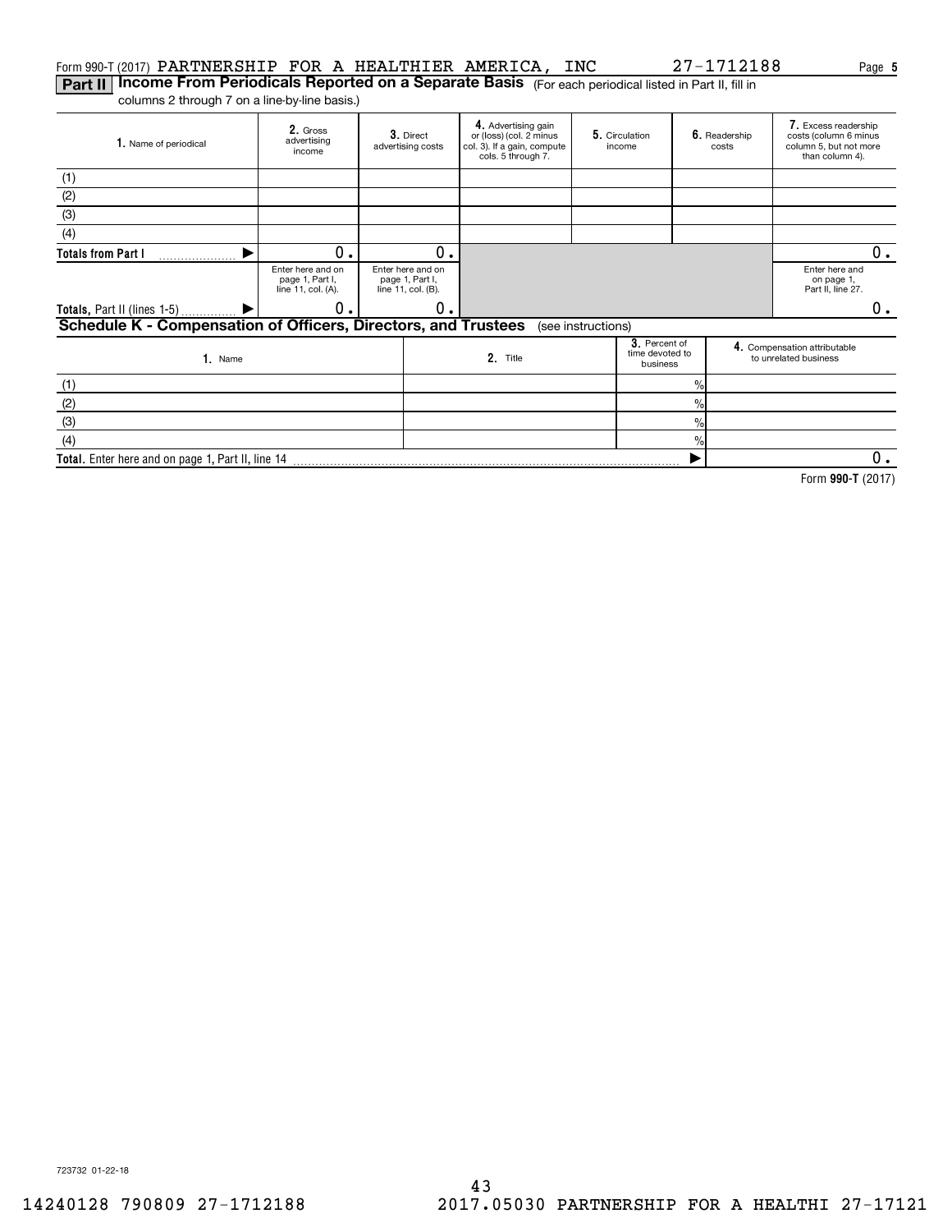Form 990-T (2017) PARTNERSHIP FOR A HEALTHIER AMERICA, INC 27-1712188 Page **5**

**Part II** **Income From Periodicals Reported on a Separate Basis** (For each periodical listed in Part II, fill in columns 2 through 7 on a line-by-line basis.)

| 1. Name of periodical | 2. Gross advertising income | 3. Direct advertising costs | 4. Advertising gain or (loss) (col. 2 minus col. 3). If a gain, compute cols. 5 through 7. | 5. Circulation income | 6. Readership costs | 7. Excess readership costs (column 6 minus column 5, but not more than column 4). |
|---|---|---|---|---|---|---|
| (1) | | | | | | |
| (2) | | | | | | |
| (3) | | | | | | |
| (4) | | | | | | |
| **Totals from Part I** ▶ | 0. | 0. | | | | 0. |
| | Enter here and on page 1, Part I, line 11, col. (A). | Enter here and on page 1, Part I, line 11, col. (B). | | | | Enter here and on page 1, Part II, line 27. |
| **Totals,** Part II (lines 1-5) ▶ | 0. | 0. | | | | 0. |

**Schedule K - Compensation of Officers, Directors, and Trustees** (see instructions)

| 1. Name | 2. Title | 3. Percent of time devoted to business | 4. Compensation attributable to unrelated business |
|---|---|---|---|
| (1) | | % | |
| (2) | | % | |
| (3) | | % | |
| (4) | | % | |
| **Total.** Enter here and on page 1, Part II, line 14 | | ▶ | 0. |

Form **990-T** (2017)

723732 01-22-18

14240128 790809 27-1712188 2017.05030 PARTNERSHIP FOR A HEALTHI 27-17121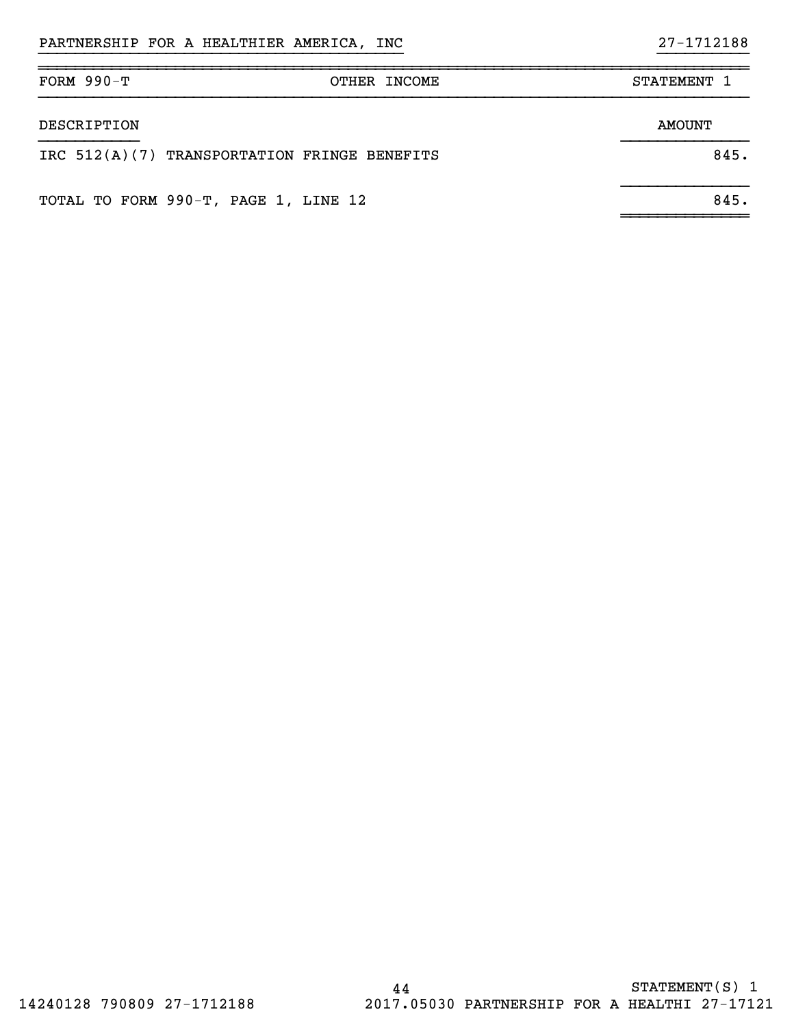PARTNERSHIP FOR A HEALTHIER AMERICA, INC 27-1712188

| FORM 990-T | OTHER INCOME | STATEMENT 1 |
|---|---|---|

| DESCRIPTION | AMOUNT |
|---|---|
| IRC 512(A)(7) TRANSPORTATION FRINGE BENEFITS | 845. |
| TOTAL TO FORM 990-T, PAGE 1, LINE 12 | 845. |

STATEMENT(S) 1

14240128 790809 27-1712188 2017.05030 PARTNERSHIP FOR A HEALTHI 27-17121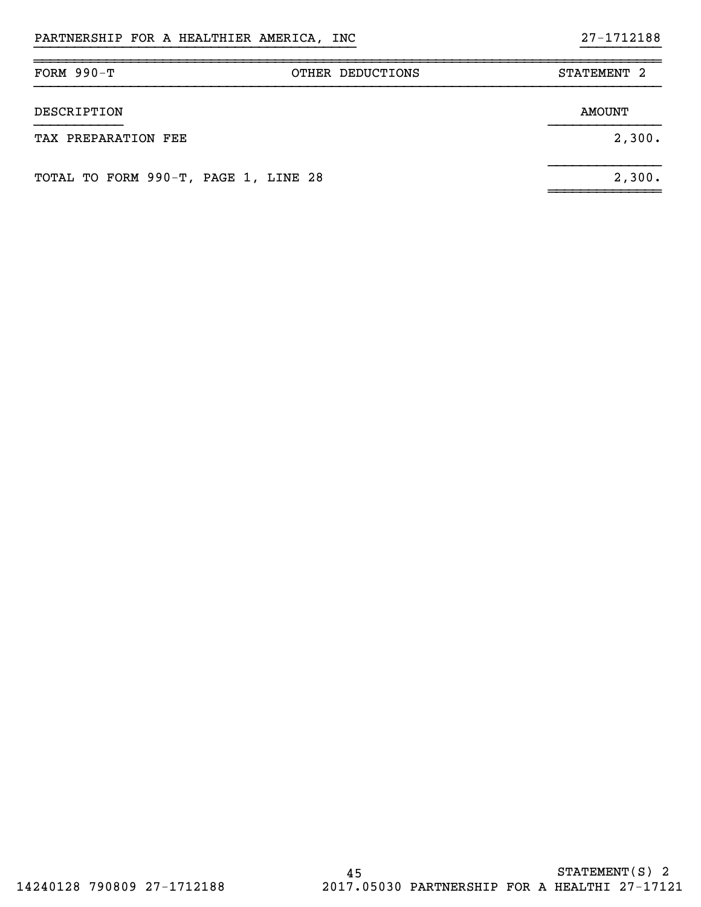PARTNERSHIP FOR A HEALTHIER AMERICA, INC 27-1712188

| FORM 990-T | OTHER DEDUCTIONS | STATEMENT 2 |
| --- | --- | --- |
| DESCRIPTION | | AMOUNT |
| TAX PREPARATION FEE | | 2,300. |
| TOTAL TO FORM 990-T, PAGE 1, LINE 28 | | 2,300. |

STATEMENT(S) 2

14240128 790809 27-1712188 2017.05030 PARTNERSHIP FOR A HEALTHI 27-17121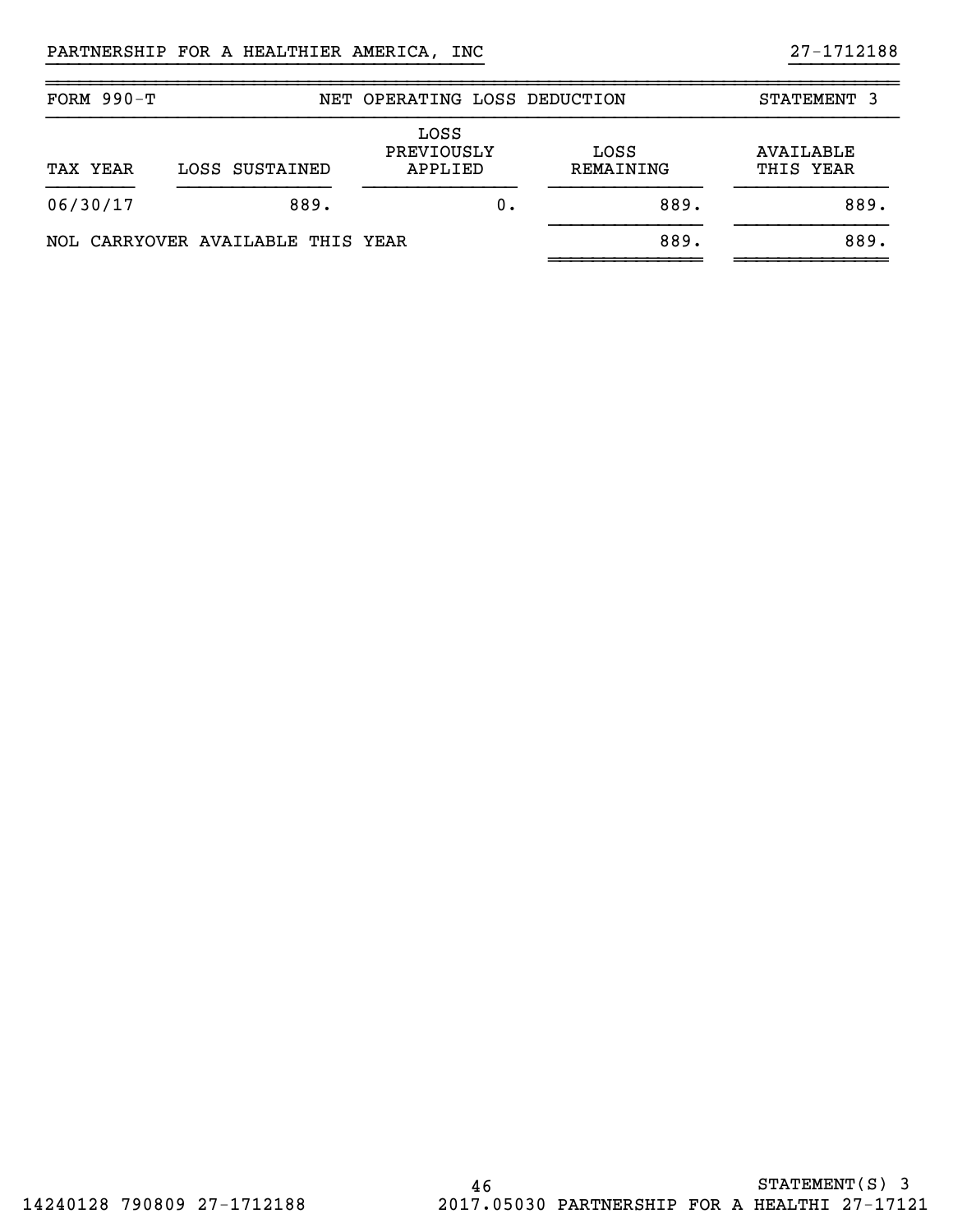PARTNERSHIP FOR A HEALTHIER AMERICA, INC 27-1712188

| FORM 990-T | NET OPERATING LOSS DEDUCTION | | | STATEMENT 3 |
|---|---|---|---|---|
| TAX YEAR | LOSS SUSTAINED | LOSS PREVIOUSLY APPLIED | LOSS REMAINING | AVAILABLE THIS YEAR |
| 06/30/17 | 889. | 0. | 889. | 889. |
| NOL CARRYOVER AVAILABLE THIS YEAR | | | 889. | 889. |

STATEMENT(S) 3

14240128 790809 27-1712188 2017.05030 PARTNERSHIP FOR A HEALTHI 27-17121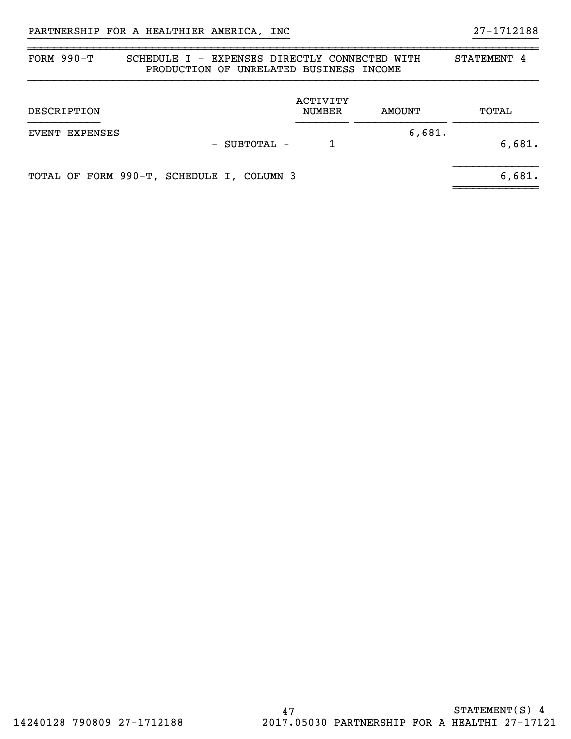PARTNERSHIP FOR A HEALTHIER AMERICA, INC 27-1712188

| FORM 990-T | SCHEDULE I - EXPENSES DIRECTLY CONNECTED WITH PRODUCTION OF UNRELATED BUSINESS INCOME | STATEMENT 4 |
|---|---|---|

| DESCRIPTION | ACTIVITY NUMBER | AMOUNT | TOTAL |
|---|---|---|---|
| EVENT EXPENSES | | 6,681. | |
| - SUBTOTAL - | 1 | | 6,681. |
| TOTAL OF FORM 990-T, SCHEDULE I, COLUMN 3 | | | 6,681. |

STATEMENT(S) 4

14240128 790809 27-1712188 2017.05030 PARTNERSHIP FOR A HEALTHI 27-17121